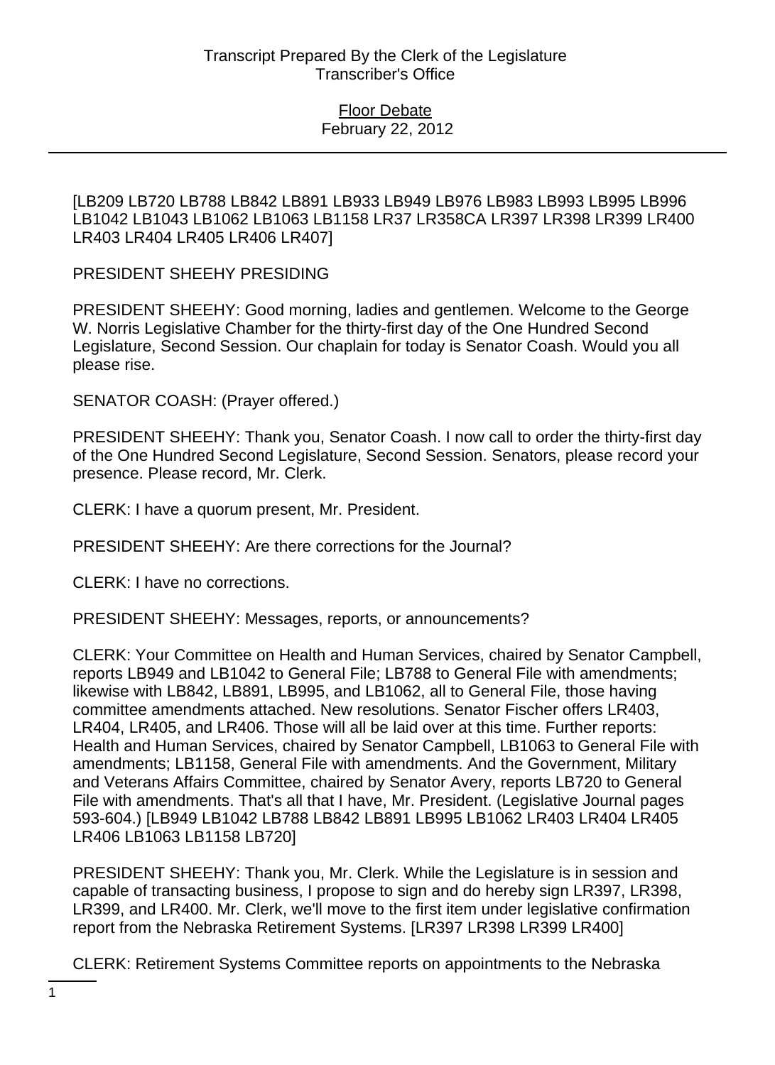[LB209 LB720 LB788 LB842 LB891 LB933 LB949 LB976 LB983 LB993 LB995 LB996 LB1042 LB1043 LB1062 LB1063 LB1158 LR37 LR358CA LR397 LR398 LR399 LR400 LR403 LR404 LR405 LR406 LR407]

PRESIDENT SHEEHY PRESIDING

PRESIDENT SHEEHY: Good morning, ladies and gentlemen. Welcome to the George W. Norris Legislative Chamber for the thirty-first day of the One Hundred Second Legislature, Second Session. Our chaplain for today is Senator Coash. Would you all please rise.

SENATOR COASH: (Prayer offered.)

PRESIDENT SHEEHY: Thank you, Senator Coash. I now call to order the thirty-first day of the One Hundred Second Legislature, Second Session. Senators, please record your presence. Please record, Mr. Clerk.

CLERK: I have a quorum present, Mr. President.

PRESIDENT SHEEHY: Are there corrections for the Journal?

CLERK: I have no corrections.

PRESIDENT SHEEHY: Messages, reports, or announcements?

CLERK: Your Committee on Health and Human Services, chaired by Senator Campbell, reports LB949 and LB1042 to General File; LB788 to General File with amendments; likewise with LB842, LB891, LB995, and LB1062, all to General File, those having committee amendments attached. New resolutions. Senator Fischer offers LR403, LR404, LR405, and LR406. Those will all be laid over at this time. Further reports: Health and Human Services, chaired by Senator Campbell, LB1063 to General File with amendments; LB1158, General File with amendments. And the Government, Military and Veterans Affairs Committee, chaired by Senator Avery, reports LB720 to General File with amendments. That's all that I have, Mr. President. (Legislative Journal pages 593-604.) [LB949 LB1042 LB788 LB842 LB891 LB995 LB1062 LR403 LR404 LR405 LR406 LB1063 LB1158 LB720]

PRESIDENT SHEEHY: Thank you, Mr. Clerk. While the Legislature is in session and capable of transacting business, I propose to sign and do hereby sign LR397, LR398, LR399, and LR400. Mr. Clerk, we'll move to the first item under legislative confirmation report from the Nebraska Retirement Systems. [LR397 LR398 LR399 LR400]

CLERK: Retirement Systems Committee reports on appointments to the Nebraska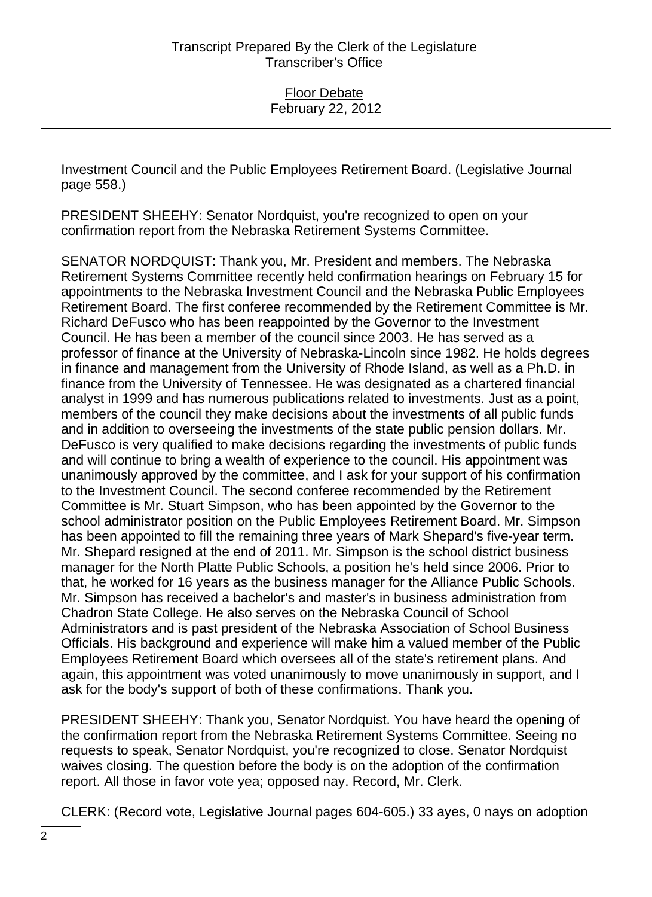Investment Council and the Public Employees Retirement Board. (Legislative Journal page 558.)

PRESIDENT SHEEHY: Senator Nordquist, you're recognized to open on your confirmation report from the Nebraska Retirement Systems Committee.

SENATOR NORDQUIST: Thank you, Mr. President and members. The Nebraska Retirement Systems Committee recently held confirmation hearings on February 15 for appointments to the Nebraska Investment Council and the Nebraska Public Employees Retirement Board. The first conferee recommended by the Retirement Committee is Mr. Richard DeFusco who has been reappointed by the Governor to the Investment Council. He has been a member of the council since 2003. He has served as a professor of finance at the University of Nebraska-Lincoln since 1982. He holds degrees in finance and management from the University of Rhode Island, as well as a Ph.D. in finance from the University of Tennessee. He was designated as a chartered financial analyst in 1999 and has numerous publications related to investments. Just as a point, members of the council they make decisions about the investments of all public funds and in addition to overseeing the investments of the state public pension dollars. Mr. DeFusco is very qualified to make decisions regarding the investments of public funds and will continue to bring a wealth of experience to the council. His appointment was unanimously approved by the committee, and I ask for your support of his confirmation to the Investment Council. The second conferee recommended by the Retirement Committee is Mr. Stuart Simpson, who has been appointed by the Governor to the school administrator position on the Public Employees Retirement Board. Mr. Simpson has been appointed to fill the remaining three years of Mark Shepard's five-year term. Mr. Shepard resigned at the end of 2011. Mr. Simpson is the school district business manager for the North Platte Public Schools, a position he's held since 2006. Prior to that, he worked for 16 years as the business manager for the Alliance Public Schools. Mr. Simpson has received a bachelor's and master's in business administration from Chadron State College. He also serves on the Nebraska Council of School Administrators and is past president of the Nebraska Association of School Business Officials. His background and experience will make him a valued member of the Public Employees Retirement Board which oversees all of the state's retirement plans. And again, this appointment was voted unanimously to move unanimously in support, and I ask for the body's support of both of these confirmations. Thank you.

PRESIDENT SHEEHY: Thank you, Senator Nordquist. You have heard the opening of the confirmation report from the Nebraska Retirement Systems Committee. Seeing no requests to speak, Senator Nordquist, you're recognized to close. Senator Nordquist waives closing. The question before the body is on the adoption of the confirmation report. All those in favor vote yea; opposed nay. Record, Mr. Clerk.

CLERK: (Record vote, Legislative Journal pages 604-605.) 33 ayes, 0 nays on adoption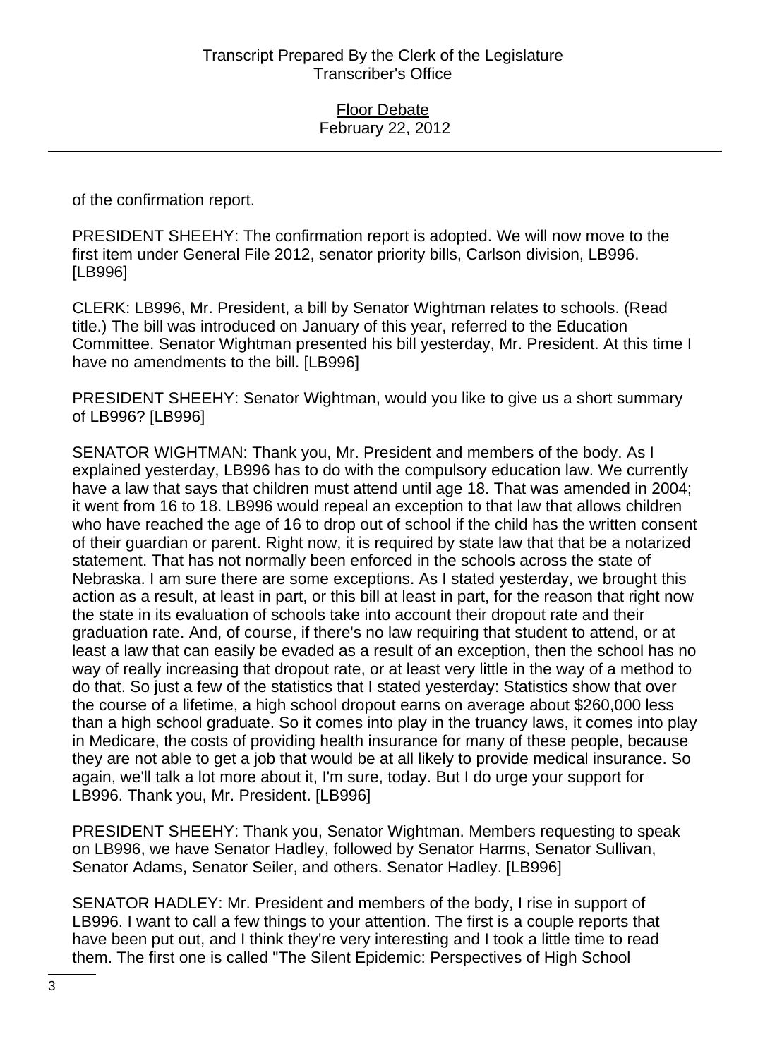of the confirmation report.

PRESIDENT SHEEHY: The confirmation report is adopted. We will now move to the first item under General File 2012, senator priority bills, Carlson division, LB996. [LB996]

CLERK: LB996, Mr. President, a bill by Senator Wightman relates to schools. (Read title.) The bill was introduced on January of this year, referred to the Education Committee. Senator Wightman presented his bill yesterday, Mr. President. At this time I have no amendments to the bill. [LB996]

PRESIDENT SHEEHY: Senator Wightman, would you like to give us a short summary of LB996? [LB996]

SENATOR WIGHTMAN: Thank you, Mr. President and members of the body. As I explained yesterday, LB996 has to do with the compulsory education law. We currently have a law that says that children must attend until age 18. That was amended in 2004; it went from 16 to 18. LB996 would repeal an exception to that law that allows children who have reached the age of 16 to drop out of school if the child has the written consent of their guardian or parent. Right now, it is required by state law that that be a notarized statement. That has not normally been enforced in the schools across the state of Nebraska. I am sure there are some exceptions. As I stated yesterday, we brought this action as a result, at least in part, or this bill at least in part, for the reason that right now the state in its evaluation of schools take into account their dropout rate and their graduation rate. And, of course, if there's no law requiring that student to attend, or at least a law that can easily be evaded as a result of an exception, then the school has no way of really increasing that dropout rate, or at least very little in the way of a method to do that. So just a few of the statistics that I stated yesterday: Statistics show that over the course of a lifetime, a high school dropout earns on average about $260,000 less than a high school graduate. So it comes into play in the truancy laws, it comes into play in Medicare, the costs of providing health insurance for many of these people, because they are not able to get a job that would be at all likely to provide medical insurance. So again, we'll talk a lot more about it, I'm sure, today. But I do urge your support for LB996. Thank you, Mr. President. [LB996]

PRESIDENT SHEEHY: Thank you, Senator Wightman. Members requesting to speak on LB996, we have Senator Hadley, followed by Senator Harms, Senator Sullivan, Senator Adams, Senator Seiler, and others. Senator Hadley. [LB996]

SENATOR HADLEY: Mr. President and members of the body, I rise in support of LB996. I want to call a few things to your attention. The first is a couple reports that have been put out, and I think they're very interesting and I took a little time to read them. The first one is called "The Silent Epidemic: Perspectives of High School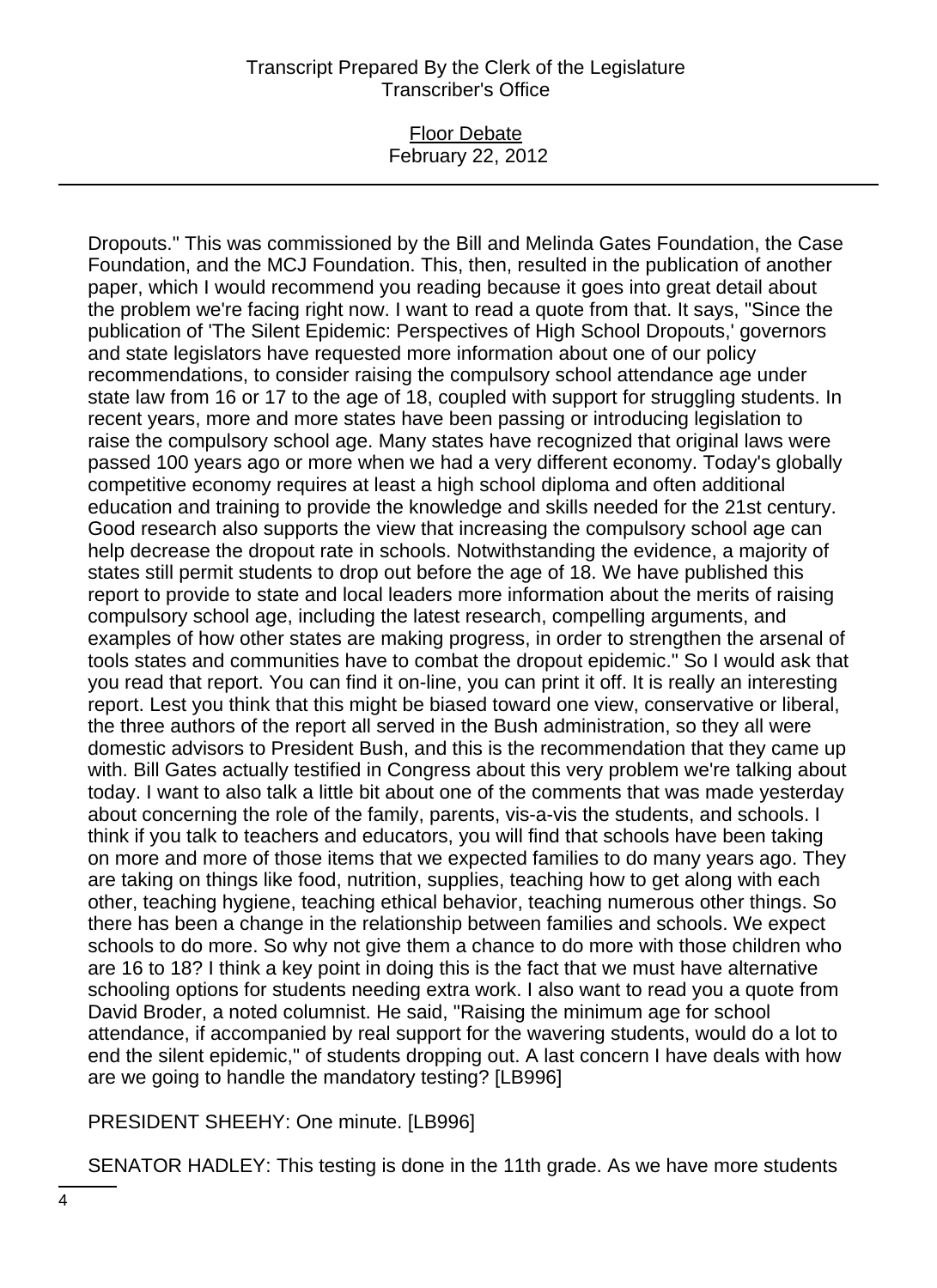Dropouts." This was commissioned by the Bill and Melinda Gates Foundation, the Case Foundation, and the MCJ Foundation. This, then, resulted in the publication of another paper, which I would recommend you reading because it goes into great detail about the problem we're facing right now. I want to read a quote from that. It says, "Since the publication of 'The Silent Epidemic: Perspectives of High School Dropouts,' governors and state legislators have requested more information about one of our policy recommendations, to consider raising the compulsory school attendance age under state law from 16 or 17 to the age of 18, coupled with support for struggling students. In recent years, more and more states have been passing or introducing legislation to raise the compulsory school age. Many states have recognized that original laws were passed 100 years ago or more when we had a very different economy. Today's globally competitive economy requires at least a high school diploma and often additional education and training to provide the knowledge and skills needed for the 21st century. Good research also supports the view that increasing the compulsory school age can help decrease the dropout rate in schools. Notwithstanding the evidence, a majority of states still permit students to drop out before the age of 18. We have published this report to provide to state and local leaders more information about the merits of raising compulsory school age, including the latest research, compelling arguments, and examples of how other states are making progress, in order to strengthen the arsenal of tools states and communities have to combat the dropout epidemic." So I would ask that you read that report. You can find it on-line, you can print it off. It is really an interesting report. Lest you think that this might be biased toward one view, conservative or liberal, the three authors of the report all served in the Bush administration, so they all were domestic advisors to President Bush, and this is the recommendation that they came up with. Bill Gates actually testified in Congress about this very problem we're talking about today. I want to also talk a little bit about one of the comments that was made yesterday about concerning the role of the family, parents, vis-a-vis the students, and schools. I think if you talk to teachers and educators, you will find that schools have been taking on more and more of those items that we expected families to do many years ago. They are taking on things like food, nutrition, supplies, teaching how to get along with each other, teaching hygiene, teaching ethical behavior, teaching numerous other things. So there has been a change in the relationship between families and schools. We expect schools to do more. So why not give them a chance to do more with those children who are 16 to 18? I think a key point in doing this is the fact that we must have alternative schooling options for students needing extra work. I also want to read you a quote from David Broder, a noted columnist. He said, "Raising the minimum age for school attendance, if accompanied by real support for the wavering students, would do a lot to end the silent epidemic," of students dropping out. A last concern I have deals with how are we going to handle the mandatory testing? [LB996]

PRESIDENT SHEEHY: One minute. [LB996]

SENATOR HADLEY: This testing is done in the 11th grade. As we have more students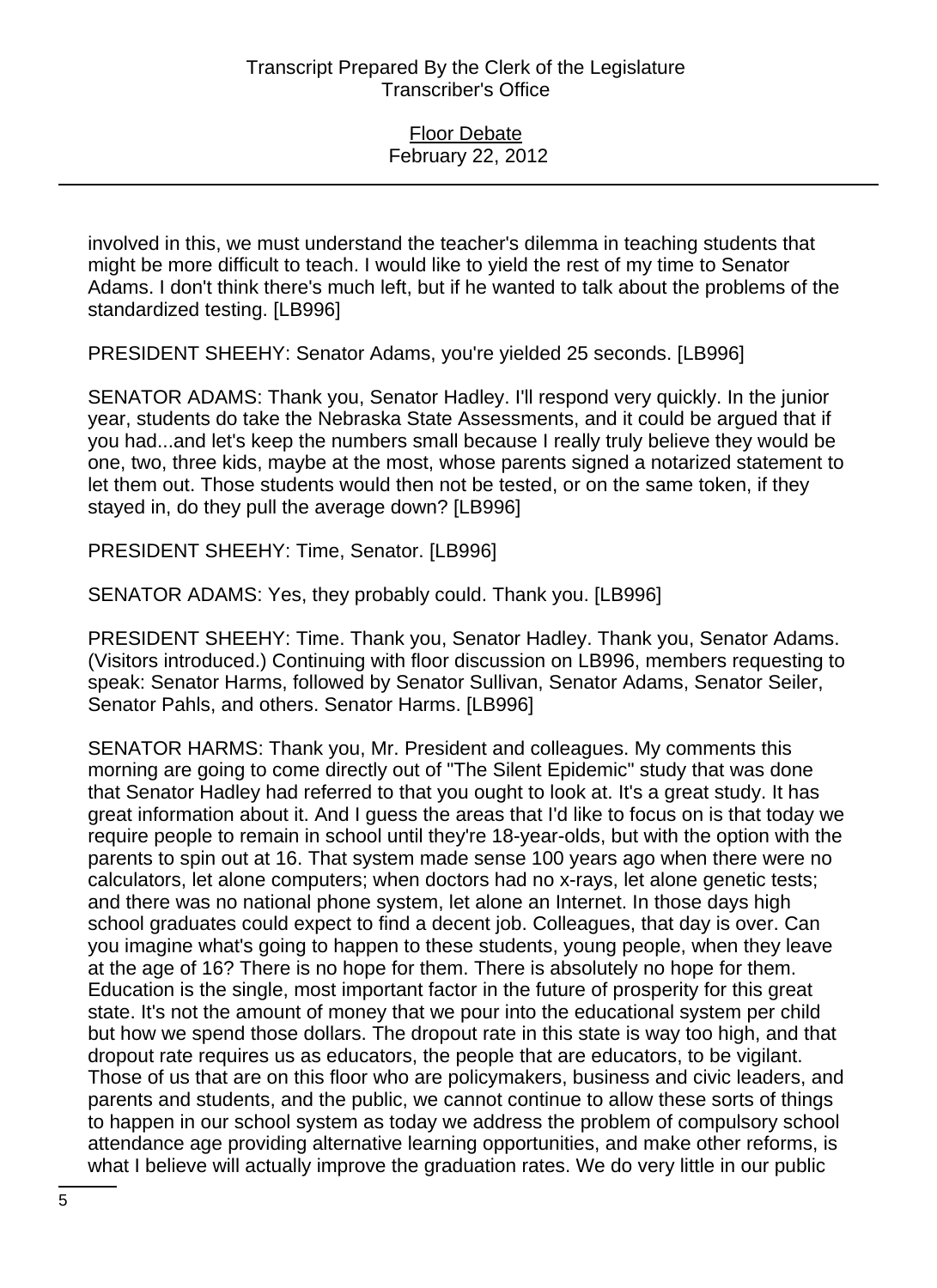involved in this, we must understand the teacher's dilemma in teaching students that might be more difficult to teach. I would like to yield the rest of my time to Senator Adams. I don't think there's much left, but if he wanted to talk about the problems of the standardized testing. [LB996]

PRESIDENT SHEEHY: Senator Adams, you're yielded 25 seconds. [LB996]

SENATOR ADAMS: Thank you, Senator Hadley. I'll respond very quickly. In the junior year, students do take the Nebraska State Assessments, and it could be argued that if you had...and let's keep the numbers small because I really truly believe they would be one, two, three kids, maybe at the most, whose parents signed a notarized statement to let them out. Those students would then not be tested, or on the same token, if they stayed in, do they pull the average down? [LB996]

PRESIDENT SHEEHY: Time, Senator. [LB996]

SENATOR ADAMS: Yes, they probably could. Thank you. [LB996]

PRESIDENT SHEEHY: Time. Thank you, Senator Hadley. Thank you, Senator Adams. (Visitors introduced.) Continuing with floor discussion on LB996, members requesting to speak: Senator Harms, followed by Senator Sullivan, Senator Adams, Senator Seiler, Senator Pahls, and others. Senator Harms. [LB996]

SENATOR HARMS: Thank you, Mr. President and colleagues. My comments this morning are going to come directly out of "The Silent Epidemic" study that was done that Senator Hadley had referred to that you ought to look at. It's a great study. It has great information about it. And I guess the areas that I'd like to focus on is that today we require people to remain in school until they're 18-year-olds, but with the option with the parents to spin out at 16. That system made sense 100 years ago when there were no calculators, let alone computers; when doctors had no x-rays, let alone genetic tests; and there was no national phone system, let alone an Internet. In those days high school graduates could expect to find a decent job. Colleagues, that day is over. Can you imagine what's going to happen to these students, young people, when they leave at the age of 16? There is no hope for them. There is absolutely no hope for them. Education is the single, most important factor in the future of prosperity for this great state. It's not the amount of money that we pour into the educational system per child but how we spend those dollars. The dropout rate in this state is way too high, and that dropout rate requires us as educators, the people that are educators, to be vigilant. Those of us that are on this floor who are policymakers, business and civic leaders, and parents and students, and the public, we cannot continue to allow these sorts of things to happen in our school system as today we address the problem of compulsory school attendance age providing alternative learning opportunities, and make other reforms, is what I believe will actually improve the graduation rates. We do very little in our public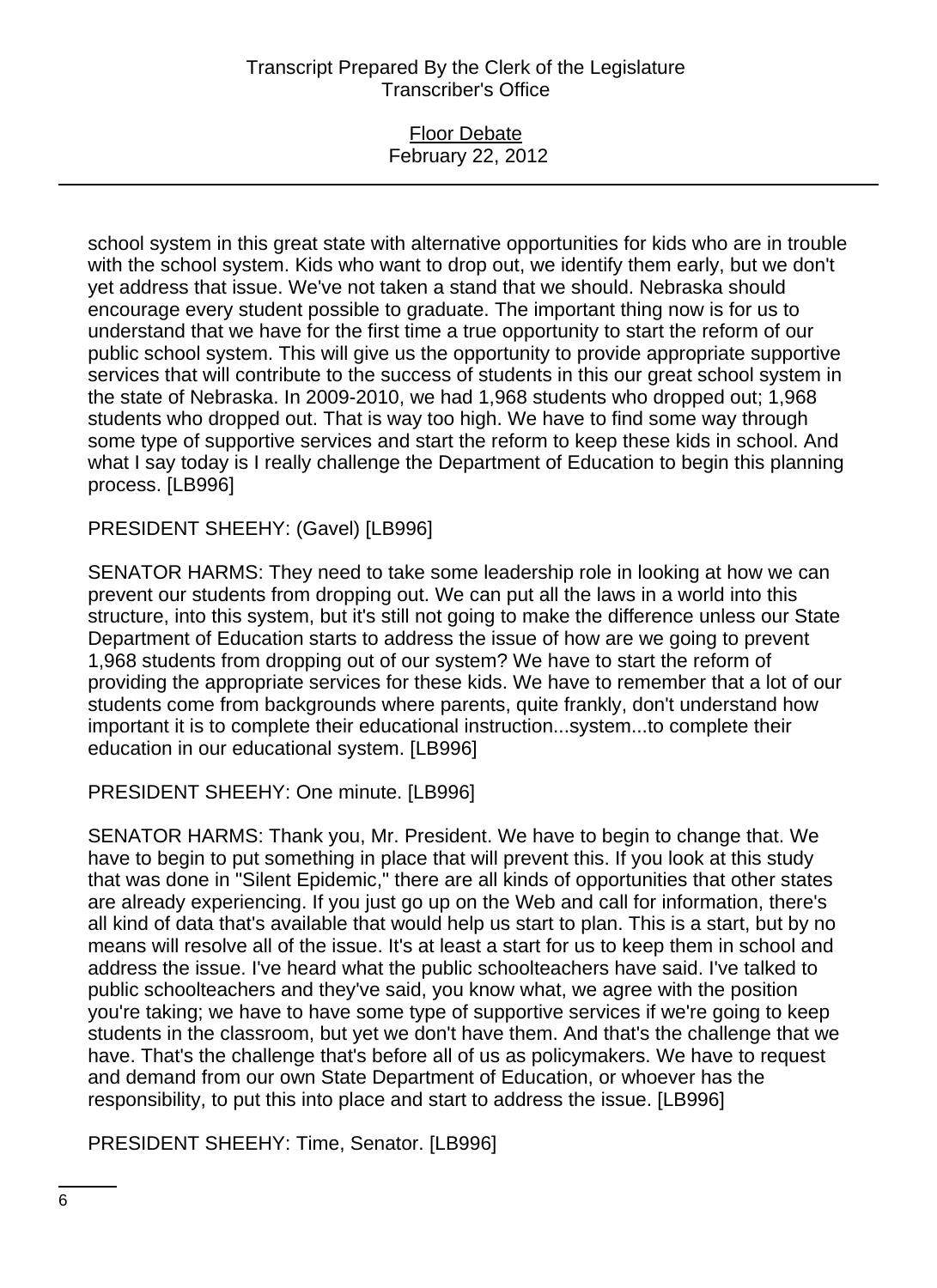school system in this great state with alternative opportunities for kids who are in trouble with the school system. Kids who want to drop out, we identify them early, but we don't yet address that issue. We've not taken a stand that we should. Nebraska should encourage every student possible to graduate. The important thing now is for us to understand that we have for the first time a true opportunity to start the reform of our public school system. This will give us the opportunity to provide appropriate supportive services that will contribute to the success of students in this our great school system in the state of Nebraska. In 2009-2010, we had 1,968 students who dropped out; 1,968 students who dropped out. That is way too high. We have to find some way through some type of supportive services and start the reform to keep these kids in school. And what I say today is I really challenge the Department of Education to begin this planning process. [LB996]

PRESIDENT SHEEHY: (Gavel) [LB996]

SENATOR HARMS: They need to take some leadership role in looking at how we can prevent our students from dropping out. We can put all the laws in a world into this structure, into this system, but it's still not going to make the difference unless our State Department of Education starts to address the issue of how are we going to prevent 1,968 students from dropping out of our system? We have to start the reform of providing the appropriate services for these kids. We have to remember that a lot of our students come from backgrounds where parents, quite frankly, don't understand how important it is to complete their educational instruction...system...to complete their education in our educational system. [LB996]

PRESIDENT SHEEHY: One minute. [LB996]

SENATOR HARMS: Thank you, Mr. President. We have to begin to change that. We have to begin to put something in place that will prevent this. If you look at this study that was done in "Silent Epidemic," there are all kinds of opportunities that other states are already experiencing. If you just go up on the Web and call for information, there's all kind of data that's available that would help us start to plan. This is a start, but by no means will resolve all of the issue. It's at least a start for us to keep them in school and address the issue. I've heard what the public schoolteachers have said. I've talked to public schoolteachers and they've said, you know what, we agree with the position you're taking; we have to have some type of supportive services if we're going to keep students in the classroom, but yet we don't have them. And that's the challenge that we have. That's the challenge that's before all of us as policymakers. We have to request and demand from our own State Department of Education, or whoever has the responsibility, to put this into place and start to address the issue. [LB996]

PRESIDENT SHEEHY: Time, Senator. [LB996]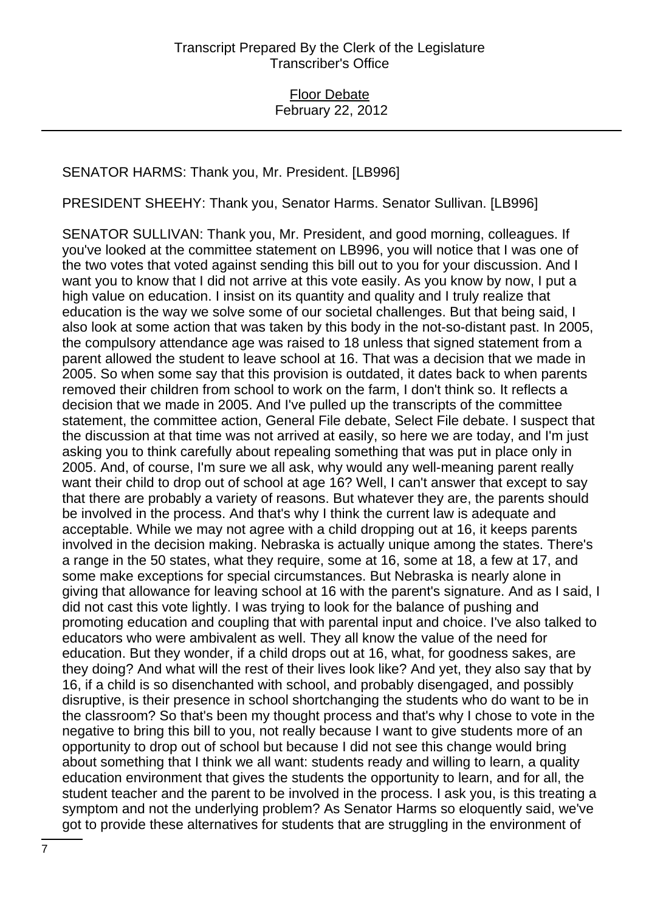SENATOR HARMS: Thank you, Mr. President. [LB996]

PRESIDENT SHEEHY: Thank you, Senator Harms. Senator Sullivan. [LB996]

SENATOR SULLIVAN: Thank you, Mr. President, and good morning, colleagues. If you've looked at the committee statement on LB996, you will notice that I was one of the two votes that voted against sending this bill out to you for your discussion. And I want you to know that I did not arrive at this vote easily. As you know by now, I put a high value on education. I insist on its quantity and quality and I truly realize that education is the way we solve some of our societal challenges. But that being said, I also look at some action that was taken by this body in the not-so-distant past. In 2005, the compulsory attendance age was raised to 18 unless that signed statement from a parent allowed the student to leave school at 16. That was a decision that we made in 2005. So when some say that this provision is outdated, it dates back to when parents removed their children from school to work on the farm, I don't think so. It reflects a decision that we made in 2005. And I've pulled up the transcripts of the committee statement, the committee action, General File debate, Select File debate. I suspect that the discussion at that time was not arrived at easily, so here we are today, and I'm just asking you to think carefully about repealing something that was put in place only in 2005. And, of course, I'm sure we all ask, why would any well-meaning parent really want their child to drop out of school at age 16? Well, I can't answer that except to say that there are probably a variety of reasons. But whatever they are, the parents should be involved in the process. And that's why I think the current law is adequate and acceptable. While we may not agree with a child dropping out at 16, it keeps parents involved in the decision making. Nebraska is actually unique among the states. There's a range in the 50 states, what they require, some at 16, some at 18, a few at 17, and some make exceptions for special circumstances. But Nebraska is nearly alone in giving that allowance for leaving school at 16 with the parent's signature. And as I said, I did not cast this vote lightly. I was trying to look for the balance of pushing and promoting education and coupling that with parental input and choice. I've also talked to educators who were ambivalent as well. They all know the value of the need for education. But they wonder, if a child drops out at 16, what, for goodness sakes, are they doing? And what will the rest of their lives look like? And yet, they also say that by 16, if a child is so disenchanted with school, and probably disengaged, and possibly disruptive, is their presence in school shortchanging the students who do want to be in the classroom? So that's been my thought process and that's why I chose to vote in the negative to bring this bill to you, not really because I want to give students more of an opportunity to drop out of school but because I did not see this change would bring about something that I think we all want: students ready and willing to learn, a quality education environment that gives the students the opportunity to learn, and for all, the student teacher and the parent to be involved in the process. I ask you, is this treating a symptom and not the underlying problem? As Senator Harms so eloquently said, we've got to provide these alternatives for students that are struggling in the environment of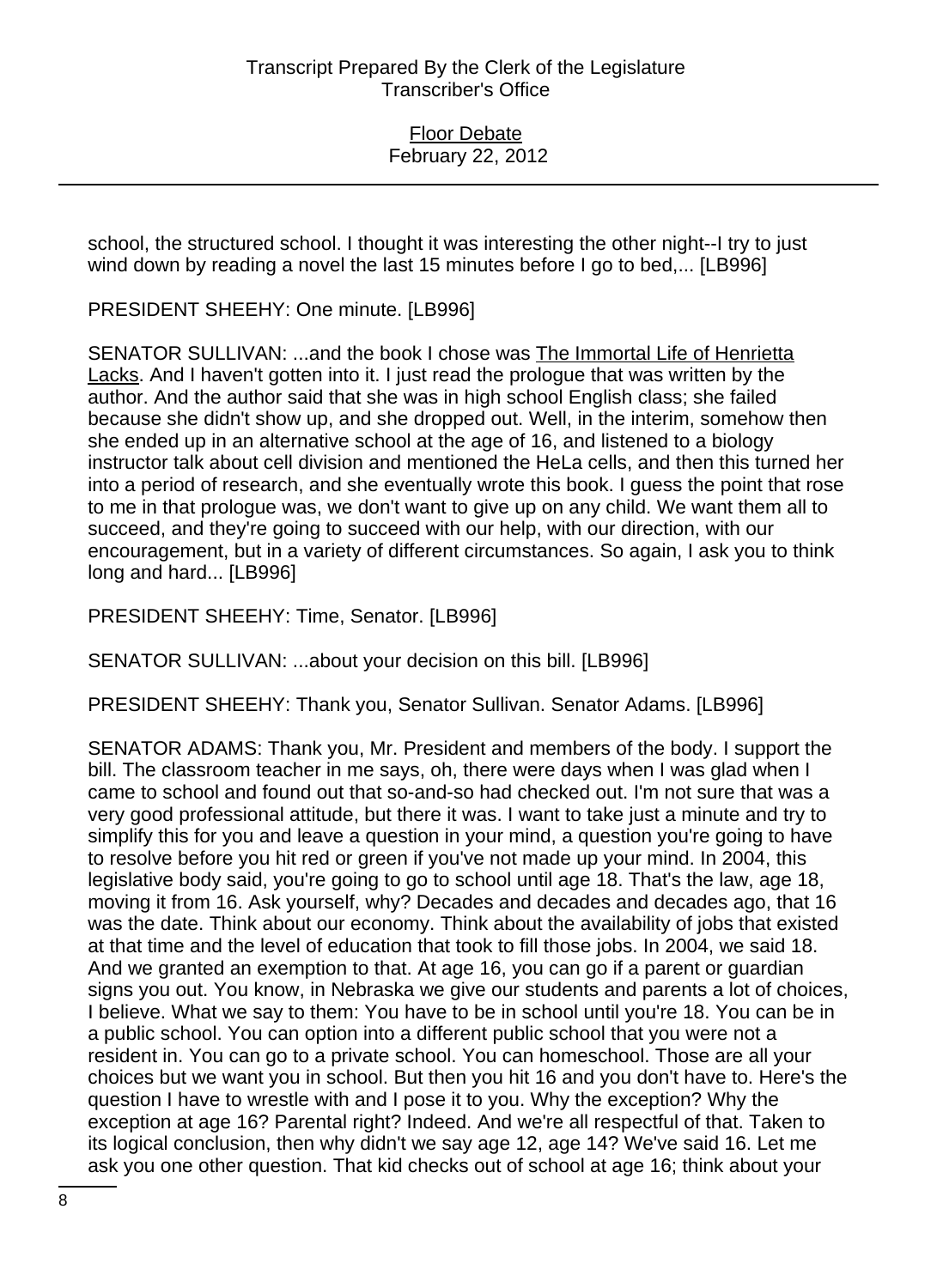school, the structured school. I thought it was interesting the other night--I try to just wind down by reading a novel the last 15 minutes before I go to bed,... [LB996]

PRESIDENT SHEEHY: One minute. [LB996]

SENATOR SULLIVAN: ...and the book I chose was The Immortal Life of Henrietta Lacks. And I haven't gotten into it. I just read the prologue that was written by the author. And the author said that she was in high school English class; she failed because she didn't show up, and she dropped out. Well, in the interim, somehow then she ended up in an alternative school at the age of 16, and listened to a biology instructor talk about cell division and mentioned the HeLa cells, and then this turned her into a period of research, and she eventually wrote this book. I guess the point that rose to me in that prologue was, we don't want to give up on any child. We want them all to succeed, and they're going to succeed with our help, with our direction, with our encouragement, but in a variety of different circumstances. So again, I ask you to think long and hard... [LB996]

PRESIDENT SHEEHY: Time, Senator. [LB996]

SENATOR SULLIVAN: ...about your decision on this bill. [LB996]

PRESIDENT SHEEHY: Thank you, Senator Sullivan. Senator Adams. [LB996]

SENATOR ADAMS: Thank you, Mr. President and members of the body. I support the bill. The classroom teacher in me says, oh, there were days when I was glad when I came to school and found out that so-and-so had checked out. I'm not sure that was a very good professional attitude, but there it was. I want to take just a minute and try to simplify this for you and leave a question in your mind, a question you're going to have to resolve before you hit red or green if you've not made up your mind. In 2004, this legislative body said, you're going to go to school until age 18. That's the law, age 18, moving it from 16. Ask yourself, why? Decades and decades and decades ago, that 16 was the date. Think about our economy. Think about the availability of jobs that existed at that time and the level of education that took to fill those jobs. In 2004, we said 18. And we granted an exemption to that. At age 16, you can go if a parent or guardian signs you out. You know, in Nebraska we give our students and parents a lot of choices, I believe. What we say to them: You have to be in school until you're 18. You can be in a public school. You can option into a different public school that you were not a resident in. You can go to a private school. You can homeschool. Those are all your choices but we want you in school. But then you hit 16 and you don't have to. Here's the question I have to wrestle with and I pose it to you. Why the exception? Why the exception at age 16? Parental right? Indeed. And we're all respectful of that. Taken to its logical conclusion, then why didn't we say age 12, age 14? We've said 16. Let me ask you one other question. That kid checks out of school at age 16; think about your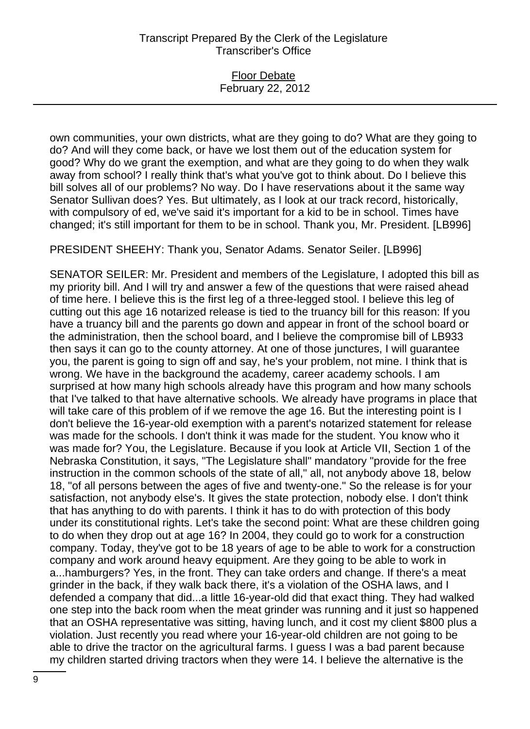own communities, your own districts, what are they going to do? What are they going to do? And will they come back, or have we lost them out of the education system for good? Why do we grant the exemption, and what are they going to do when they walk away from school? I really think that's what you've got to think about. Do I believe this bill solves all of our problems? No way. Do I have reservations about it the same way Senator Sullivan does? Yes. But ultimately, as I look at our track record, historically, with compulsory of ed, we've said it's important for a kid to be in school. Times have changed; it's still important for them to be in school. Thank you, Mr. President. [LB996]

PRESIDENT SHEEHY: Thank you, Senator Adams. Senator Seiler. [LB996]

SENATOR SEILER: Mr. President and members of the Legislature, I adopted this bill as my priority bill. And I will try and answer a few of the questions that were raised ahead of time here. I believe this is the first leg of a three-legged stool. I believe this leg of cutting out this age 16 notarized release is tied to the truancy bill for this reason: If you have a truancy bill and the parents go down and appear in front of the school board or the administration, then the school board, and I believe the compromise bill of LB933 then says it can go to the county attorney. At one of those junctures, I will guarantee you, the parent is going to sign off and say, he's your problem, not mine. I think that is wrong. We have in the background the academy, career academy schools. I am surprised at how many high schools already have this program and how many schools that I've talked to that have alternative schools. We already have programs in place that will take care of this problem of if we remove the age 16. But the interesting point is I don't believe the 16-year-old exemption with a parent's notarized statement for release was made for the schools. I don't think it was made for the student. You know who it was made for? You, the Legislature. Because if you look at Article VII, Section 1 of the Nebraska Constitution, it says, "The Legislature shall" mandatory "provide for the free instruction in the common schools of the state of all," all, not anybody above 18, below 18, "of all persons between the ages of five and twenty-one." So the release is for your satisfaction, not anybody else's. It gives the state protection, nobody else. I don't think that has anything to do with parents. I think it has to do with protection of this body under its constitutional rights. Let's take the second point: What are these children going to do when they drop out at age 16? In 2004, they could go to work for a construction company. Today, they've got to be 18 years of age to be able to work for a construction company and work around heavy equipment. Are they going to be able to work in a...hamburgers? Yes, in the front. They can take orders and change. If there's a meat grinder in the back, if they walk back there, it's a violation of the OSHA laws, and I defended a company that did...a little 16-year-old did that exact thing. They had walked one step into the back room when the meat grinder was running and it just so happened that an OSHA representative was sitting, having lunch, and it cost my client $800 plus a violation. Just recently you read where your 16-year-old children are not going to be able to drive the tractor on the agricultural farms. I guess I was a bad parent because my children started driving tractors when they were 14. I believe the alternative is the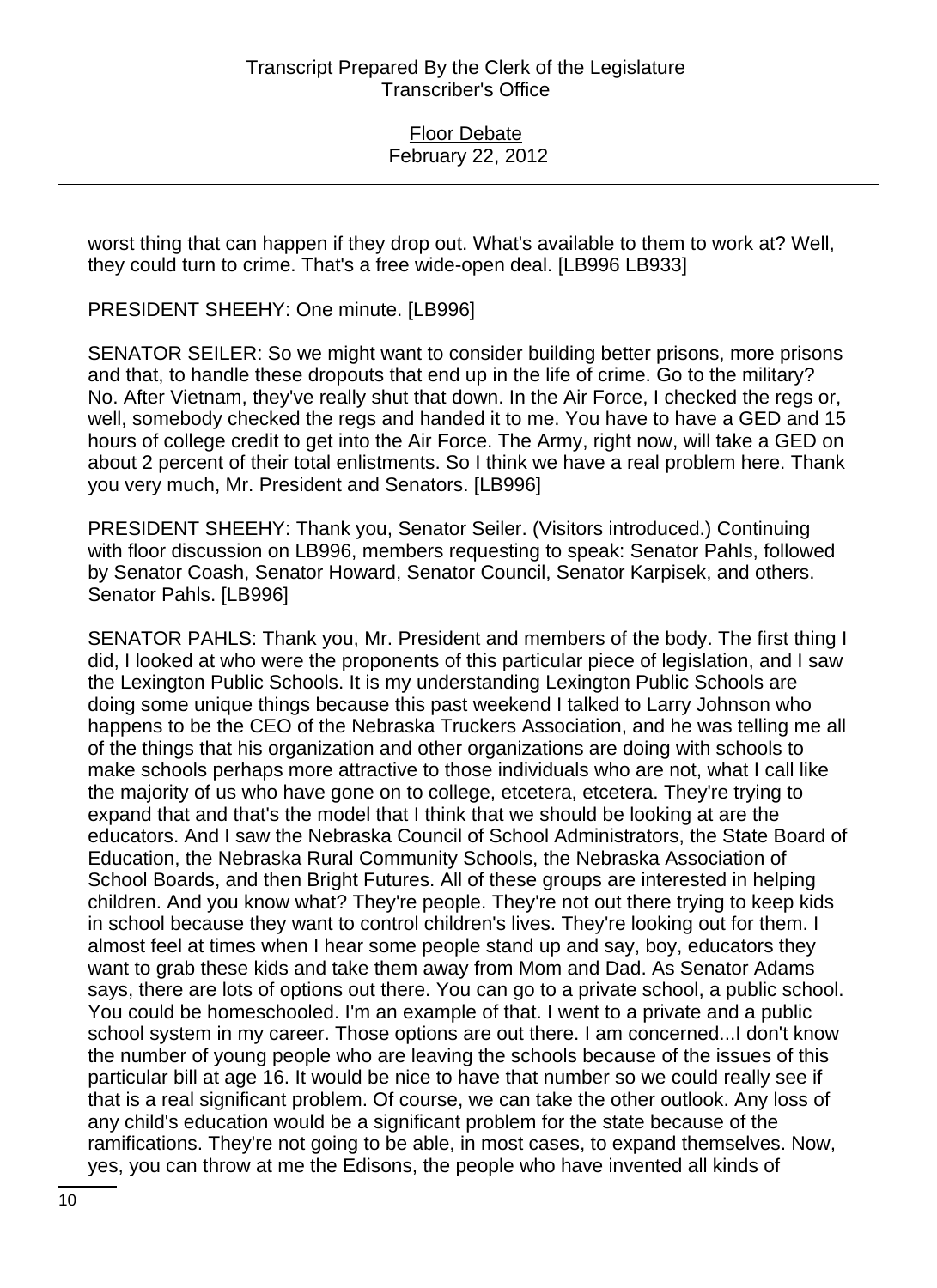worst thing that can happen if they drop out. What's available to them to work at? Well, they could turn to crime. That's a free wide-open deal. [LB996 LB933]

PRESIDENT SHEEHY: One minute. [LB996]

SENATOR SEILER: So we might want to consider building better prisons, more prisons and that, to handle these dropouts that end up in the life of crime. Go to the military? No. After Vietnam, they've really shut that down. In the Air Force, I checked the regs or, well, somebody checked the regs and handed it to me. You have to have a GED and 15 hours of college credit to get into the Air Force. The Army, right now, will take a GED on about 2 percent of their total enlistments. So I think we have a real problem here. Thank you very much, Mr. President and Senators. [LB996]

PRESIDENT SHEEHY: Thank you, Senator Seiler. (Visitors introduced.) Continuing with floor discussion on LB996, members requesting to speak: Senator Pahls, followed by Senator Coash, Senator Howard, Senator Council, Senator Karpisek, and others. Senator Pahls. [LB996]

SENATOR PAHLS: Thank you, Mr. President and members of the body. The first thing I did, I looked at who were the proponents of this particular piece of legislation, and I saw the Lexington Public Schools. It is my understanding Lexington Public Schools are doing some unique things because this past weekend I talked to Larry Johnson who happens to be the CEO of the Nebraska Truckers Association, and he was telling me all of the things that his organization and other organizations are doing with schools to make schools perhaps more attractive to those individuals who are not, what I call like the majority of us who have gone on to college, etcetera, etcetera. They're trying to expand that and that's the model that I think that we should be looking at are the educators. And I saw the Nebraska Council of School Administrators, the State Board of Education, the Nebraska Rural Community Schools, the Nebraska Association of School Boards, and then Bright Futures. All of these groups are interested in helping children. And you know what? They're people. They're not out there trying to keep kids in school because they want to control children's lives. They're looking out for them. I almost feel at times when I hear some people stand up and say, boy, educators they want to grab these kids and take them away from Mom and Dad. As Senator Adams says, there are lots of options out there. You can go to a private school, a public school. You could be homeschooled. I'm an example of that. I went to a private and a public school system in my career. Those options are out there. I am concerned...I don't know the number of young people who are leaving the schools because of the issues of this particular bill at age 16. It would be nice to have that number so we could really see if that is a real significant problem. Of course, we can take the other outlook. Any loss of any child's education would be a significant problem for the state because of the ramifications. They're not going to be able, in most cases, to expand themselves. Now, yes, you can throw at me the Edisons, the people who have invented all kinds of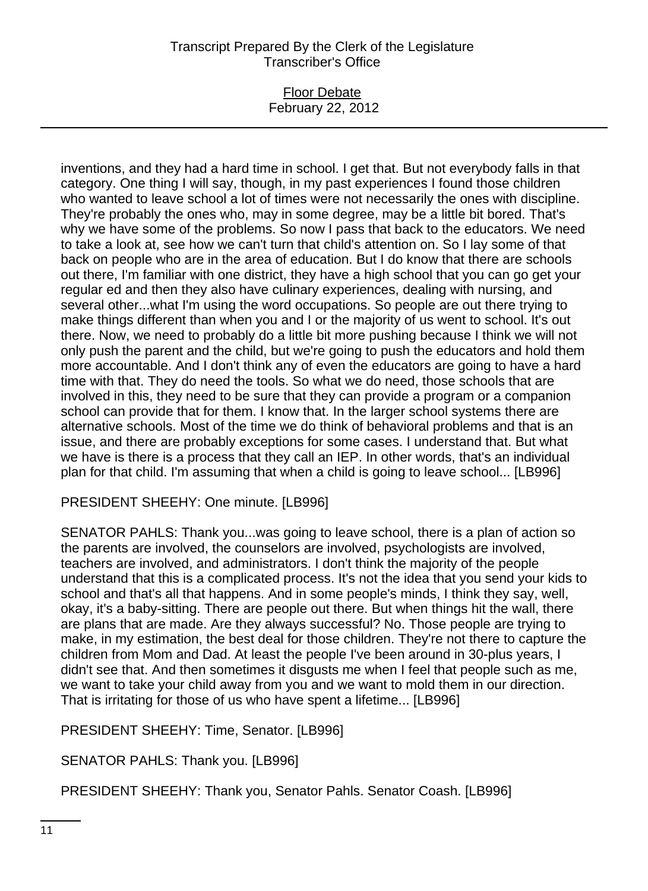inventions, and they had a hard time in school. I get that. But not everybody falls in that category. One thing I will say, though, in my past experiences I found those children who wanted to leave school a lot of times were not necessarily the ones with discipline. They're probably the ones who, may in some degree, may be a little bit bored. That's why we have some of the problems. So now I pass that back to the educators. We need to take a look at, see how we can't turn that child's attention on. So I lay some of that back on people who are in the area of education. But I do know that there are schools out there, I'm familiar with one district, they have a high school that you can go get your regular ed and then they also have culinary experiences, dealing with nursing, and several other...what I'm using the word occupations. So people are out there trying to make things different than when you and I or the majority of us went to school. It's out there. Now, we need to probably do a little bit more pushing because I think we will not only push the parent and the child, but we're going to push the educators and hold them more accountable. And I don't think any of even the educators are going to have a hard time with that. They do need the tools. So what we do need, those schools that are involved in this, they need to be sure that they can provide a program or a companion school can provide that for them. I know that. In the larger school systems there are alternative schools. Most of the time we do think of behavioral problems and that is an issue, and there are probably exceptions for some cases. I understand that. But what we have is there is a process that they call an IEP. In other words, that's an individual plan for that child. I'm assuming that when a child is going to leave school... [LB996]

PRESIDENT SHEEHY: One minute. [LB996]

SENATOR PAHLS: Thank you...was going to leave school, there is a plan of action so the parents are involved, the counselors are involved, psychologists are involved, teachers are involved, and administrators. I don't think the majority of the people understand that this is a complicated process. It's not the idea that you send your kids to school and that's all that happens. And in some people's minds, I think they say, well, okay, it's a baby-sitting. There are people out there. But when things hit the wall, there are plans that are made. Are they always successful? No. Those people are trying to make, in my estimation, the best deal for those children. They're not there to capture the children from Mom and Dad. At least the people I've been around in 30-plus years, I didn't see that. And then sometimes it disgusts me when I feel that people such as me, we want to take your child away from you and we want to mold them in our direction. That is irritating for those of us who have spent a lifetime... [LB996]

PRESIDENT SHEEHY: Time, Senator. [LB996]

SENATOR PAHLS: Thank you. [LB996]

PRESIDENT SHEEHY: Thank you, Senator Pahls. Senator Coash. [LB996]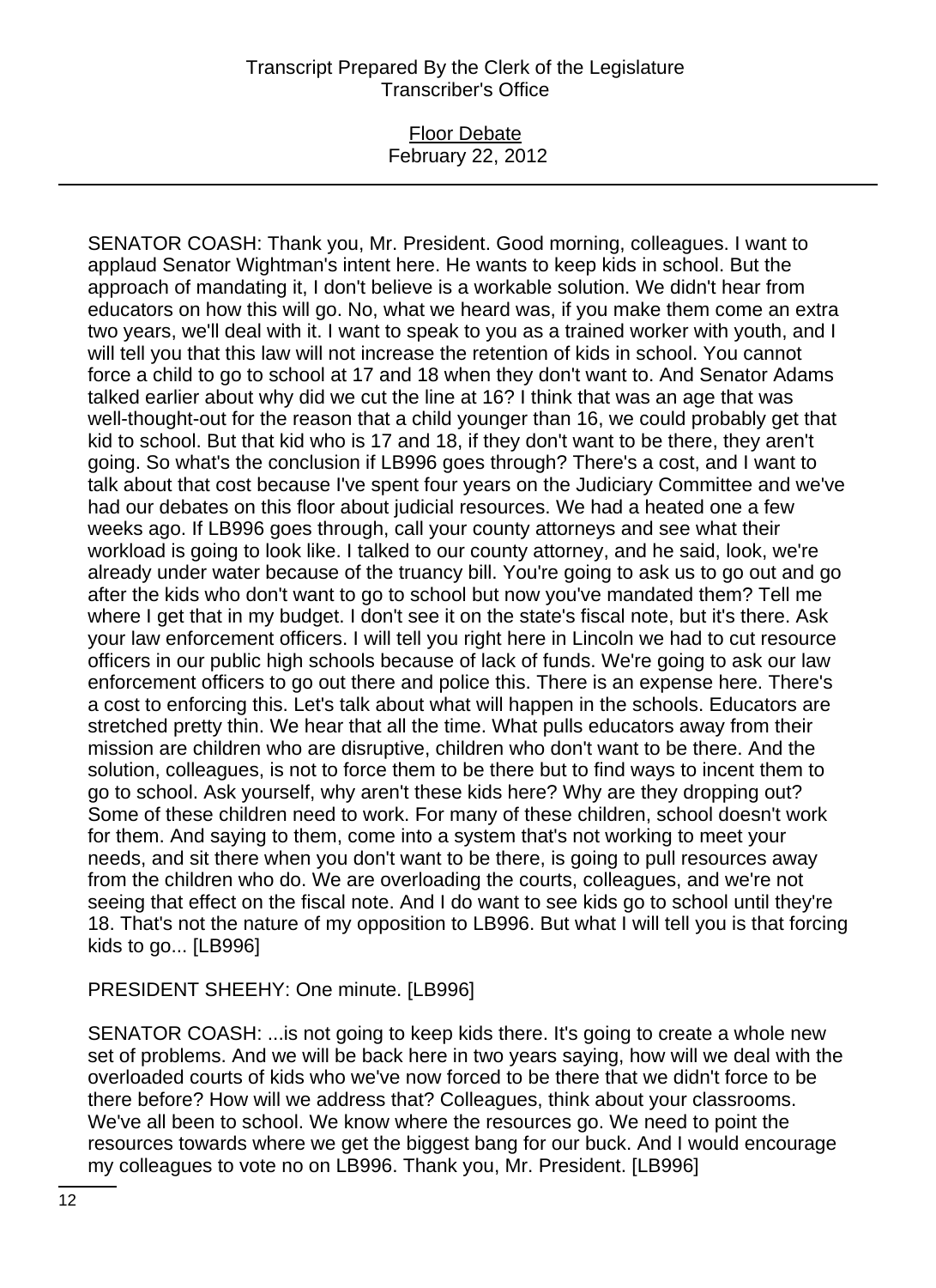SENATOR COASH: Thank you, Mr. President. Good morning, colleagues. I want to applaud Senator Wightman's intent here. He wants to keep kids in school. But the approach of mandating it, I don't believe is a workable solution. We didn't hear from educators on how this will go. No, what we heard was, if you make them come an extra two years, we'll deal with it. I want to speak to you as a trained worker with youth, and I will tell you that this law will not increase the retention of kids in school. You cannot force a child to go to school at 17 and 18 when they don't want to. And Senator Adams talked earlier about why did we cut the line at 16? I think that was an age that was well-thought-out for the reason that a child younger than 16, we could probably get that kid to school. But that kid who is 17 and 18, if they don't want to be there, they aren't going. So what's the conclusion if LB996 goes through? There's a cost, and I want to talk about that cost because I've spent four years on the Judiciary Committee and we've had our debates on this floor about judicial resources. We had a heated one a few weeks ago. If LB996 goes through, call your county attorneys and see what their workload is going to look like. I talked to our county attorney, and he said, look, we're already under water because of the truancy bill. You're going to ask us to go out and go after the kids who don't want to go to school but now you've mandated them? Tell me where I get that in my budget. I don't see it on the state's fiscal note, but it's there. Ask your law enforcement officers. I will tell you right here in Lincoln we had to cut resource officers in our public high schools because of lack of funds. We're going to ask our law enforcement officers to go out there and police this. There is an expense here. There's a cost to enforcing this. Let's talk about what will happen in the schools. Educators are stretched pretty thin. We hear that all the time. What pulls educators away from their mission are children who are disruptive, children who don't want to be there. And the solution, colleagues, is not to force them to be there but to find ways to incent them to go to school. Ask yourself, why aren't these kids here? Why are they dropping out? Some of these children need to work. For many of these children, school doesn't work for them. And saying to them, come into a system that's not working to meet your needs, and sit there when you don't want to be there, is going to pull resources away from the children who do. We are overloading the courts, colleagues, and we're not seeing that effect on the fiscal note. And I do want to see kids go to school until they're 18. That's not the nature of my opposition to LB996. But what I will tell you is that forcing kids to go... [LB996]

PRESIDENT SHEEHY: One minute. [LB996]

SENATOR COASH: ...is not going to keep kids there. It's going to create a whole new set of problems. And we will be back here in two years saying, how will we deal with the overloaded courts of kids who we've now forced to be there that we didn't force to be there before? How will we address that? Colleagues, think about your classrooms. We've all been to school. We know where the resources go. We need to point the resources towards where we get the biggest bang for our buck. And I would encourage my colleagues to vote no on LB996. Thank you, Mr. President. [LB996]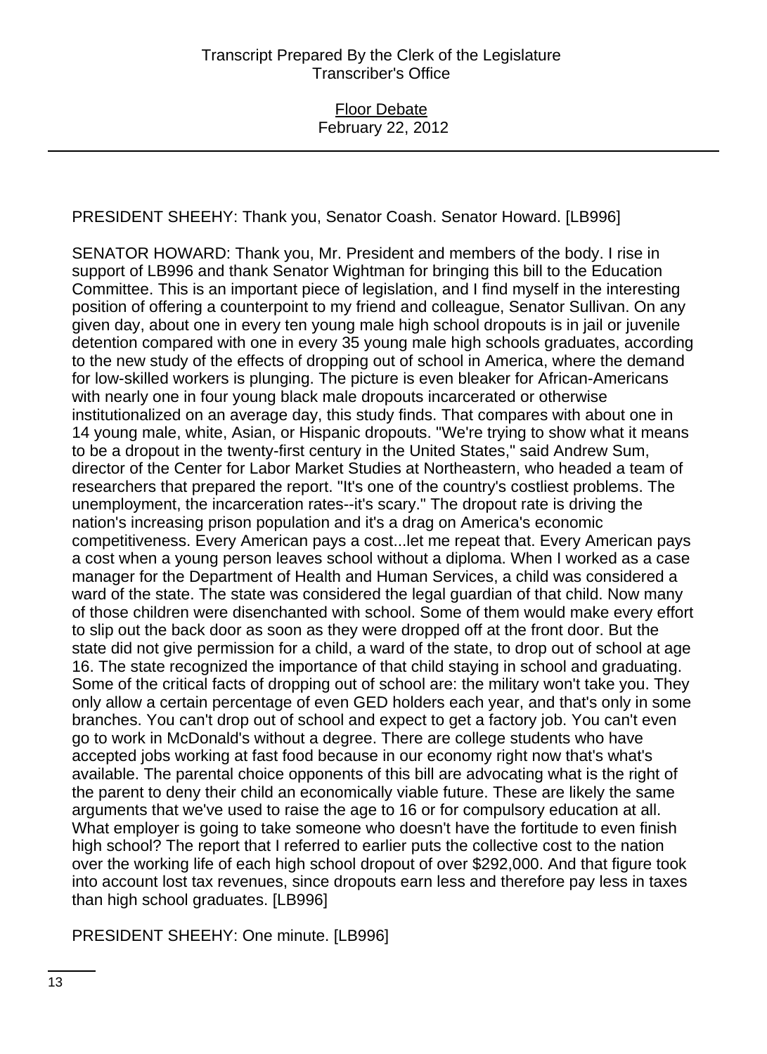PRESIDENT SHEEHY: Thank you, Senator Coash. Senator Howard. [LB996]

SENATOR HOWARD: Thank you, Mr. President and members of the body. I rise in support of LB996 and thank Senator Wightman for bringing this bill to the Education Committee. This is an important piece of legislation, and I find myself in the interesting position of offering a counterpoint to my friend and colleague, Senator Sullivan. On any given day, about one in every ten young male high school dropouts is in jail or juvenile detention compared with one in every 35 young male high schools graduates, according to the new study of the effects of dropping out of school in America, where the demand for low-skilled workers is plunging. The picture is even bleaker for African-Americans with nearly one in four young black male dropouts incarcerated or otherwise institutionalized on an average day, this study finds. That compares with about one in 14 young male, white, Asian, or Hispanic dropouts. "We're trying to show what it means to be a dropout in the twenty-first century in the United States," said Andrew Sum, director of the Center for Labor Market Studies at Northeastern, who headed a team of researchers that prepared the report. "It's one of the country's costliest problems. The unemployment, the incarceration rates--it's scary." The dropout rate is driving the nation's increasing prison population and it's a drag on America's economic competitiveness. Every American pays a cost...let me repeat that. Every American pays a cost when a young person leaves school without a diploma. When I worked as a case manager for the Department of Health and Human Services, a child was considered a ward of the state. The state was considered the legal guardian of that child. Now many of those children were disenchanted with school. Some of them would make every effort to slip out the back door as soon as they were dropped off at the front door. But the state did not give permission for a child, a ward of the state, to drop out of school at age 16. The state recognized the importance of that child staying in school and graduating. Some of the critical facts of dropping out of school are: the military won't take you. They only allow a certain percentage of even GED holders each year, and that's only in some branches. You can't drop out of school and expect to get a factory job. You can't even go to work in McDonald's without a degree. There are college students who have accepted jobs working at fast food because in our economy right now that's what's available. The parental choice opponents of this bill are advocating what is the right of the parent to deny their child an economically viable future. These are likely the same arguments that we've used to raise the age to 16 or for compulsory education at all. What employer is going to take someone who doesn't have the fortitude to even finish high school? The report that I referred to earlier puts the collective cost to the nation over the working life of each high school dropout of over $292,000. And that figure took into account lost tax revenues, since dropouts earn less and therefore pay less in taxes than high school graduates. [LB996]

PRESIDENT SHEEHY: One minute. [LB996]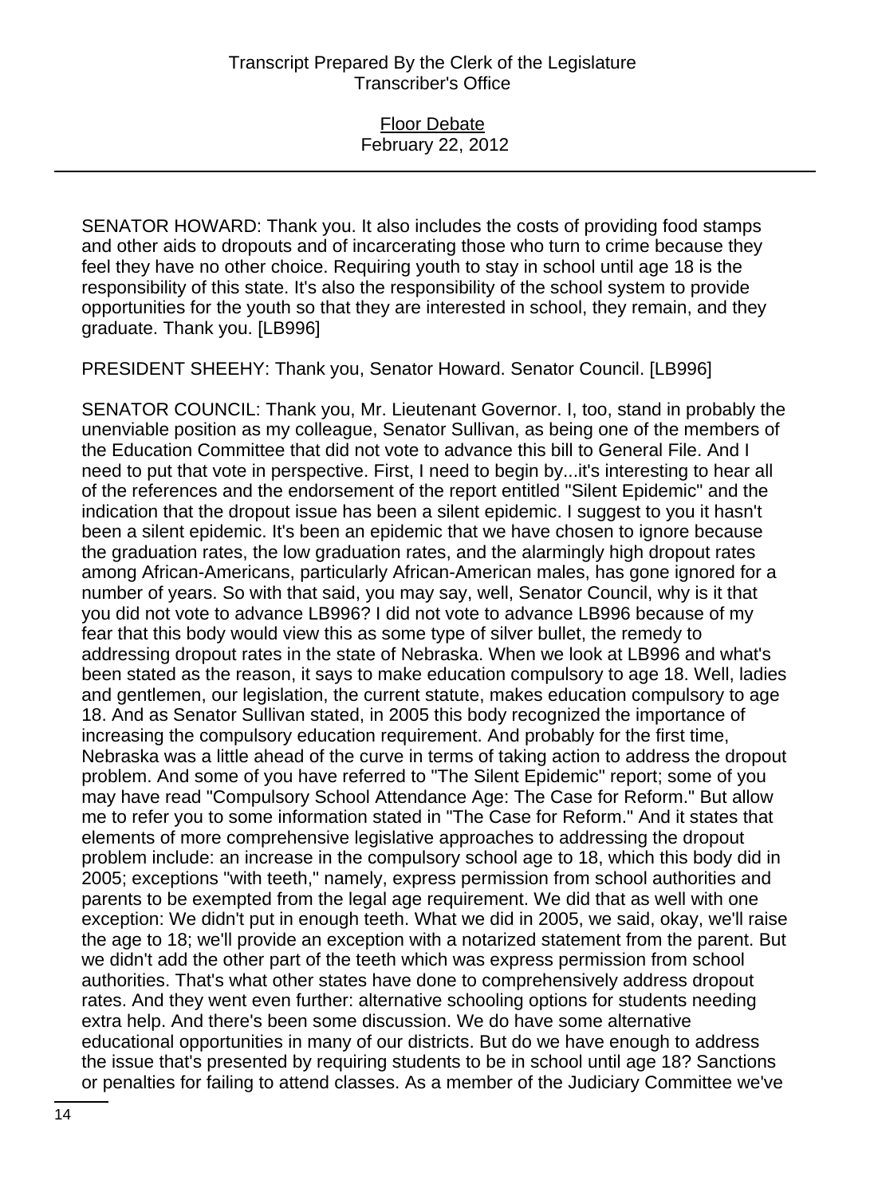SENATOR HOWARD: Thank you. It also includes the costs of providing food stamps and other aids to dropouts and of incarcerating those who turn to crime because they feel they have no other choice. Requiring youth to stay in school until age 18 is the responsibility of this state. It's also the responsibility of the school system to provide opportunities for the youth so that they are interested in school, they remain, and they graduate. Thank you. [LB996]

PRESIDENT SHEEHY: Thank you, Senator Howard. Senator Council. [LB996]

SENATOR COUNCIL: Thank you, Mr. Lieutenant Governor. I, too, stand in probably the unenviable position as my colleague, Senator Sullivan, as being one of the members of the Education Committee that did not vote to advance this bill to General File. And I need to put that vote in perspective. First, I need to begin by...it's interesting to hear all of the references and the endorsement of the report entitled "Silent Epidemic" and the indication that the dropout issue has been a silent epidemic. I suggest to you it hasn't been a silent epidemic. It's been an epidemic that we have chosen to ignore because the graduation rates, the low graduation rates, and the alarmingly high dropout rates among African-Americans, particularly African-American males, has gone ignored for a number of years. So with that said, you may say, well, Senator Council, why is it that you did not vote to advance LB996? I did not vote to advance LB996 because of my fear that this body would view this as some type of silver bullet, the remedy to addressing dropout rates in the state of Nebraska. When we look at LB996 and what's been stated as the reason, it says to make education compulsory to age 18. Well, ladies and gentlemen, our legislation, the current statute, makes education compulsory to age 18. And as Senator Sullivan stated, in 2005 this body recognized the importance of increasing the compulsory education requirement. And probably for the first time, Nebraska was a little ahead of the curve in terms of taking action to address the dropout problem. And some of you have referred to "The Silent Epidemic" report; some of you may have read "Compulsory School Attendance Age: The Case for Reform." But allow me to refer you to some information stated in "The Case for Reform." And it states that elements of more comprehensive legislative approaches to addressing the dropout problem include: an increase in the compulsory school age to 18, which this body did in 2005; exceptions "with teeth," namely, express permission from school authorities and parents to be exempted from the legal age requirement. We did that as well with one exception: We didn't put in enough teeth. What we did in 2005, we said, okay, we'll raise the age to 18; we'll provide an exception with a notarized statement from the parent. But we didn't add the other part of the teeth which was express permission from school authorities. That's what other states have done to comprehensively address dropout rates. And they went even further: alternative schooling options for students needing extra help. And there's been some discussion. We do have some alternative educational opportunities in many of our districts. But do we have enough to address the issue that's presented by requiring students to be in school until age 18? Sanctions or penalties for failing to attend classes. As a member of the Judiciary Committee we've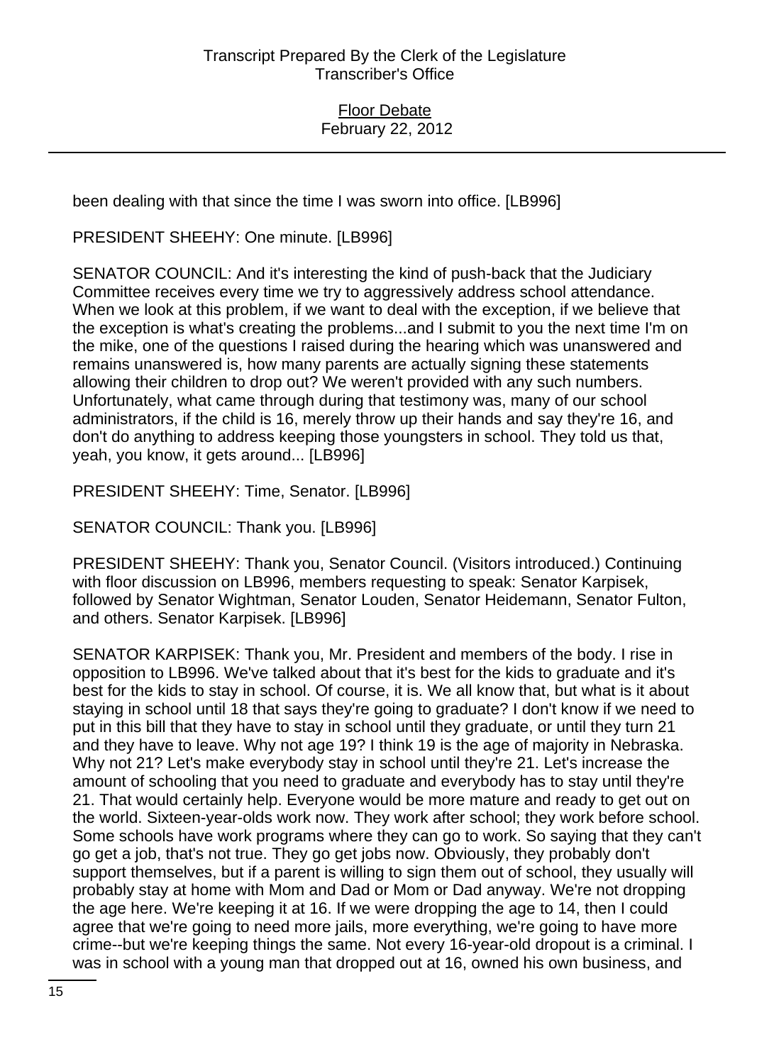been dealing with that since the time I was sworn into office. [LB996]

PRESIDENT SHEEHY: One minute. [LB996]

SENATOR COUNCIL: And it's interesting the kind of push-back that the Judiciary Committee receives every time we try to aggressively address school attendance. When we look at this problem, if we want to deal with the exception, if we believe that the exception is what's creating the problems...and I submit to you the next time I'm on the mike, one of the questions I raised during the hearing which was unanswered and remains unanswered is, how many parents are actually signing these statements allowing their children to drop out? We weren't provided with any such numbers. Unfortunately, what came through during that testimony was, many of our school administrators, if the child is 16, merely throw up their hands and say they're 16, and don't do anything to address keeping those youngsters in school. They told us that, yeah, you know, it gets around... [LB996]

PRESIDENT SHEEHY: Time, Senator. [LB996]

SENATOR COUNCIL: Thank you. [LB996]

PRESIDENT SHEEHY: Thank you, Senator Council. (Visitors introduced.) Continuing with floor discussion on LB996, members requesting to speak: Senator Karpisek, followed by Senator Wightman, Senator Louden, Senator Heidemann, Senator Fulton, and others. Senator Karpisek. [LB996]

SENATOR KARPISEK: Thank you, Mr. President and members of the body. I rise in opposition to LB996. We've talked about that it's best for the kids to graduate and it's best for the kids to stay in school. Of course, it is. We all know that, but what is it about staying in school until 18 that says they're going to graduate? I don't know if we need to put in this bill that they have to stay in school until they graduate, or until they turn 21 and they have to leave. Why not age 19? I think 19 is the age of majority in Nebraska. Why not 21? Let's make everybody stay in school until they're 21. Let's increase the amount of schooling that you need to graduate and everybody has to stay until they're 21. That would certainly help. Everyone would be more mature and ready to get out on the world. Sixteen-year-olds work now. They work after school; they work before school. Some schools have work programs where they can go to work. So saying that they can't go get a job, that's not true. They go get jobs now. Obviously, they probably don't support themselves, but if a parent is willing to sign them out of school, they usually will probably stay at home with Mom and Dad or Mom or Dad anyway. We're not dropping the age here. We're keeping it at 16. If we were dropping the age to 14, then I could agree that we're going to need more jails, more everything, we're going to have more crime--but we're keeping things the same. Not every 16-year-old dropout is a criminal. I was in school with a young man that dropped out at 16, owned his own business, and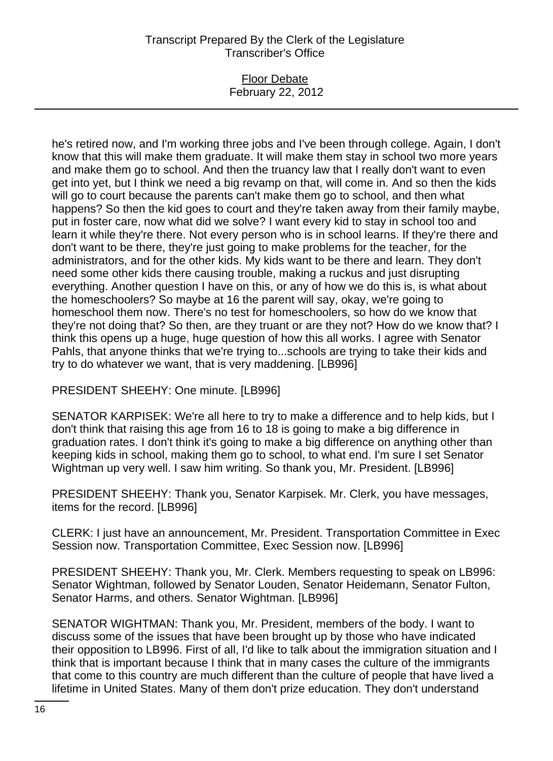he's retired now, and I'm working three jobs and I've been through college. Again, I don't know that this will make them graduate. It will make them stay in school two more years and make them go to school. And then the truancy law that I really don't want to even get into yet, but I think we need a big revamp on that, will come in. And so then the kids will go to court because the parents can't make them go to school, and then what happens? So then the kid goes to court and they're taken away from their family maybe, put in foster care, now what did we solve? I want every kid to stay in school too and learn it while they're there. Not every person who is in school learns. If they're there and don't want to be there, they're just going to make problems for the teacher, for the administrators, and for the other kids. My kids want to be there and learn. They don't need some other kids there causing trouble, making a ruckus and just disrupting everything. Another question I have on this, or any of how we do this is, is what about the homeschoolers? So maybe at 16 the parent will say, okay, we're going to homeschool them now. There's no test for homeschoolers, so how do we know that they're not doing that? So then, are they truant or are they not? How do we know that? I think this opens up a huge, huge question of how this all works. I agree with Senator Pahls, that anyone thinks that we're trying to...schools are trying to take their kids and try to do whatever we want, that is very maddening. [LB996]

PRESIDENT SHEEHY: One minute. [LB996]

SENATOR KARPISEK: We're all here to try to make a difference and to help kids, but I don't think that raising this age from 16 to 18 is going to make a big difference in graduation rates. I don't think it's going to make a big difference on anything other than keeping kids in school, making them go to school, to what end. I'm sure I set Senator Wightman up very well. I saw him writing. So thank you, Mr. President. [LB996]

PRESIDENT SHEEHY: Thank you, Senator Karpisek. Mr. Clerk, you have messages, items for the record. [LB996]

CLERK: I just have an announcement, Mr. President. Transportation Committee in Exec Session now. Transportation Committee, Exec Session now. [LB996]

PRESIDENT SHEEHY: Thank you, Mr. Clerk. Members requesting to speak on LB996: Senator Wightman, followed by Senator Louden, Senator Heidemann, Senator Fulton, Senator Harms, and others. Senator Wightman. [LB996]

SENATOR WIGHTMAN: Thank you, Mr. President, members of the body. I want to discuss some of the issues that have been brought up by those who have indicated their opposition to LB996. First of all, I'd like to talk about the immigration situation and I think that is important because I think that in many cases the culture of the immigrants that come to this country are much different than the culture of people that have lived a lifetime in United States. Many of them don't prize education. They don't understand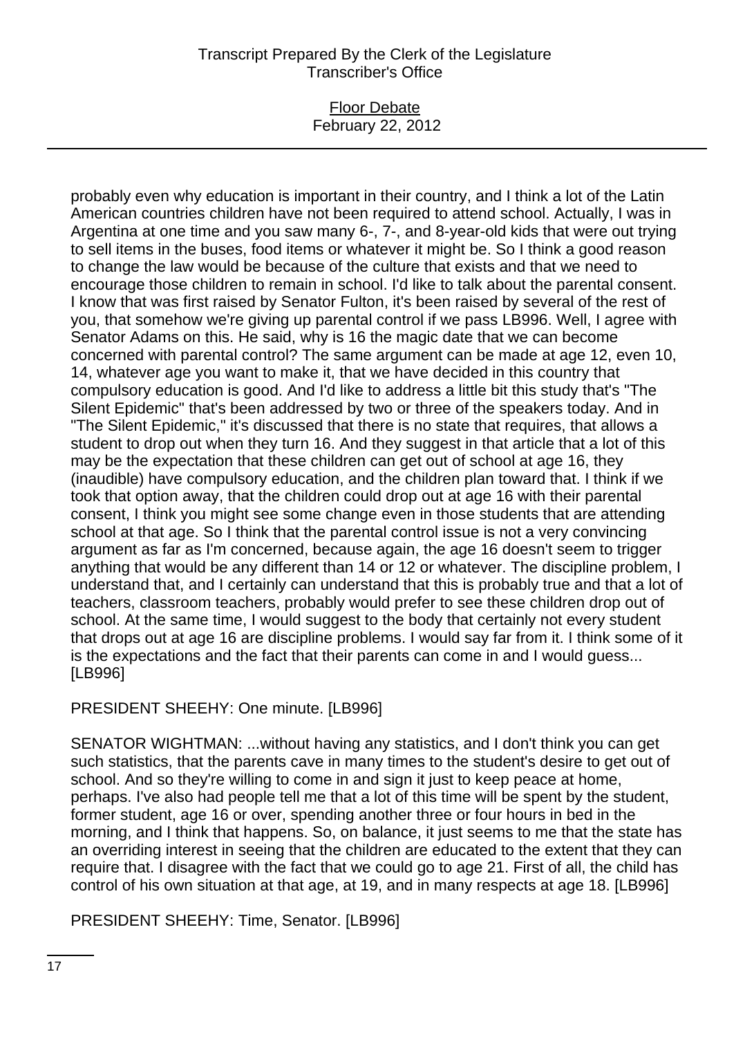probably even why education is important in their country, and I think a lot of the Latin American countries children have not been required to attend school. Actually, I was in Argentina at one time and you saw many 6-, 7-, and 8-year-old kids that were out trying to sell items in the buses, food items or whatever it might be. So I think a good reason to change the law would be because of the culture that exists and that we need to encourage those children to remain in school. I'd like to talk about the parental consent. I know that was first raised by Senator Fulton, it's been raised by several of the rest of you, that somehow we're giving up parental control if we pass LB996. Well, I agree with Senator Adams on this. He said, why is 16 the magic date that we can become concerned with parental control? The same argument can be made at age 12, even 10, 14, whatever age you want to make it, that we have decided in this country that compulsory education is good. And I'd like to address a little bit this study that's "The Silent Epidemic" that's been addressed by two or three of the speakers today. And in "The Silent Epidemic," it's discussed that there is no state that requires, that allows a student to drop out when they turn 16. And they suggest in that article that a lot of this may be the expectation that these children can get out of school at age 16, they (inaudible) have compulsory education, and the children plan toward that. I think if we took that option away, that the children could drop out at age 16 with their parental consent, I think you might see some change even in those students that are attending school at that age. So I think that the parental control issue is not a very convincing argument as far as I'm concerned, because again, the age 16 doesn't seem to trigger anything that would be any different than 14 or 12 or whatever. The discipline problem, I understand that, and I certainly can understand that this is probably true and that a lot of teachers, classroom teachers, probably would prefer to see these children drop out of school. At the same time, I would suggest to the body that certainly not every student that drops out at age 16 are discipline problems. I would say far from it. I think some of it is the expectations and the fact that their parents can come in and I would guess... [LB996]

PRESIDENT SHEEHY: One minute. [LB996]

SENATOR WIGHTMAN: ...without having any statistics, and I don't think you can get such statistics, that the parents cave in many times to the student's desire to get out of school. And so they're willing to come in and sign it just to keep peace at home, perhaps. I've also had people tell me that a lot of this time will be spent by the student, former student, age 16 or over, spending another three or four hours in bed in the morning, and I think that happens. So, on balance, it just seems to me that the state has an overriding interest in seeing that the children are educated to the extent that they can require that. I disagree with the fact that we could go to age 21. First of all, the child has control of his own situation at that age, at 19, and in many respects at age 18. [LB996]

PRESIDENT SHEEHY: Time, Senator. [LB996]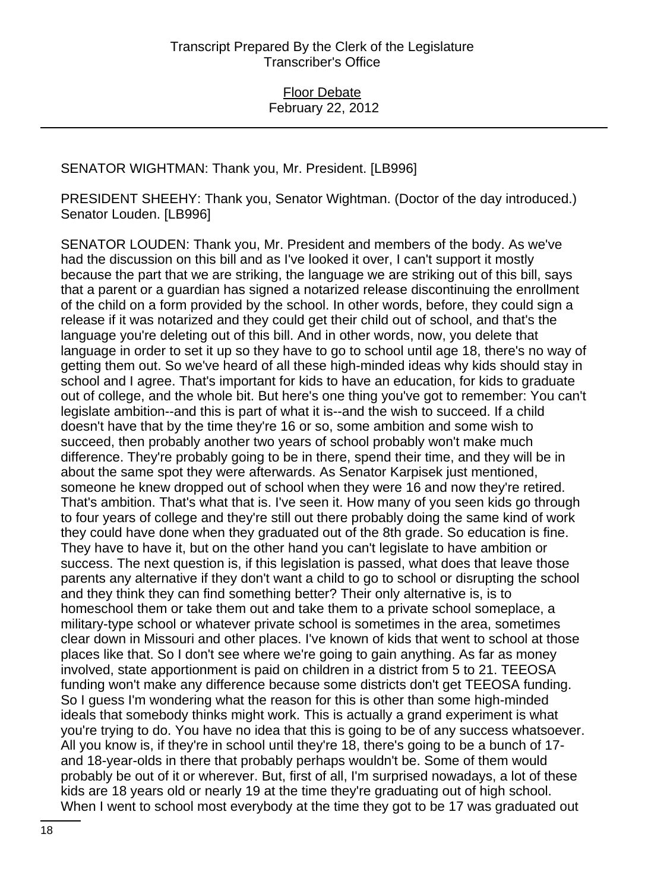SENATOR WIGHTMAN: Thank you, Mr. President. [LB996]

PRESIDENT SHEEHY: Thank you, Senator Wightman. (Doctor of the day introduced.) Senator Louden. [LB996]

SENATOR LOUDEN: Thank you, Mr. President and members of the body. As we've had the discussion on this bill and as I've looked it over, I can't support it mostly because the part that we are striking, the language we are striking out of this bill, says that a parent or a guardian has signed a notarized release discontinuing the enrollment of the child on a form provided by the school. In other words, before, they could sign a release if it was notarized and they could get their child out of school, and that's the language you're deleting out of this bill. And in other words, now, you delete that language in order to set it up so they have to go to school until age 18, there's no way of getting them out. So we've heard of all these high-minded ideas why kids should stay in school and I agree. That's important for kids to have an education, for kids to graduate out of college, and the whole bit. But here's one thing you've got to remember: You can't legislate ambition--and this is part of what it is--and the wish to succeed. If a child doesn't have that by the time they're 16 or so, some ambition and some wish to succeed, then probably another two years of school probably won't make much difference. They're probably going to be in there, spend their time, and they will be in about the same spot they were afterwards. As Senator Karpisek just mentioned, someone he knew dropped out of school when they were 16 and now they're retired. That's ambition. That's what that is. I've seen it. How many of you seen kids go through to four years of college and they're still out there probably doing the same kind of work they could have done when they graduated out of the 8th grade. So education is fine. They have to have it, but on the other hand you can't legislate to have ambition or success. The next question is, if this legislation is passed, what does that leave those parents any alternative if they don't want a child to go to school or disrupting the school and they think they can find something better? Their only alternative is, is to homeschool them or take them out and take them to a private school someplace, a military-type school or whatever private school is sometimes in the area, sometimes clear down in Missouri and other places. I've known of kids that went to school at those places like that. So I don't see where we're going to gain anything. As far as money involved, state apportionment is paid on children in a district from 5 to 21. TEEOSA funding won't make any difference because some districts don't get TEEOSA funding. So I guess I'm wondering what the reason for this is other than some high-minded ideals that somebody thinks might work. This is actually a grand experiment is what you're trying to do. You have no idea that this is going to be of any success whatsoever. All you know is, if they're in school until they're 18, there's going to be a bunch of 17- and 18-year-olds in there that probably perhaps wouldn't be. Some of them would probably be out of it or wherever. But, first of all, I'm surprised nowadays, a lot of these kids are 18 years old or nearly 19 at the time they're graduating out of high school. When I went to school most everybody at the time they got to be 17 was graduated out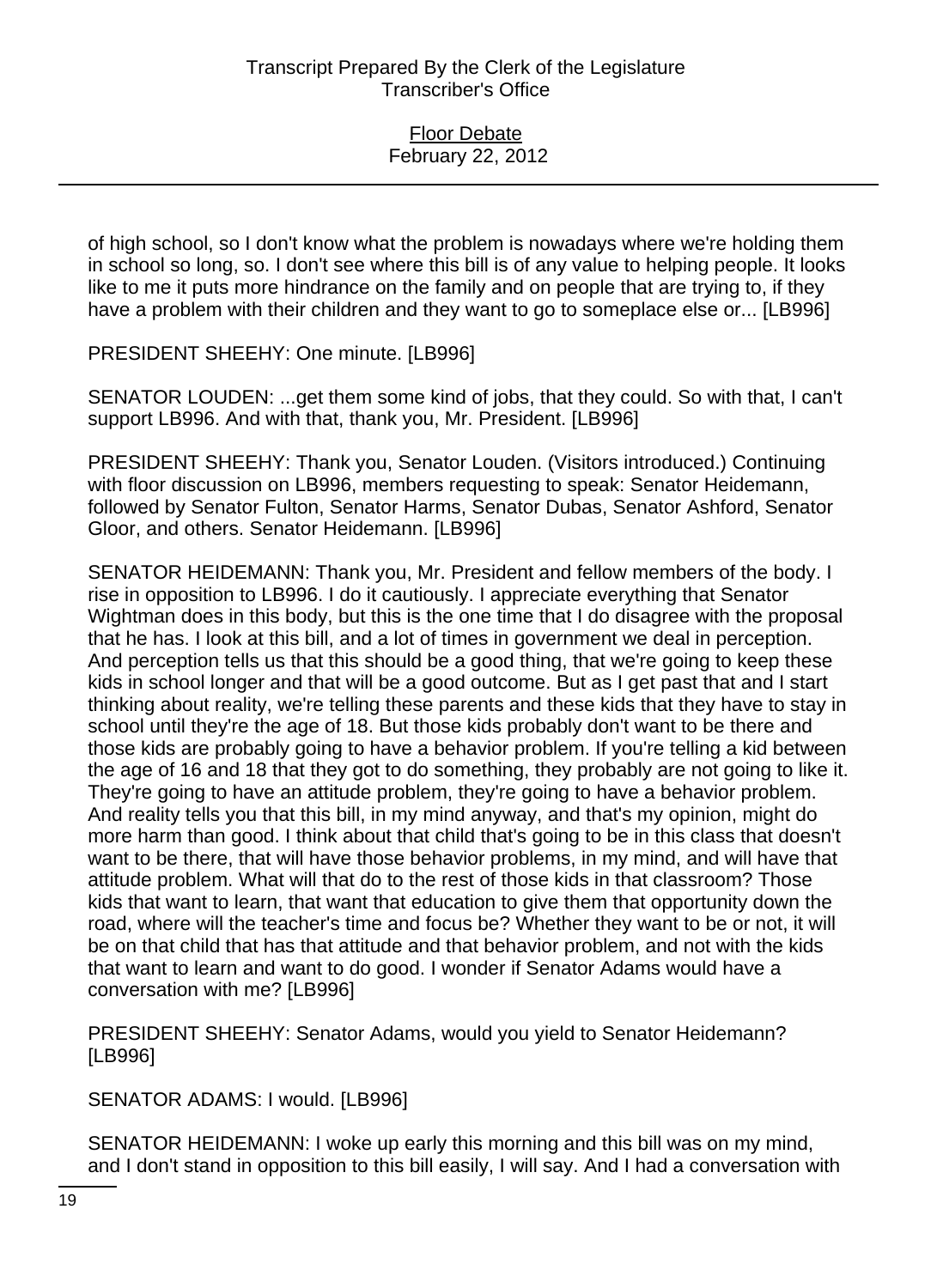of high school, so I don't know what the problem is nowadays where we're holding them in school so long, so. I don't see where this bill is of any value to helping people. It looks like to me it puts more hindrance on the family and on people that are trying to, if they have a problem with their children and they want to go to someplace else or... [LB996]

PRESIDENT SHEEHY: One minute. [LB996]

SENATOR LOUDEN: ...get them some kind of jobs, that they could. So with that, I can't support LB996. And with that, thank you, Mr. President. [LB996]

PRESIDENT SHEEHY: Thank you, Senator Louden. (Visitors introduced.) Continuing with floor discussion on LB996, members requesting to speak: Senator Heidemann, followed by Senator Fulton, Senator Harms, Senator Dubas, Senator Ashford, Senator Gloor, and others. Senator Heidemann. [LB996]

SENATOR HEIDEMANN: Thank you, Mr. President and fellow members of the body. I rise in opposition to LB996. I do it cautiously. I appreciate everything that Senator Wightman does in this body, but this is the one time that I do disagree with the proposal that he has. I look at this bill, and a lot of times in government we deal in perception. And perception tells us that this should be a good thing, that we're going to keep these kids in school longer and that will be a good outcome. But as I get past that and I start thinking about reality, we're telling these parents and these kids that they have to stay in school until they're the age of 18. But those kids probably don't want to be there and those kids are probably going to have a behavior problem. If you're telling a kid between the age of 16 and 18 that they got to do something, they probably are not going to like it. They're going to have an attitude problem, they're going to have a behavior problem. And reality tells you that this bill, in my mind anyway, and that's my opinion, might do more harm than good. I think about that child that's going to be in this class that doesn't want to be there, that will have those behavior problems, in my mind, and will have that attitude problem. What will that do to the rest of those kids in that classroom? Those kids that want to learn, that want that education to give them that opportunity down the road, where will the teacher's time and focus be? Whether they want to be or not, it will be on that child that has that attitude and that behavior problem, and not with the kids that want to learn and want to do good. I wonder if Senator Adams would have a conversation with me? [LB996]

PRESIDENT SHEEHY: Senator Adams, would you yield to Senator Heidemann? [LB996]

SENATOR ADAMS: I would. [LB996]

SENATOR HEIDEMANN: I woke up early this morning and this bill was on my mind, and I don't stand in opposition to this bill easily, I will say. And I had a conversation with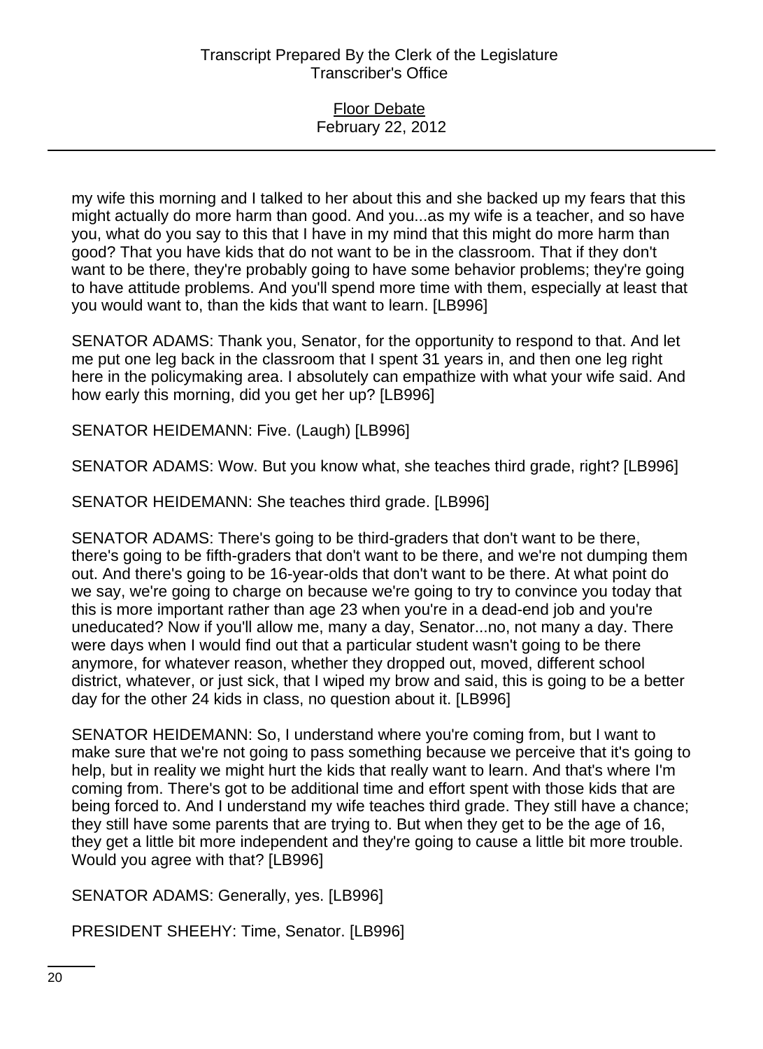my wife this morning and I talked to her about this and she backed up my fears that this might actually do more harm than good. And you...as my wife is a teacher, and so have you, what do you say to this that I have in my mind that this might do more harm than good? That you have kids that do not want to be in the classroom. That if they don't want to be there, they're probably going to have some behavior problems; they're going to have attitude problems. And you'll spend more time with them, especially at least that you would want to, than the kids that want to learn. [LB996]

SENATOR ADAMS: Thank you, Senator, for the opportunity to respond to that. And let me put one leg back in the classroom that I spent 31 years in, and then one leg right here in the policymaking area. I absolutely can empathize with what your wife said. And how early this morning, did you get her up? [LB996]

SENATOR HEIDEMANN: Five. (Laugh) [LB996]

SENATOR ADAMS: Wow. But you know what, she teaches third grade, right? [LB996]

SENATOR HEIDEMANN: She teaches third grade. [LB996]

SENATOR ADAMS: There's going to be third-graders that don't want to be there, there's going to be fifth-graders that don't want to be there, and we're not dumping them out. And there's going to be 16-year-olds that don't want to be there. At what point do we say, we're going to charge on because we're going to try to convince you today that this is more important rather than age 23 when you're in a dead-end job and you're uneducated? Now if you'll allow me, many a day, Senator...no, not many a day. There were days when I would find out that a particular student wasn't going to be there anymore, for whatever reason, whether they dropped out, moved, different school district, whatever, or just sick, that I wiped my brow and said, this is going to be a better day for the other 24 kids in class, no question about it. [LB996]

SENATOR HEIDEMANN: So, I understand where you're coming from, but I want to make sure that we're not going to pass something because we perceive that it's going to help, but in reality we might hurt the kids that really want to learn. And that's where I'm coming from. There's got to be additional time and effort spent with those kids that are being forced to. And I understand my wife teaches third grade. They still have a chance; they still have some parents that are trying to. But when they get to be the age of 16, they get a little bit more independent and they're going to cause a little bit more trouble. Would you agree with that? [LB996]

SENATOR ADAMS: Generally, yes. [LB996]

PRESIDENT SHEEHY: Time, Senator. [LB996]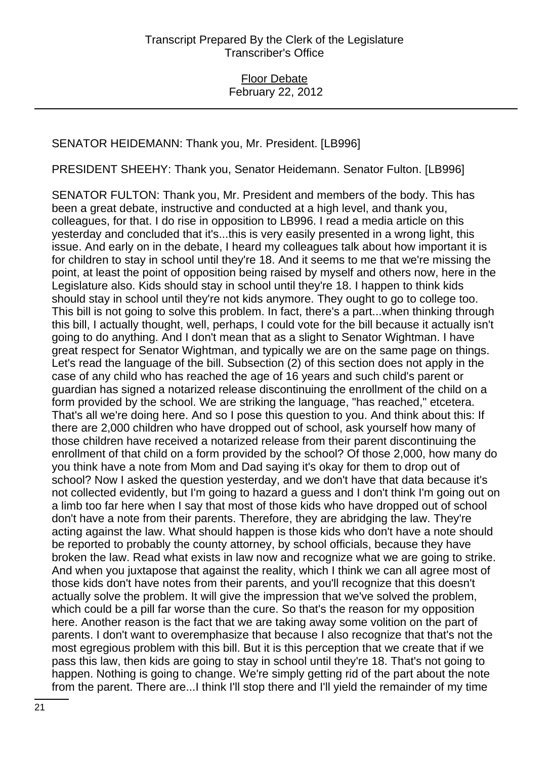SENATOR HEIDEMANN: Thank you, Mr. President. [LB996]

PRESIDENT SHEEHY: Thank you, Senator Heidemann. Senator Fulton. [LB996]

SENATOR FULTON: Thank you, Mr. President and members of the body. This has been a great debate, instructive and conducted at a high level, and thank you, colleagues, for that. I do rise in opposition to LB996. I read a media article on this yesterday and concluded that it's...this is very easily presented in a wrong light, this issue. And early on in the debate, I heard my colleagues talk about how important it is for children to stay in school until they're 18. And it seems to me that we're missing the point, at least the point of opposition being raised by myself and others now, here in the Legislature also. Kids should stay in school until they're 18. I happen to think kids should stay in school until they're not kids anymore. They ought to go to college too. This bill is not going to solve this problem. In fact, there's a part...when thinking through this bill, I actually thought, well, perhaps, I could vote for the bill because it actually isn't going to do anything. And I don't mean that as a slight to Senator Wightman. I have great respect for Senator Wightman, and typically we are on the same page on things. Let's read the language of the bill. Subsection (2) of this section does not apply in the case of any child who has reached the age of 16 years and such child's parent or guardian has signed a notarized release discontinuing the enrollment of the child on a form provided by the school. We are striking the language, "has reached," etcetera. That's all we're doing here. And so I pose this question to you. And think about this: If there are 2,000 children who have dropped out of school, ask yourself how many of those children have received a notarized release from their parent discontinuing the enrollment of that child on a form provided by the school? Of those 2,000, how many do you think have a note from Mom and Dad saying it's okay for them to drop out of school? Now I asked the question yesterday, and we don't have that data because it's not collected evidently, but I'm going to hazard a guess and I don't think I'm going out on a limb too far here when I say that most of those kids who have dropped out of school don't have a note from their parents. Therefore, they are abridging the law. They're acting against the law. What should happen is those kids who don't have a note should be reported to probably the county attorney, by school officials, because they have broken the law. Read what exists in law now and recognize what we are going to strike. And when you juxtapose that against the reality, which I think we can all agree most of those kids don't have notes from their parents, and you'll recognize that this doesn't actually solve the problem. It will give the impression that we've solved the problem, which could be a pill far worse than the cure. So that's the reason for my opposition here. Another reason is the fact that we are taking away some volition on the part of parents. I don't want to overemphasize that because I also recognize that that's not the most egregious problem with this bill. But it is this perception that we create that if we pass this law, then kids are going to stay in school until they're 18. That's not going to happen. Nothing is going to change. We're simply getting rid of the part about the note from the parent. There are...I think I'll stop there and I'll yield the remainder of my time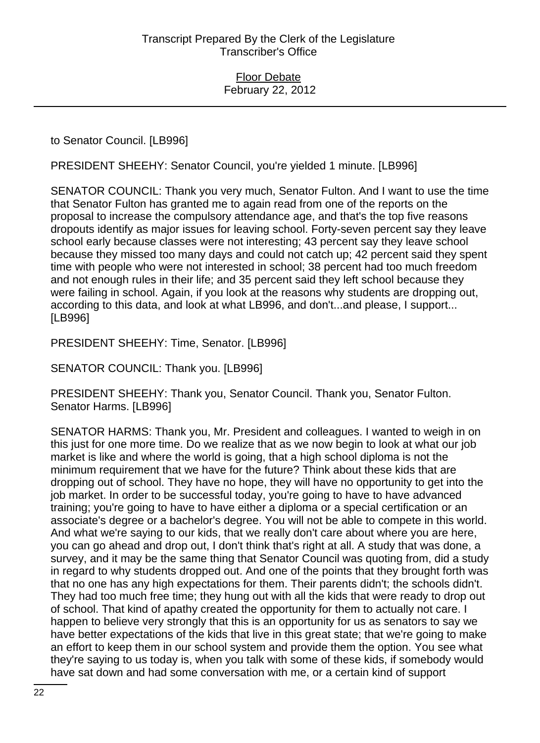to Senator Council. [LB996]

PRESIDENT SHEEHY: Senator Council, you're yielded 1 minute. [LB996]

SENATOR COUNCIL: Thank you very much, Senator Fulton. And I want to use the time that Senator Fulton has granted me to again read from one of the reports on the proposal to increase the compulsory attendance age, and that's the top five reasons dropouts identify as major issues for leaving school. Forty-seven percent say they leave school early because classes were not interesting; 43 percent say they leave school because they missed too many days and could not catch up; 42 percent said they spent time with people who were not interested in school; 38 percent had too much freedom and not enough rules in their life; and 35 percent said they left school because they were failing in school. Again, if you look at the reasons why students are dropping out, according to this data, and look at what LB996, and don't...and please, I support... [LB996]

PRESIDENT SHEEHY: Time, Senator. [LB996]

SENATOR COUNCIL: Thank you. [LB996]

PRESIDENT SHEEHY: Thank you, Senator Council. Thank you, Senator Fulton. Senator Harms. [LB996]

SENATOR HARMS: Thank you, Mr. President and colleagues. I wanted to weigh in on this just for one more time. Do we realize that as we now begin to look at what our job market is like and where the world is going, that a high school diploma is not the minimum requirement that we have for the future? Think about these kids that are dropping out of school. They have no hope, they will have no opportunity to get into the job market. In order to be successful today, you're going to have to have advanced training; you're going to have to have either a diploma or a special certification or an associate's degree or a bachelor's degree. You will not be able to compete in this world. And what we're saying to our kids, that we really don't care about where you are here, you can go ahead and drop out, I don't think that's right at all. A study that was done, a survey, and it may be the same thing that Senator Council was quoting from, did a study in regard to why students dropped out. And one of the points that they brought forth was that no one has any high expectations for them. Their parents didn't; the schools didn't. They had too much free time; they hung out with all the kids that were ready to drop out of school. That kind of apathy created the opportunity for them to actually not care. I happen to believe very strongly that this is an opportunity for us as senators to say we have better expectations of the kids that live in this great state; that we're going to make an effort to keep them in our school system and provide them the option. You see what they're saying to us today is, when you talk with some of these kids, if somebody would have sat down and had some conversation with me, or a certain kind of support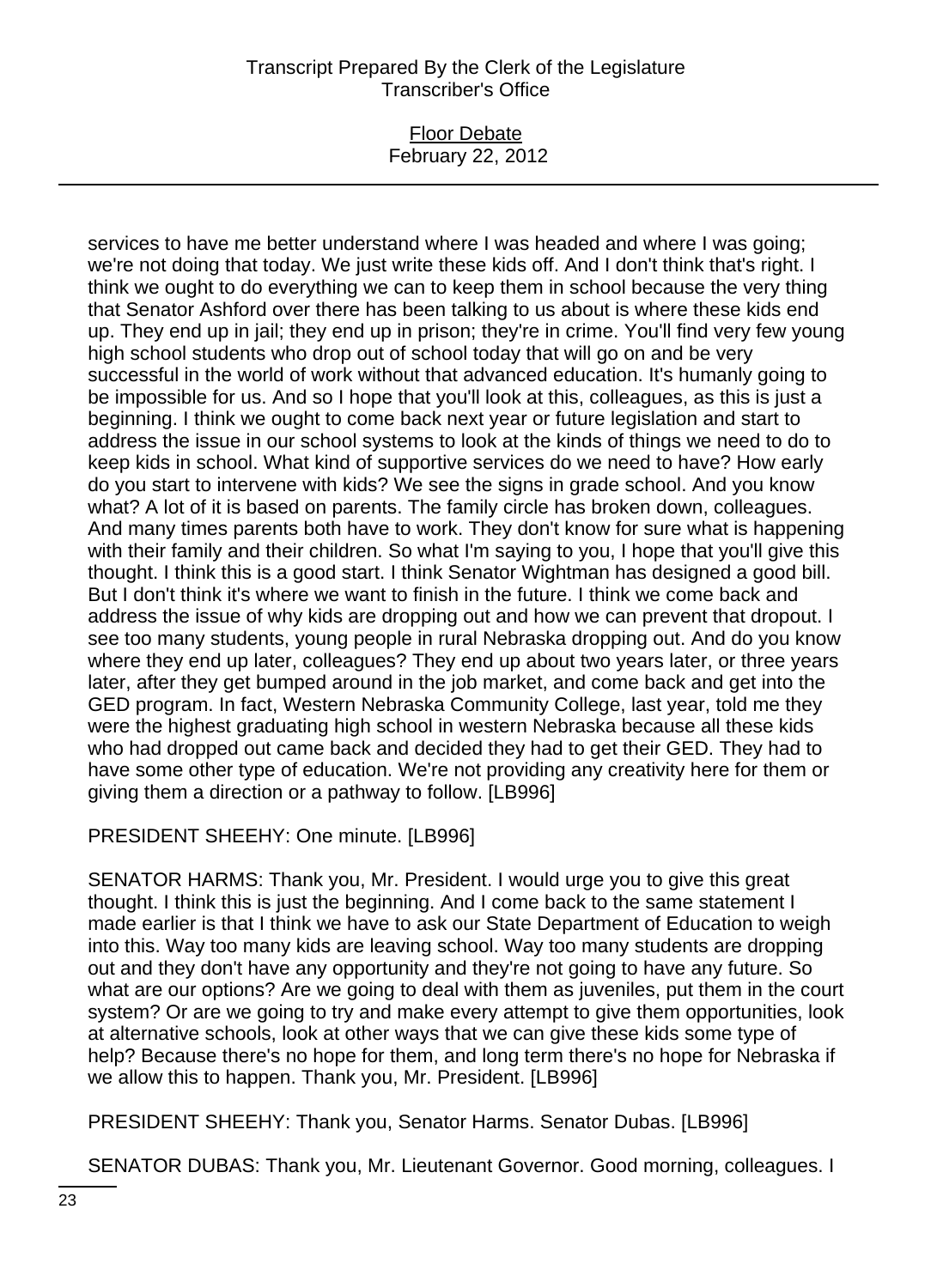services to have me better understand where I was headed and where I was going; we're not doing that today. We just write these kids off. And I don't think that's right. I think we ought to do everything we can to keep them in school because the very thing that Senator Ashford over there has been talking to us about is where these kids end up. They end up in jail; they end up in prison; they're in crime. You'll find very few young high school students who drop out of school today that will go on and be very successful in the world of work without that advanced education. It's humanly going to be impossible for us. And so I hope that you'll look at this, colleagues, as this is just a beginning. I think we ought to come back next year or future legislation and start to address the issue in our school systems to look at the kinds of things we need to do to keep kids in school. What kind of supportive services do we need to have? How early do you start to intervene with kids? We see the signs in grade school. And you know what? A lot of it is based on parents. The family circle has broken down, colleagues. And many times parents both have to work. They don't know for sure what is happening with their family and their children. So what I'm saying to you, I hope that you'll give this thought. I think this is a good start. I think Senator Wightman has designed a good bill. But I don't think it's where we want to finish in the future. I think we come back and address the issue of why kids are dropping out and how we can prevent that dropout. I see too many students, young people in rural Nebraska dropping out. And do you know where they end up later, colleagues? They end up about two years later, or three years later, after they get bumped around in the job market, and come back and get into the GED program. In fact, Western Nebraska Community College, last year, told me they were the highest graduating high school in western Nebraska because all these kids who had dropped out came back and decided they had to get their GED. They had to have some other type of education. We're not providing any creativity here for them or giving them a direction or a pathway to follow. [LB996]

PRESIDENT SHEEHY: One minute. [LB996]

SENATOR HARMS: Thank you, Mr. President. I would urge you to give this great thought. I think this is just the beginning. And I come back to the same statement I made earlier is that I think we have to ask our State Department of Education to weigh into this. Way too many kids are leaving school. Way too many students are dropping out and they don't have any opportunity and they're not going to have any future. So what are our options? Are we going to deal with them as juveniles, put them in the court system? Or are we going to try and make every attempt to give them opportunities, look at alternative schools, look at other ways that we can give these kids some type of help? Because there's no hope for them, and long term there's no hope for Nebraska if we allow this to happen. Thank you, Mr. President. [LB996]

PRESIDENT SHEEHY: Thank you, Senator Harms. Senator Dubas. [LB996]

SENATOR DUBAS: Thank you, Mr. Lieutenant Governor. Good morning, colleagues. I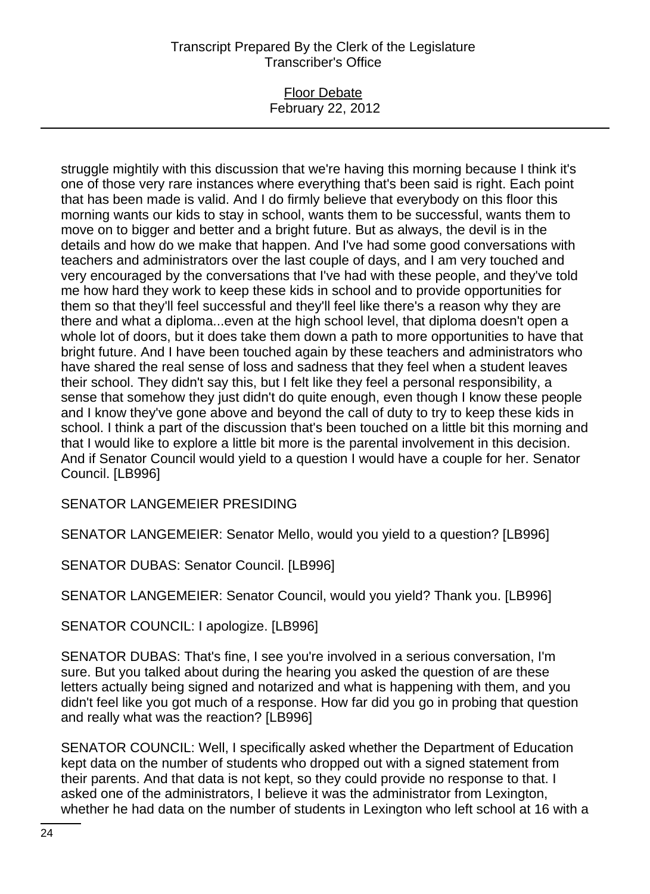struggle mightily with this discussion that we're having this morning because I think it's one of those very rare instances where everything that's been said is right. Each point that has been made is valid. And I do firmly believe that everybody on this floor this morning wants our kids to stay in school, wants them to be successful, wants them to move on to bigger and better and a bright future. But as always, the devil is in the details and how do we make that happen. And I've had some good conversations with teachers and administrators over the last couple of days, and I am very touched and very encouraged by the conversations that I've had with these people, and they've told me how hard they work to keep these kids in school and to provide opportunities for them so that they'll feel successful and they'll feel like there's a reason why they are there and what a diploma...even at the high school level, that diploma doesn't open a whole lot of doors, but it does take them down a path to more opportunities to have that bright future. And I have been touched again by these teachers and administrators who have shared the real sense of loss and sadness that they feel when a student leaves their school. They didn't say this, but I felt like they feel a personal responsibility, a sense that somehow they just didn't do quite enough, even though I know these people and I know they've gone above and beyond the call of duty to try to keep these kids in school. I think a part of the discussion that's been touched on a little bit this morning and that I would like to explore a little bit more is the parental involvement in this decision. And if Senator Council would yield to a question I would have a couple for her. Senator Council. [LB996]

SENATOR LANGEMEIER PRESIDING

SENATOR LANGEMEIER: Senator Mello, would you yield to a question? [LB996]

SENATOR DUBAS: Senator Council. [LB996]

SENATOR LANGEMEIER: Senator Council, would you yield? Thank you. [LB996]

SENATOR COUNCIL: I apologize. [LB996]

SENATOR DUBAS: That's fine, I see you're involved in a serious conversation, I'm sure. But you talked about during the hearing you asked the question of are these letters actually being signed and notarized and what is happening with them, and you didn't feel like you got much of a response. How far did you go in probing that question and really what was the reaction? [LB996]

SENATOR COUNCIL: Well, I specifically asked whether the Department of Education kept data on the number of students who dropped out with a signed statement from their parents. And that data is not kept, so they could provide no response to that. I asked one of the administrators, I believe it was the administrator from Lexington, whether he had data on the number of students in Lexington who left school at 16 with a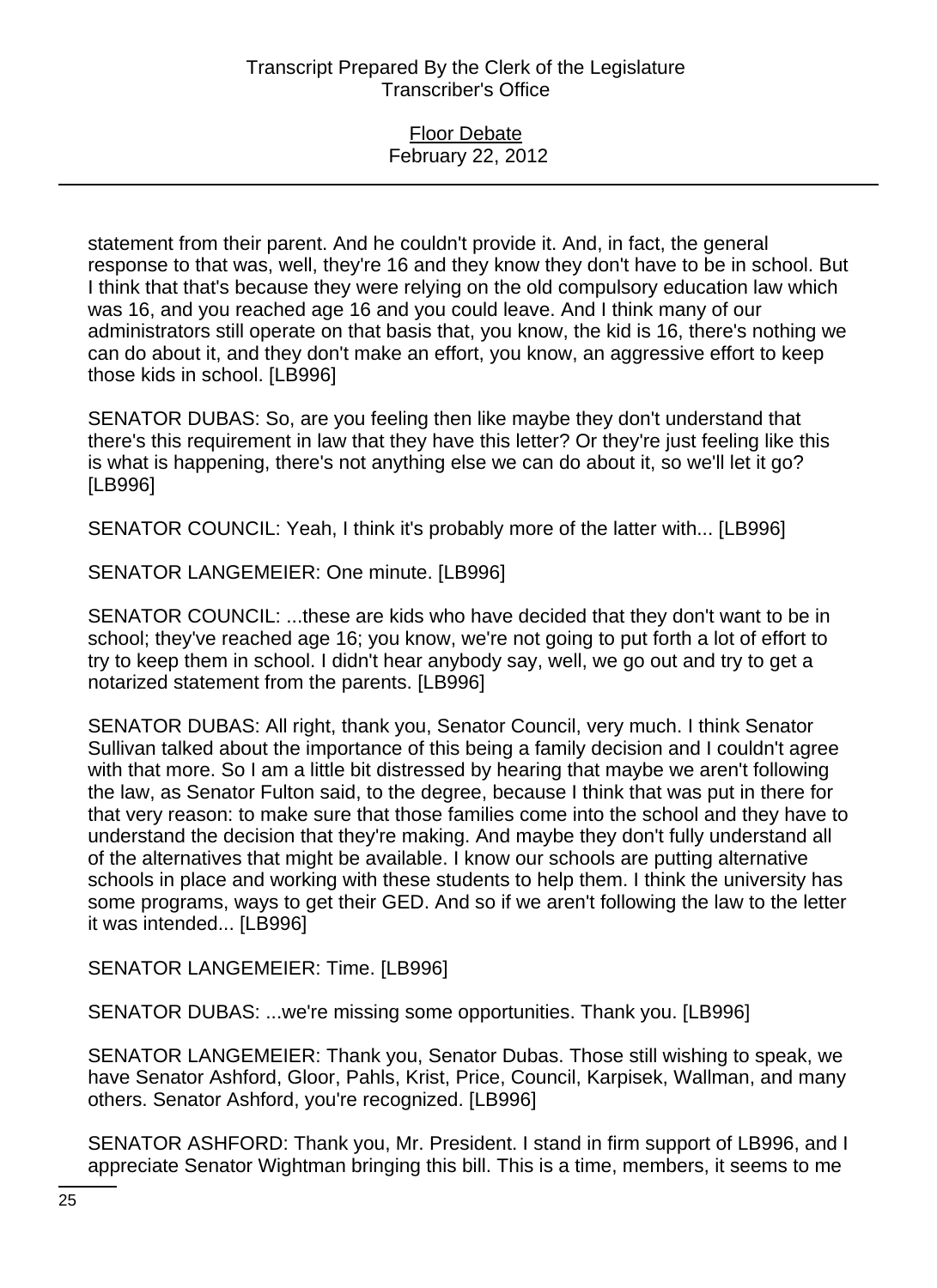statement from their parent. And he couldn't provide it. And, in fact, the general response to that was, well, they're 16 and they know they don't have to be in school. But I think that that's because they were relying on the old compulsory education law which was 16, and you reached age 16 and you could leave. And I think many of our administrators still operate on that basis that, you know, the kid is 16, there's nothing we can do about it, and they don't make an effort, you know, an aggressive effort to keep those kids in school. [LB996]

SENATOR DUBAS: So, are you feeling then like maybe they don't understand that there's this requirement in law that they have this letter? Or they're just feeling like this is what is happening, there's not anything else we can do about it, so we'll let it go? [LB996]

SENATOR COUNCIL: Yeah, I think it's probably more of the latter with... [LB996]

SENATOR LANGEMEIER: One minute. [LB996]

SENATOR COUNCIL: ...these are kids who have decided that they don't want to be in school; they've reached age 16; you know, we're not going to put forth a lot of effort to try to keep them in school. I didn't hear anybody say, well, we go out and try to get a notarized statement from the parents. [LB996]

SENATOR DUBAS: All right, thank you, Senator Council, very much. I think Senator Sullivan talked about the importance of this being a family decision and I couldn't agree with that more. So I am a little bit distressed by hearing that maybe we aren't following the law, as Senator Fulton said, to the degree, because I think that was put in there for that very reason: to make sure that those families come into the school and they have to understand the decision that they're making. And maybe they don't fully understand all of the alternatives that might be available. I know our schools are putting alternative schools in place and working with these students to help them. I think the university has some programs, ways to get their GED. And so if we aren't following the law to the letter it was intended... [LB996]

SENATOR LANGEMEIER: Time. [LB996]

SENATOR DUBAS: ...we're missing some opportunities. Thank you. [LB996]

SENATOR LANGEMEIER: Thank you, Senator Dubas. Those still wishing to speak, we have Senator Ashford, Gloor, Pahls, Krist, Price, Council, Karpisek, Wallman, and many others. Senator Ashford, you're recognized. [LB996]

SENATOR ASHFORD: Thank you, Mr. President. I stand in firm support of LB996, and I appreciate Senator Wightman bringing this bill. This is a time, members, it seems to me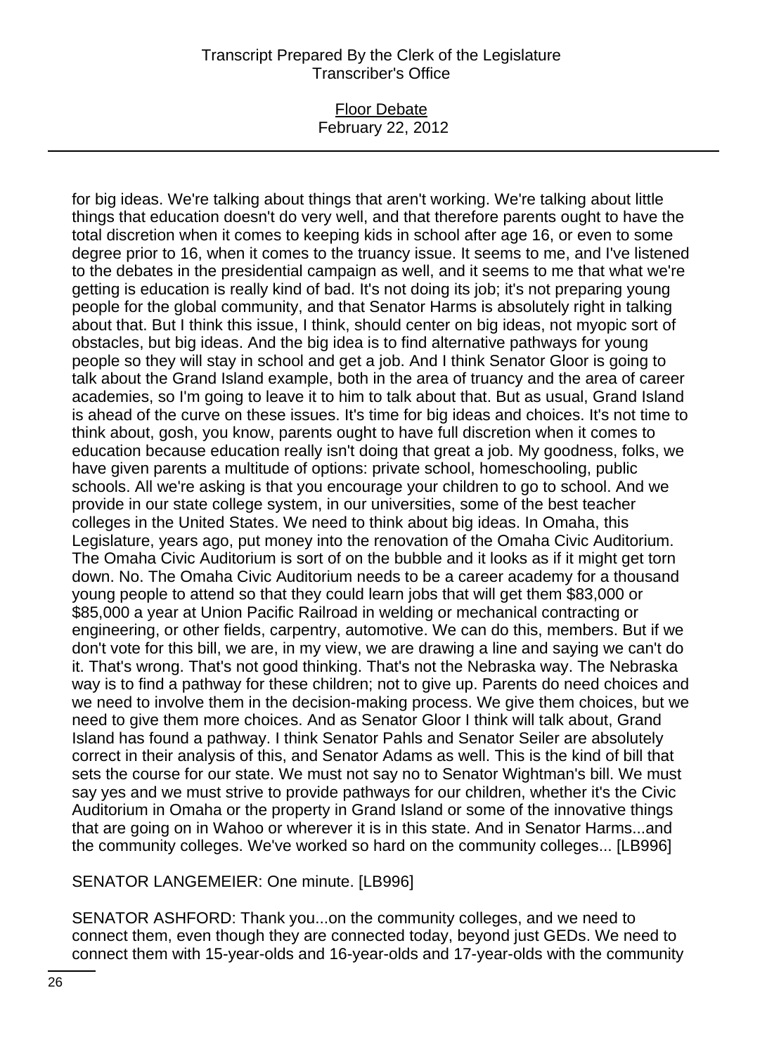for big ideas. We're talking about things that aren't working. We're talking about little things that education doesn't do very well, and that therefore parents ought to have the total discretion when it comes to keeping kids in school after age 16, or even to some degree prior to 16, when it comes to the truancy issue. It seems to me, and I've listened to the debates in the presidential campaign as well, and it seems to me that what we're getting is education is really kind of bad. It's not doing its job; it's not preparing young people for the global community, and that Senator Harms is absolutely right in talking about that. But I think this issue, I think, should center on big ideas, not myopic sort of obstacles, but big ideas. And the big idea is to find alternative pathways for young people so they will stay in school and get a job. And I think Senator Gloor is going to talk about the Grand Island example, both in the area of truancy and the area of career academies, so I'm going to leave it to him to talk about that. But as usual, Grand Island is ahead of the curve on these issues. It's time for big ideas and choices. It's not time to think about, gosh, you know, parents ought to have full discretion when it comes to education because education really isn't doing that great a job. My goodness, folks, we have given parents a multitude of options: private school, homeschooling, public schools. All we're asking is that you encourage your children to go to school. And we provide in our state college system, in our universities, some of the best teacher colleges in the United States. We need to think about big ideas. In Omaha, this Legislature, years ago, put money into the renovation of the Omaha Civic Auditorium. The Omaha Civic Auditorium is sort of on the bubble and it looks as if it might get torn down. No. The Omaha Civic Auditorium needs to be a career academy for a thousand young people to attend so that they could learn jobs that will get them $83,000 or $85,000 a year at Union Pacific Railroad in welding or mechanical contracting or engineering, or other fields, carpentry, automotive. We can do this, members. But if we don't vote for this bill, we are, in my view, we are drawing a line and saying we can't do it. That's wrong. That's not good thinking. That's not the Nebraska way. The Nebraska way is to find a pathway for these children; not to give up. Parents do need choices and we need to involve them in the decision-making process. We give them choices, but we need to give them more choices. And as Senator Gloor I think will talk about, Grand Island has found a pathway. I think Senator Pahls and Senator Seiler are absolutely correct in their analysis of this, and Senator Adams as well. This is the kind of bill that sets the course for our state. We must not say no to Senator Wightman's bill. We must say yes and we must strive to provide pathways for our children, whether it's the Civic Auditorium in Omaha or the property in Grand Island or some of the innovative things that are going on in Wahoo or wherever it is in this state. And in Senator Harms...and the community colleges. We've worked so hard on the community colleges... [LB996]

SENATOR LANGEMEIER: One minute. [LB996]

SENATOR ASHFORD: Thank you...on the community colleges, and we need to connect them, even though they are connected today, beyond just GEDs. We need to connect them with 15-year-olds and 16-year-olds and 17-year-olds with the community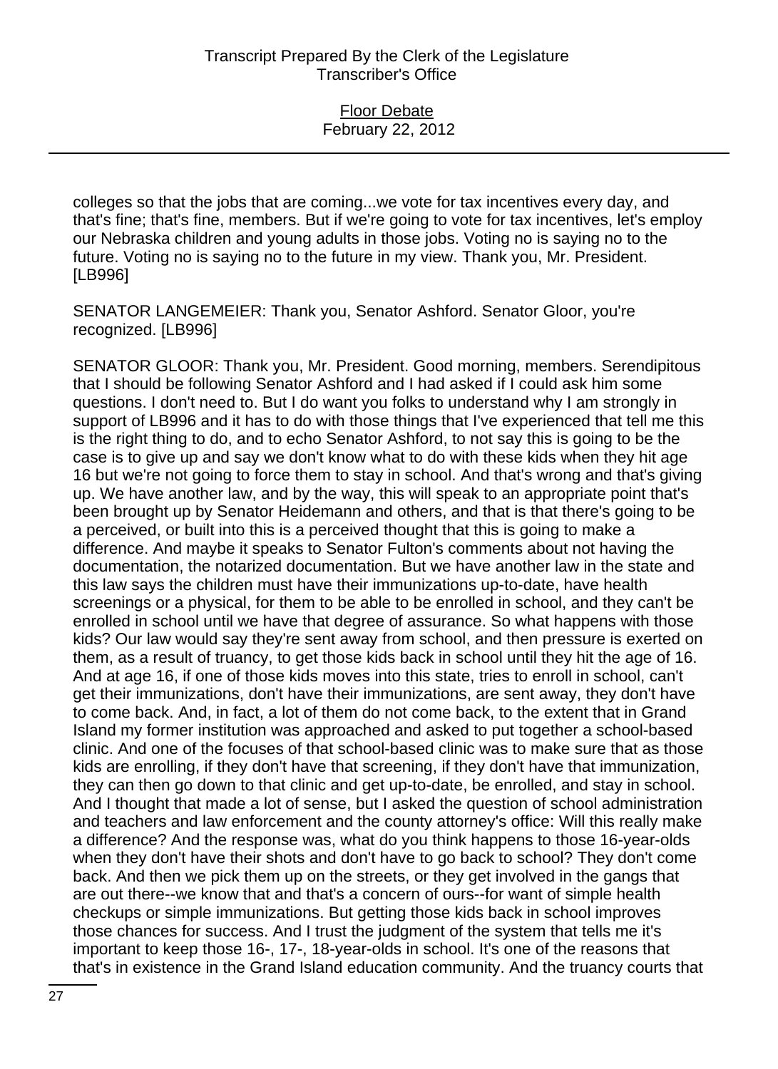colleges so that the jobs that are coming...we vote for tax incentives every day, and that's fine; that's fine, members. But if we're going to vote for tax incentives, let's employ our Nebraska children and young adults in those jobs. Voting no is saying no to the future. Voting no is saying no to the future in my view. Thank you, Mr. President. [LB996]

SENATOR LANGEMEIER: Thank you, Senator Ashford. Senator Gloor, you're recognized. [LB996]

SENATOR GLOOR: Thank you, Mr. President. Good morning, members. Serendipitous that I should be following Senator Ashford and I had asked if I could ask him some questions. I don't need to. But I do want you folks to understand why I am strongly in support of LB996 and it has to do with those things that I've experienced that tell me this is the right thing to do, and to echo Senator Ashford, to not say this is going to be the case is to give up and say we don't know what to do with these kids when they hit age 16 but we're not going to force them to stay in school. And that's wrong and that's giving up. We have another law, and by the way, this will speak to an appropriate point that's been brought up by Senator Heidemann and others, and that is that there's going to be a perceived, or built into this is a perceived thought that this is going to make a difference. And maybe it speaks to Senator Fulton's comments about not having the documentation, the notarized documentation. But we have another law in the state and this law says the children must have their immunizations up-to-date, have health screenings or a physical, for them to be able to be enrolled in school, and they can't be enrolled in school until we have that degree of assurance. So what happens with those kids? Our law would say they're sent away from school, and then pressure is exerted on them, as a result of truancy, to get those kids back in school until they hit the age of 16. And at age 16, if one of those kids moves into this state, tries to enroll in school, can't get their immunizations, don't have their immunizations, are sent away, they don't have to come back. And, in fact, a lot of them do not come back, to the extent that in Grand Island my former institution was approached and asked to put together a school-based clinic. And one of the focuses of that school-based clinic was to make sure that as those kids are enrolling, if they don't have that screening, if they don't have that immunization, they can then go down to that clinic and get up-to-date, be enrolled, and stay in school. And I thought that made a lot of sense, but I asked the question of school administration and teachers and law enforcement and the county attorney's office: Will this really make a difference? And the response was, what do you think happens to those 16-year-olds when they don't have their shots and don't have to go back to school? They don't come back. And then we pick them up on the streets, or they get involved in the gangs that are out there--we know that and that's a concern of ours--for want of simple health checkups or simple immunizations. But getting those kids back in school improves those chances for success. And I trust the judgment of the system that tells me it's important to keep those 16-, 17-, 18-year-olds in school. It's one of the reasons that that's in existence in the Grand Island education community. And the truancy courts that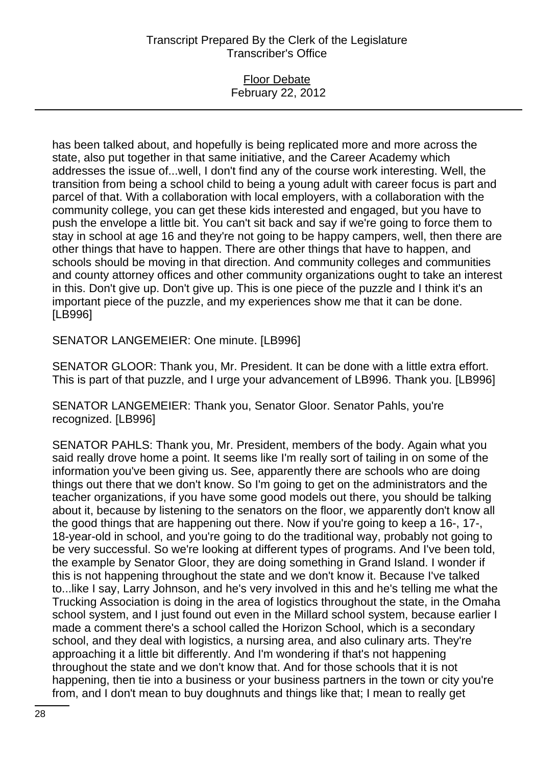has been talked about, and hopefully is being replicated more and more across the state, also put together in that same initiative, and the Career Academy which addresses the issue of...well, I don't find any of the course work interesting. Well, the transition from being a school child to being a young adult with career focus is part and parcel of that. With a collaboration with local employers, with a collaboration with the community college, you can get these kids interested and engaged, but you have to push the envelope a little bit. You can't sit back and say if we're going to force them to stay in school at age 16 and they're not going to be happy campers, well, then there are other things that have to happen. There are other things that have to happen, and schools should be moving in that direction. And community colleges and communities and county attorney offices and other community organizations ought to take an interest in this. Don't give up. Don't give up. This is one piece of the puzzle and I think it's an important piece of the puzzle, and my experiences show me that it can be done. [LB996]

SENATOR LANGEMEIER: One minute. [LB996]

SENATOR GLOOR: Thank you, Mr. President. It can be done with a little extra effort. This is part of that puzzle, and I urge your advancement of LB996. Thank you. [LB996]

SENATOR LANGEMEIER: Thank you, Senator Gloor. Senator Pahls, you're recognized. [LB996]

SENATOR PAHLS: Thank you, Mr. President, members of the body. Again what you said really drove home a point. It seems like I'm really sort of tailing in on some of the information you've been giving us. See, apparently there are schools who are doing things out there that we don't know. So I'm going to get on the administrators and the teacher organizations, if you have some good models out there, you should be talking about it, because by listening to the senators on the floor, we apparently don't know all the good things that are happening out there. Now if you're going to keep a 16-, 17-, 18-year-old in school, and you're going to do the traditional way, probably not going to be very successful. So we're looking at different types of programs. And I've been told, the example by Senator Gloor, they are doing something in Grand Island. I wonder if this is not happening throughout the state and we don't know it. Because I've talked to...like I say, Larry Johnson, and he's very involved in this and he's telling me what the Trucking Association is doing in the area of logistics throughout the state, in the Omaha school system, and I just found out even in the Millard school system, because earlier I made a comment there's a school called the Horizon School, which is a secondary school, and they deal with logistics, a nursing area, and also culinary arts. They're approaching it a little bit differently. And I'm wondering if that's not happening throughout the state and we don't know that. And for those schools that it is not happening, then tie into a business or your business partners in the town or city you're from, and I don't mean to buy doughnuts and things like that; I mean to really get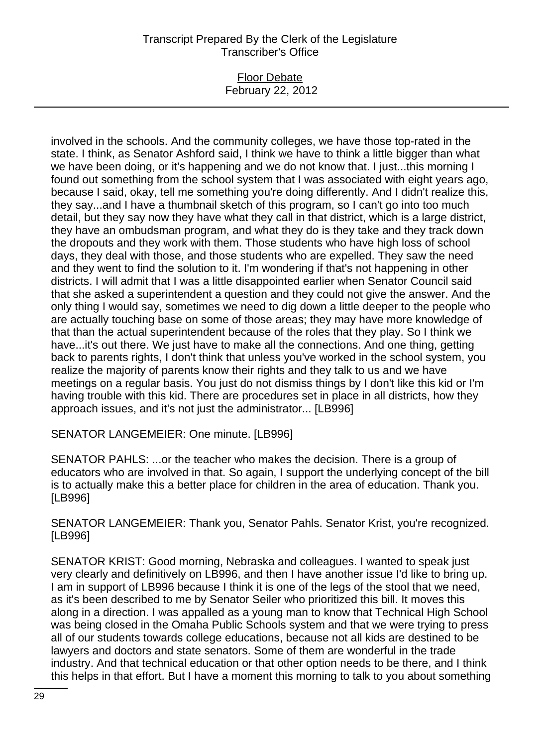involved in the schools. And the community colleges, we have those top-rated in the state. I think, as Senator Ashford said, I think we have to think a little bigger than what we have been doing, or it's happening and we do not know that. I just...this morning I found out something from the school system that I was associated with eight years ago, because I said, okay, tell me something you're doing differently. And I didn't realize this, they say...and I have a thumbnail sketch of this program, so I can't go into too much detail, but they say now they have what they call in that district, which is a large district, they have an ombudsman program, and what they do is they take and they track down the dropouts and they work with them. Those students who have high loss of school days, they deal with those, and those students who are expelled. They saw the need and they went to find the solution to it. I'm wondering if that's not happening in other districts. I will admit that I was a little disappointed earlier when Senator Council said that she asked a superintendent a question and they could not give the answer. And the only thing I would say, sometimes we need to dig down a little deeper to the people who are actually touching base on some of those areas; they may have more knowledge of that than the actual superintendent because of the roles that they play. So I think we have...it's out there. We just have to make all the connections. And one thing, getting back to parents rights, I don't think that unless you've worked in the school system, you realize the majority of parents know their rights and they talk to us and we have meetings on a regular basis. You just do not dismiss things by I don't like this kid or I'm having trouble with this kid. There are procedures set in place in all districts, how they approach issues, and it's not just the administrator... [LB996]

SENATOR LANGEMEIER: One minute. [LB996]

SENATOR PAHLS: ...or the teacher who makes the decision. There is a group of educators who are involved in that. So again, I support the underlying concept of the bill is to actually make this a better place for children in the area of education. Thank you. [LB996]

SENATOR LANGEMEIER: Thank you, Senator Pahls. Senator Krist, you're recognized. [LB996]

SENATOR KRIST: Good morning, Nebraska and colleagues. I wanted to speak just very clearly and definitively on LB996, and then I have another issue I'd like to bring up. I am in support of LB996 because I think it is one of the legs of the stool that we need, as it's been described to me by Senator Seiler who prioritized this bill. It moves this along in a direction. I was appalled as a young man to know that Technical High School was being closed in the Omaha Public Schools system and that we were trying to press all of our students towards college educations, because not all kids are destined to be lawyers and doctors and state senators. Some of them are wonderful in the trade industry. And that technical education or that other option needs to be there, and I think this helps in that effort. But I have a moment this morning to talk to you about something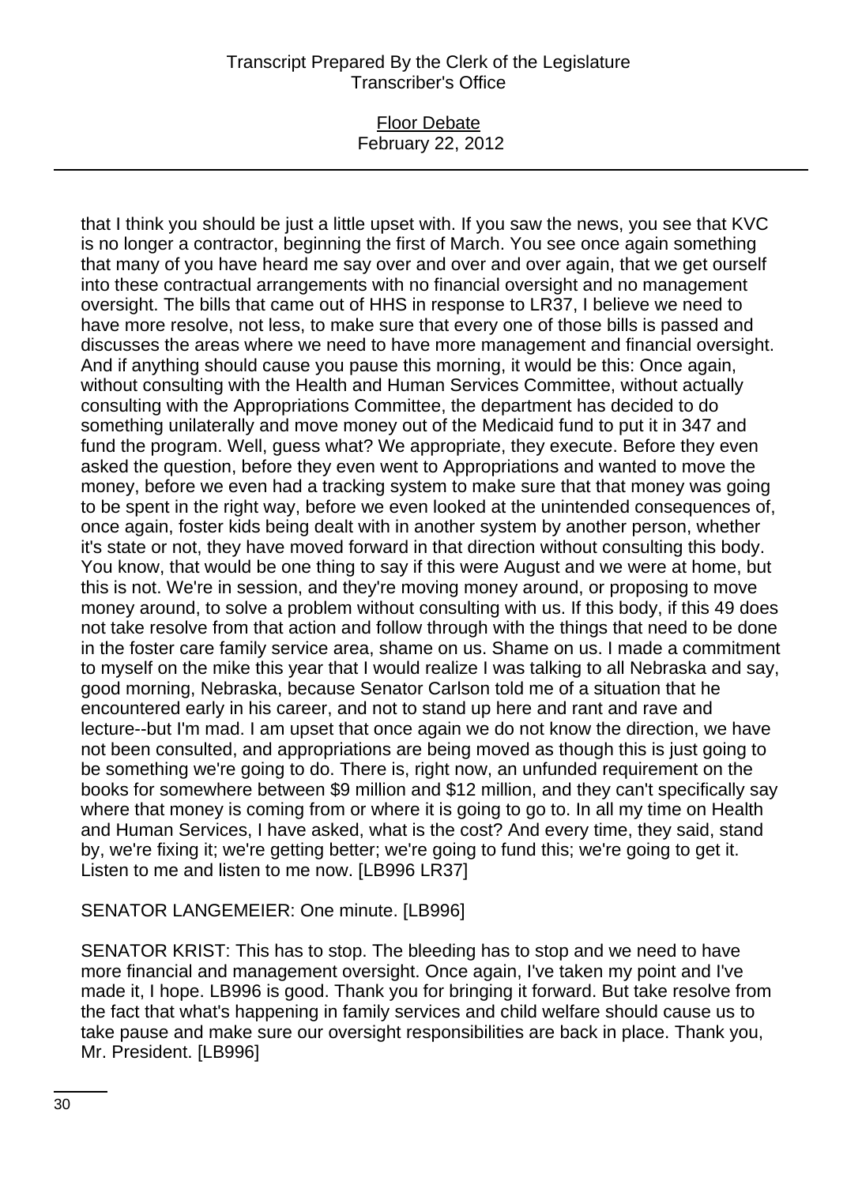that I think you should be just a little upset with. If you saw the news, you see that KVC is no longer a contractor, beginning the first of March. You see once again something that many of you have heard me say over and over and over again, that we get ourself into these contractual arrangements with no financial oversight and no management oversight. The bills that came out of HHS in response to LR37, I believe we need to have more resolve, not less, to make sure that every one of those bills is passed and discusses the areas where we need to have more management and financial oversight. And if anything should cause you pause this morning, it would be this: Once again, without consulting with the Health and Human Services Committee, without actually consulting with the Appropriations Committee, the department has decided to do something unilaterally and move money out of the Medicaid fund to put it in 347 and fund the program. Well, guess what? We appropriate, they execute. Before they even asked the question, before they even went to Appropriations and wanted to move the money, before we even had a tracking system to make sure that that money was going to be spent in the right way, before we even looked at the unintended consequences of, once again, foster kids being dealt with in another system by another person, whether it's state or not, they have moved forward in that direction without consulting this body. You know, that would be one thing to say if this were August and we were at home, but this is not. We're in session, and they're moving money around, or proposing to move money around, to solve a problem without consulting with us. If this body, if this 49 does not take resolve from that action and follow through with the things that need to be done in the foster care family service area, shame on us. Shame on us. I made a commitment to myself on the mike this year that I would realize I was talking to all Nebraska and say, good morning, Nebraska, because Senator Carlson told me of a situation that he encountered early in his career, and not to stand up here and rant and rave and lecture--but I'm mad. I am upset that once again we do not know the direction, we have not been consulted, and appropriations are being moved as though this is just going to be something we're going to do. There is, right now, an unfunded requirement on the books for somewhere between $9 million and $12 million, and they can't specifically say where that money is coming from or where it is going to go to. In all my time on Health and Human Services, I have asked, what is the cost? And every time, they said, stand by, we're fixing it; we're getting better; we're going to fund this; we're going to get it. Listen to me and listen to me now. [LB996 LR37]

SENATOR LANGEMEIER: One minute. [LB996]

SENATOR KRIST: This has to stop. The bleeding has to stop and we need to have more financial and management oversight. Once again, I've taken my point and I've made it, I hope. LB996 is good. Thank you for bringing it forward. But take resolve from the fact that what's happening in family services and child welfare should cause us to take pause and make sure our oversight responsibilities are back in place. Thank you, Mr. President. [LB996]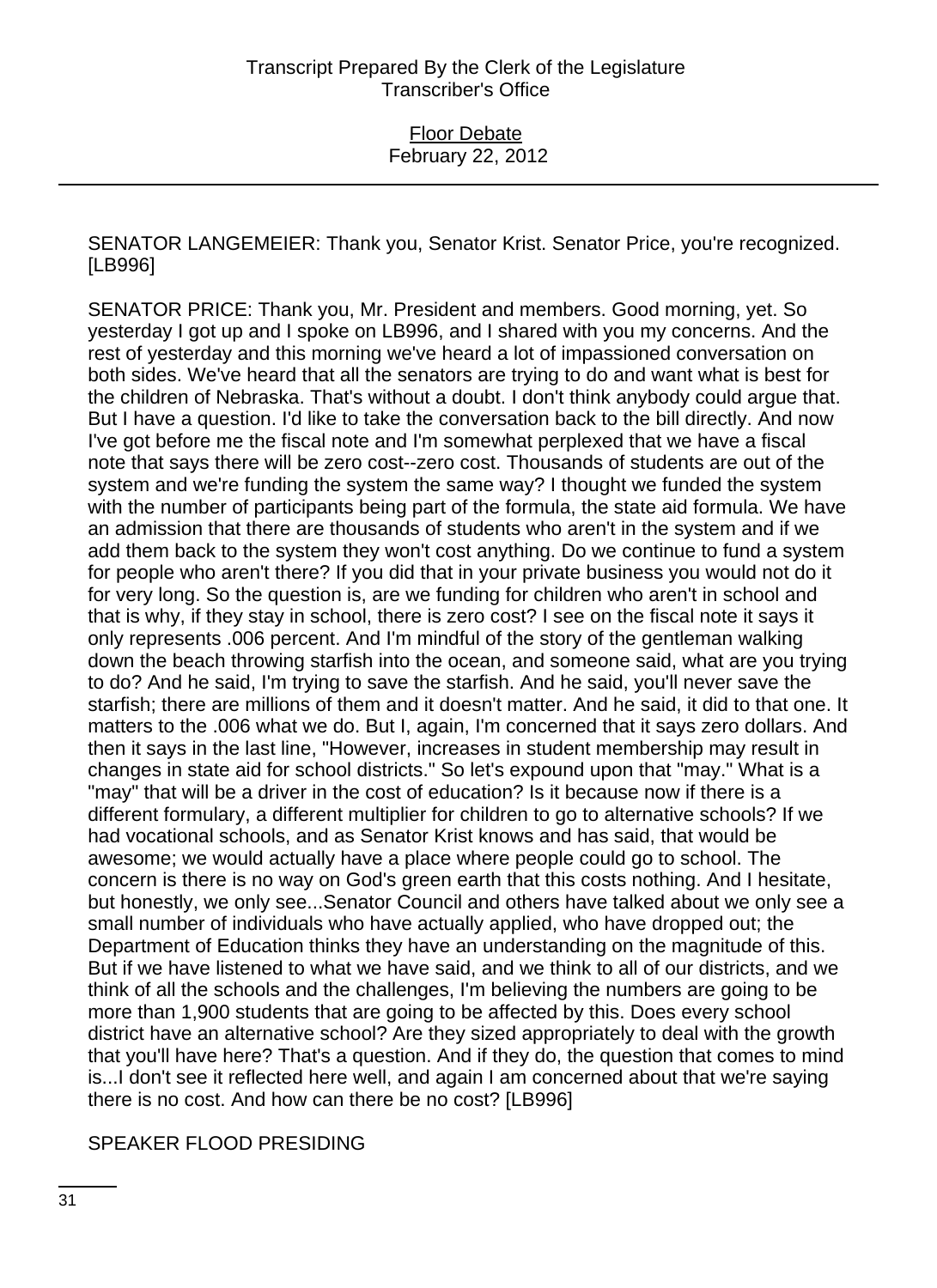SENATOR LANGEMEIER: Thank you, Senator Krist. Senator Price, you're recognized. [LB996]

SENATOR PRICE: Thank you, Mr. President and members. Good morning, yet. So yesterday I got up and I spoke on LB996, and I shared with you my concerns. And the rest of yesterday and this morning we've heard a lot of impassioned conversation on both sides. We've heard that all the senators are trying to do and want what is best for the children of Nebraska. That's without a doubt. I don't think anybody could argue that. But I have a question. I'd like to take the conversation back to the bill directly. And now I've got before me the fiscal note and I'm somewhat perplexed that we have a fiscal note that says there will be zero cost--zero cost. Thousands of students are out of the system and we're funding the system the same way? I thought we funded the system with the number of participants being part of the formula, the state aid formula. We have an admission that there are thousands of students who aren't in the system and if we add them back to the system they won't cost anything. Do we continue to fund a system for people who aren't there? If you did that in your private business you would not do it for very long. So the question is, are we funding for children who aren't in school and that is why, if they stay in school, there is zero cost? I see on the fiscal note it says it only represents .006 percent. And I'm mindful of the story of the gentleman walking down the beach throwing starfish into the ocean, and someone said, what are you trying to do? And he said, I'm trying to save the starfish. And he said, you'll never save the starfish; there are millions of them and it doesn't matter. And he said, it did to that one. It matters to the .006 what we do. But I, again, I'm concerned that it says zero dollars. And then it says in the last line, "However, increases in student membership may result in changes in state aid for school districts." So let's expound upon that "may." What is a "may" that will be a driver in the cost of education? Is it because now if there is a different formulary, a different multiplier for children to go to alternative schools? If we had vocational schools, and as Senator Krist knows and has said, that would be awesome; we would actually have a place where people could go to school. The concern is there is no way on God's green earth that this costs nothing. And I hesitate, but honestly, we only see...Senator Council and others have talked about we only see a small number of individuals who have actually applied, who have dropped out; the Department of Education thinks they have an understanding on the magnitude of this. But if we have listened to what we have said, and we think to all of our districts, and we think of all the schools and the challenges, I'm believing the numbers are going to be more than 1,900 students that are going to be affected by this. Does every school district have an alternative school? Are they sized appropriately to deal with the growth that you'll have here? That's a question. And if they do, the question that comes to mind is...I don't see it reflected here well, and again I am concerned about that we're saying there is no cost. And how can there be no cost? [LB996]

SPEAKER FLOOD PRESIDING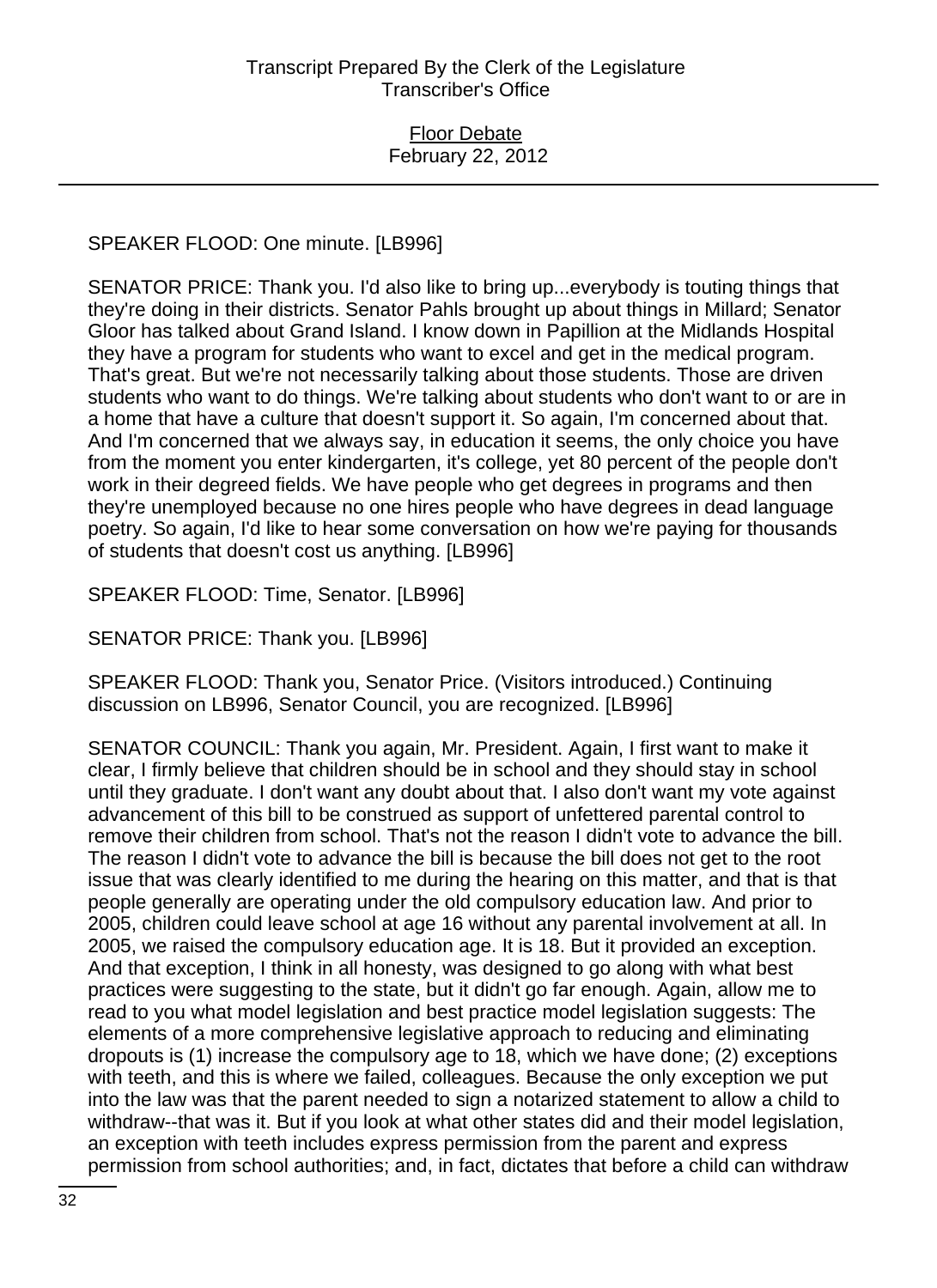SPEAKER FLOOD: One minute. [LB996]

SENATOR PRICE: Thank you. I'd also like to bring up...everybody is touting things that they're doing in their districts. Senator Pahls brought up about things in Millard; Senator Gloor has talked about Grand Island. I know down in Papillion at the Midlands Hospital they have a program for students who want to excel and get in the medical program. That's great. But we're not necessarily talking about those students. Those are driven students who want to do things. We're talking about students who don't want to or are in a home that have a culture that doesn't support it. So again, I'm concerned about that. And I'm concerned that we always say, in education it seems, the only choice you have from the moment you enter kindergarten, it's college, yet 80 percent of the people don't work in their degreed fields. We have people who get degrees in programs and then they're unemployed because no one hires people who have degrees in dead language poetry. So again, I'd like to hear some conversation on how we're paying for thousands of students that doesn't cost us anything. [LB996]

SPEAKER FLOOD: Time, Senator. [LB996]

SENATOR PRICE: Thank you. [LB996]

SPEAKER FLOOD: Thank you, Senator Price. (Visitors introduced.) Continuing discussion on LB996, Senator Council, you are recognized. [LB996]

SENATOR COUNCIL: Thank you again, Mr. President. Again, I first want to make it clear, I firmly believe that children should be in school and they should stay in school until they graduate. I don't want any doubt about that. I also don't want my vote against advancement of this bill to be construed as support of unfettered parental control to remove their children from school. That's not the reason I didn't vote to advance the bill. The reason I didn't vote to advance the bill is because the bill does not get to the root issue that was clearly identified to me during the hearing on this matter, and that is that people generally are operating under the old compulsory education law. And prior to 2005, children could leave school at age 16 without any parental involvement at all. In 2005, we raised the compulsory education age. It is 18. But it provided an exception. And that exception, I think in all honesty, was designed to go along with what best practices were suggesting to the state, but it didn't go far enough. Again, allow me to read to you what model legislation and best practice model legislation suggests: The elements of a more comprehensive legislative approach to reducing and eliminating dropouts is (1) increase the compulsory age to 18, which we have done; (2) exceptions with teeth, and this is where we failed, colleagues. Because the only exception we put into the law was that the parent needed to sign a notarized statement to allow a child to withdraw--that was it. But if you look at what other states did and their model legislation, an exception with teeth includes express permission from the parent and express permission from school authorities; and, in fact, dictates that before a child can withdraw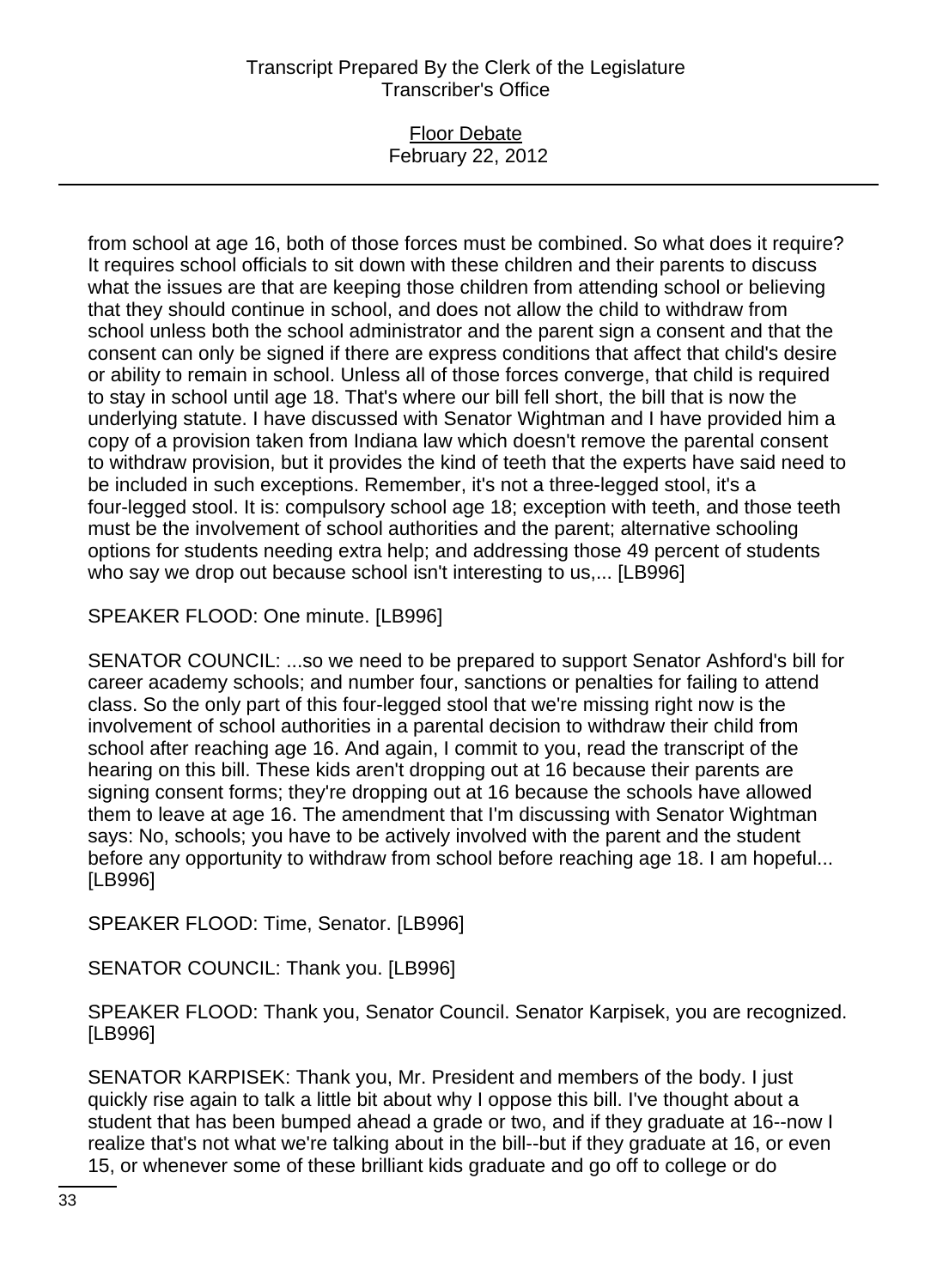from school at age 16, both of those forces must be combined. So what does it require? It requires school officials to sit down with these children and their parents to discuss what the issues are that are keeping those children from attending school or believing that they should continue in school, and does not allow the child to withdraw from school unless both the school administrator and the parent sign a consent and that the consent can only be signed if there are express conditions that affect that child's desire or ability to remain in school. Unless all of those forces converge, that child is required to stay in school until age 18. That's where our bill fell short, the bill that is now the underlying statute. I have discussed with Senator Wightman and I have provided him a copy of a provision taken from Indiana law which doesn't remove the parental consent to withdraw provision, but it provides the kind of teeth that the experts have said need to be included in such exceptions. Remember, it's not a three-legged stool, it's a four-legged stool. It is: compulsory school age 18; exception with teeth, and those teeth must be the involvement of school authorities and the parent; alternative schooling options for students needing extra help; and addressing those 49 percent of students who say we drop out because school isn't interesting to us,... [LB996]

SPEAKER FLOOD: One minute. [LB996]

SENATOR COUNCIL: ...so we need to be prepared to support Senator Ashford's bill for career academy schools; and number four, sanctions or penalties for failing to attend class. So the only part of this four-legged stool that we're missing right now is the involvement of school authorities in a parental decision to withdraw their child from school after reaching age 16. And again, I commit to you, read the transcript of the hearing on this bill. These kids aren't dropping out at 16 because their parents are signing consent forms; they're dropping out at 16 because the schools have allowed them to leave at age 16. The amendment that I'm discussing with Senator Wightman says: No, schools; you have to be actively involved with the parent and the student before any opportunity to withdraw from school before reaching age 18. I am hopeful... [LB996]

SPEAKER FLOOD: Time, Senator. [LB996]

SENATOR COUNCIL: Thank you. [LB996]

SPEAKER FLOOD: Thank you, Senator Council. Senator Karpisek, you are recognized. [LB996]

SENATOR KARPISEK: Thank you, Mr. President and members of the body. I just quickly rise again to talk a little bit about why I oppose this bill. I've thought about a student that has been bumped ahead a grade or two, and if they graduate at 16--now I realize that's not what we're talking about in the bill--but if they graduate at 16, or even 15, or whenever some of these brilliant kids graduate and go off to college or do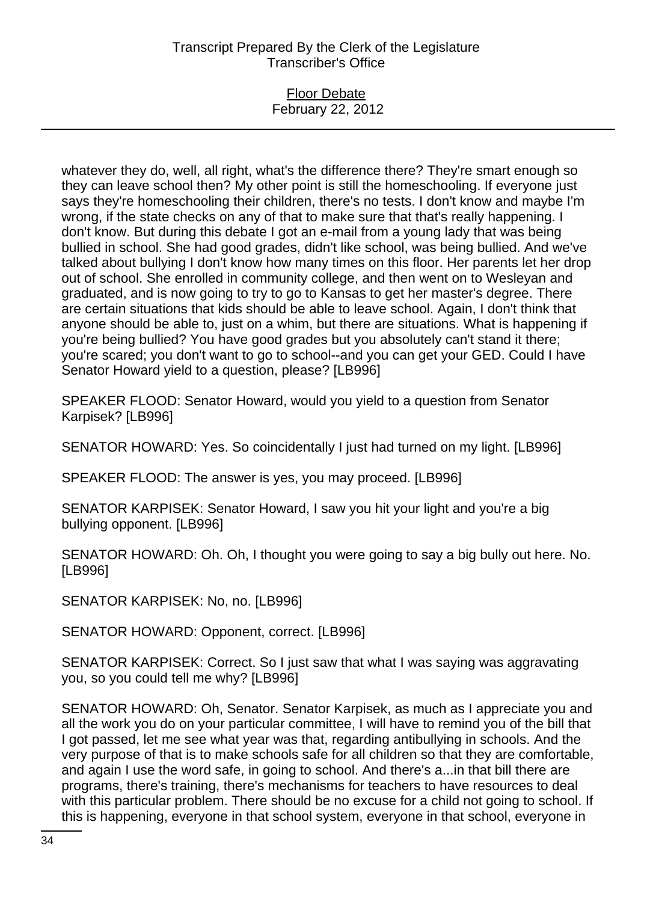whatever they do, well, all right, what's the difference there? They're smart enough so they can leave school then? My other point is still the homeschooling. If everyone just says they're homeschooling their children, there's no tests. I don't know and maybe I'm wrong, if the state checks on any of that to make sure that that's really happening. I don't know. But during this debate I got an e-mail from a young lady that was being bullied in school. She had good grades, didn't like school, was being bullied. And we've talked about bullying I don't know how many times on this floor. Her parents let her drop out of school. She enrolled in community college, and then went on to Wesleyan and graduated, and is now going to try to go to Kansas to get her master's degree. There are certain situations that kids should be able to leave school. Again, I don't think that anyone should be able to, just on a whim, but there are situations. What is happening if you're being bullied? You have good grades but you absolutely can't stand it there; you're scared; you don't want to go to school--and you can get your GED. Could I have Senator Howard yield to a question, please? [LB996]

SPEAKER FLOOD: Senator Howard, would you yield to a question from Senator Karpisek? [LB996]

SENATOR HOWARD: Yes. So coincidentally I just had turned on my light. [LB996]

SPEAKER FLOOD: The answer is yes, you may proceed. [LB996]

SENATOR KARPISEK: Senator Howard, I saw you hit your light and you're a big bullying opponent. [LB996]

SENATOR HOWARD: Oh. Oh, I thought you were going to say a big bully out here. No. [LB996]

SENATOR KARPISEK: No, no. [LB996]

SENATOR HOWARD: Opponent, correct. [LB996]

SENATOR KARPISEK: Correct. So I just saw that what I was saying was aggravating you, so you could tell me why? [LB996]

SENATOR HOWARD: Oh, Senator. Senator Karpisek, as much as I appreciate you and all the work you do on your particular committee, I will have to remind you of the bill that I got passed, let me see what year was that, regarding antibullying in schools. And the very purpose of that is to make schools safe for all children so that they are comfortable, and again I use the word safe, in going to school. And there's a...in that bill there are programs, there's training, there's mechanisms for teachers to have resources to deal with this particular problem. There should be no excuse for a child not going to school. If this is happening, everyone in that school system, everyone in that school, everyone in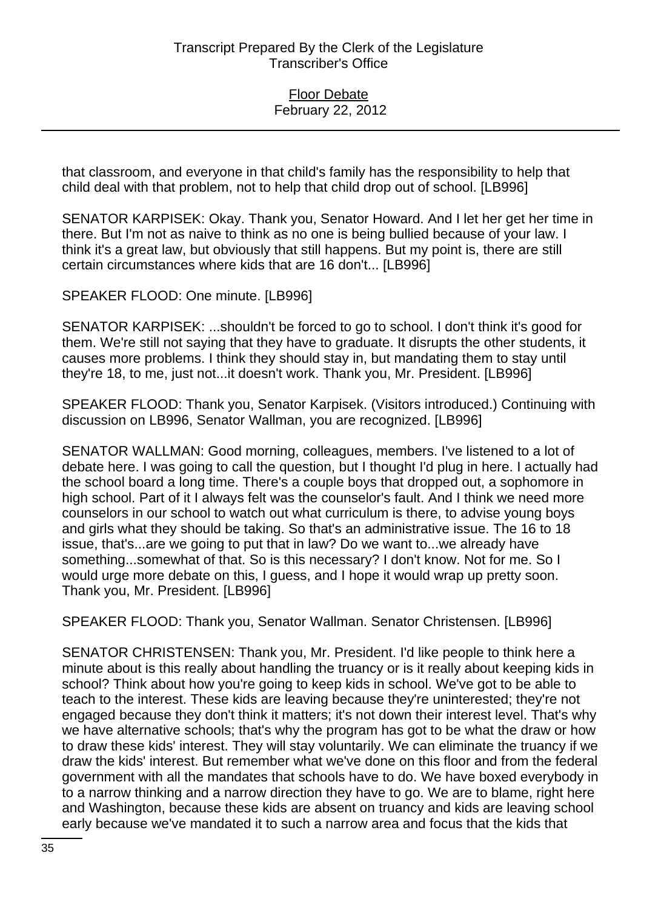that classroom, and everyone in that child's family has the responsibility to help that child deal with that problem, not to help that child drop out of school. [LB996]

SENATOR KARPISEK: Okay. Thank you, Senator Howard. And I let her get her time in there. But I'm not as naive to think as no one is being bullied because of your law. I think it's a great law, but obviously that still happens. But my point is, there are still certain circumstances where kids that are 16 don't... [LB996]

SPEAKER FLOOD: One minute. [LB996]

SENATOR KARPISEK: ...shouldn't be forced to go to school. I don't think it's good for them. We're still not saying that they have to graduate. It disrupts the other students, it causes more problems. I think they should stay in, but mandating them to stay until they're 18, to me, just not...it doesn't work. Thank you, Mr. President. [LB996]

SPEAKER FLOOD: Thank you, Senator Karpisek. (Visitors introduced.) Continuing with discussion on LB996, Senator Wallman, you are recognized. [LB996]

SENATOR WALLMAN: Good morning, colleagues, members. I've listened to a lot of debate here. I was going to call the question, but I thought I'd plug in here. I actually had the school board a long time. There's a couple boys that dropped out, a sophomore in high school. Part of it I always felt was the counselor's fault. And I think we need more counselors in our school to watch out what curriculum is there, to advise young boys and girls what they should be taking. So that's an administrative issue. The 16 to 18 issue, that's...are we going to put that in law? Do we want to...we already have something...somewhat of that. So is this necessary? I don't know. Not for me. So I would urge more debate on this, I guess, and I hope it would wrap up pretty soon. Thank you, Mr. President. [LB996]

SPEAKER FLOOD: Thank you, Senator Wallman. Senator Christensen. [LB996]

SENATOR CHRISTENSEN: Thank you, Mr. President. I'd like people to think here a minute about is this really about handling the truancy or is it really about keeping kids in school? Think about how you're going to keep kids in school. We've got to be able to teach to the interest. These kids are leaving because they're uninterested; they're not engaged because they don't think it matters; it's not down their interest level. That's why we have alternative schools; that's why the program has got to be what the draw or how to draw these kids' interest. They will stay voluntarily. We can eliminate the truancy if we draw the kids' interest. But remember what we've done on this floor and from the federal government with all the mandates that schools have to do. We have boxed everybody in to a narrow thinking and a narrow direction they have to go. We are to blame, right here and Washington, because these kids are absent on truancy and kids are leaving school early because we've mandated it to such a narrow area and focus that the kids that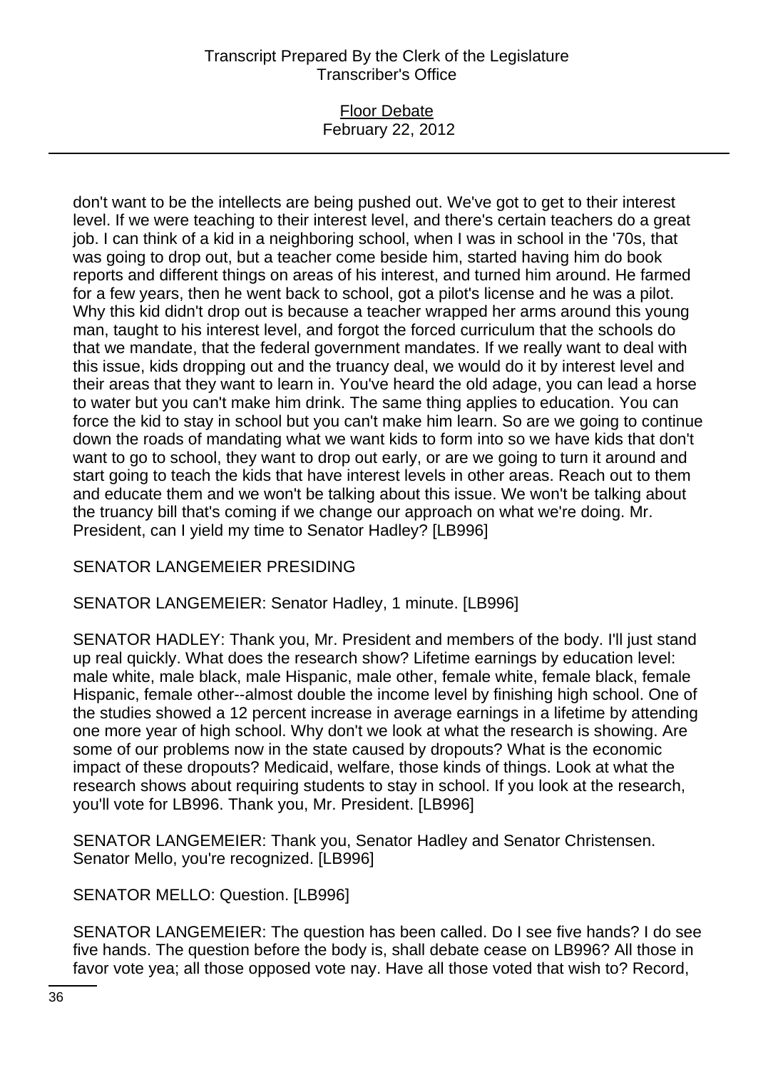don't want to be the intellects are being pushed out. We've got to get to their interest level. If we were teaching to their interest level, and there's certain teachers do a great job. I can think of a kid in a neighboring school, when I was in school in the '70s, that was going to drop out, but a teacher come beside him, started having him do book reports and different things on areas of his interest, and turned him around. He farmed for a few years, then he went back to school, got a pilot's license and he was a pilot. Why this kid didn't drop out is because a teacher wrapped her arms around this young man, taught to his interest level, and forgot the forced curriculum that the schools do that we mandate, that the federal government mandates. If we really want to deal with this issue, kids dropping out and the truancy deal, we would do it by interest level and their areas that they want to learn in. You've heard the old adage, you can lead a horse to water but you can't make him drink. The same thing applies to education. You can force the kid to stay in school but you can't make him learn. So are we going to continue down the roads of mandating what we want kids to form into so we have kids that don't want to go to school, they want to drop out early, or are we going to turn it around and start going to teach the kids that have interest levels in other areas. Reach out to them and educate them and we won't be talking about this issue. We won't be talking about the truancy bill that's coming if we change our approach on what we're doing. Mr. President, can I yield my time to Senator Hadley? [LB996]

SENATOR LANGEMEIER PRESIDING

SENATOR LANGEMEIER: Senator Hadley, 1 minute. [LB996]

SENATOR HADLEY: Thank you, Mr. President and members of the body. I'll just stand up real quickly. What does the research show? Lifetime earnings by education level: male white, male black, male Hispanic, male other, female white, female black, female Hispanic, female other--almost double the income level by finishing high school. One of the studies showed a 12 percent increase in average earnings in a lifetime by attending one more year of high school. Why don't we look at what the research is showing. Are some of our problems now in the state caused by dropouts? What is the economic impact of these dropouts? Medicaid, welfare, those kinds of things. Look at what the research shows about requiring students to stay in school. If you look at the research, you'll vote for LB996. Thank you, Mr. President. [LB996]

SENATOR LANGEMEIER: Thank you, Senator Hadley and Senator Christensen. Senator Mello, you're recognized. [LB996]

SENATOR MELLO: Question. [LB996]

SENATOR LANGEMEIER: The question has been called. Do I see five hands? I do see five hands. The question before the body is, shall debate cease on LB996? All those in favor vote yea; all those opposed vote nay. Have all those voted that wish to? Record,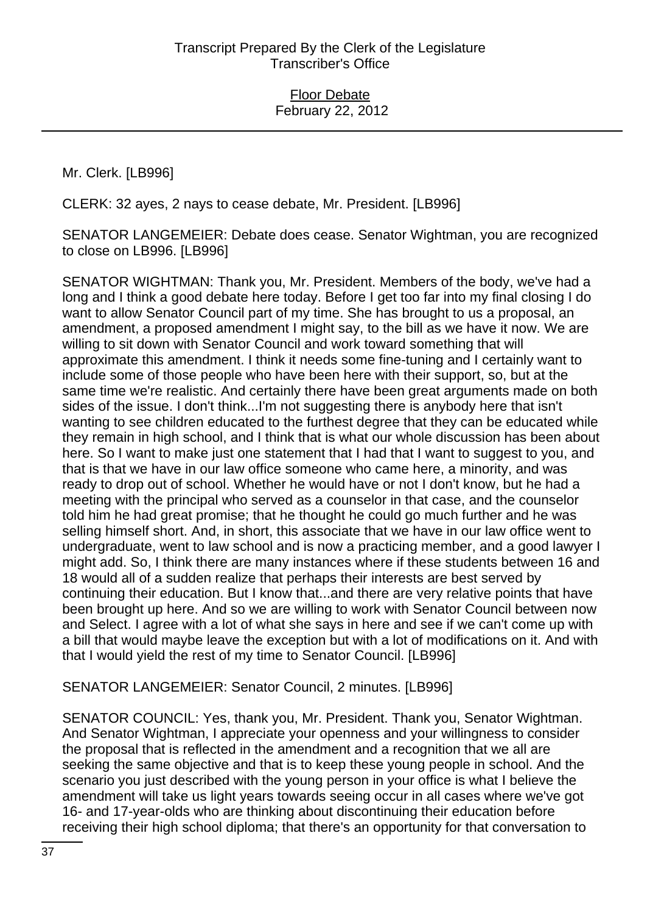Mr. Clerk. [LB996]

CLERK: 32 ayes, 2 nays to cease debate, Mr. President. [LB996]

SENATOR LANGEMEIER: Debate does cease. Senator Wightman, you are recognized to close on LB996. [LB996]

SENATOR WIGHTMAN: Thank you, Mr. President. Members of the body, we've had a long and I think a good debate here today. Before I get too far into my final closing I do want to allow Senator Council part of my time. She has brought to us a proposal, an amendment, a proposed amendment I might say, to the bill as we have it now. We are willing to sit down with Senator Council and work toward something that will approximate this amendment. I think it needs some fine-tuning and I certainly want to include some of those people who have been here with their support, so, but at the same time we're realistic. And certainly there have been great arguments made on both sides of the issue. I don't think...I'm not suggesting there is anybody here that isn't wanting to see children educated to the furthest degree that they can be educated while they remain in high school, and I think that is what our whole discussion has been about here. So I want to make just one statement that I had that I want to suggest to you, and that is that we have in our law office someone who came here, a minority, and was ready to drop out of school. Whether he would have or not I don't know, but he had a meeting with the principal who served as a counselor in that case, and the counselor told him he had great promise; that he thought he could go much further and he was selling himself short. And, in short, this associate that we have in our law office went to undergraduate, went to law school and is now a practicing member, and a good lawyer I might add. So, I think there are many instances where if these students between 16 and 18 would all of a sudden realize that perhaps their interests are best served by continuing their education. But I know that...and there are very relative points that have been brought up here. And so we are willing to work with Senator Council between now and Select. I agree with a lot of what she says in here and see if we can't come up with a bill that would maybe leave the exception but with a lot of modifications on it. And with that I would yield the rest of my time to Senator Council. [LB996]

SENATOR LANGEMEIER: Senator Council, 2 minutes. [LB996]

SENATOR COUNCIL: Yes, thank you, Mr. President. Thank you, Senator Wightman. And Senator Wightman, I appreciate your openness and your willingness to consider the proposal that is reflected in the amendment and a recognition that we all are seeking the same objective and that is to keep these young people in school. And the scenario you just described with the young person in your office is what I believe the amendment will take us light years towards seeing occur in all cases where we've got 16- and 17-year-olds who are thinking about discontinuing their education before receiving their high school diploma; that there's an opportunity for that conversation to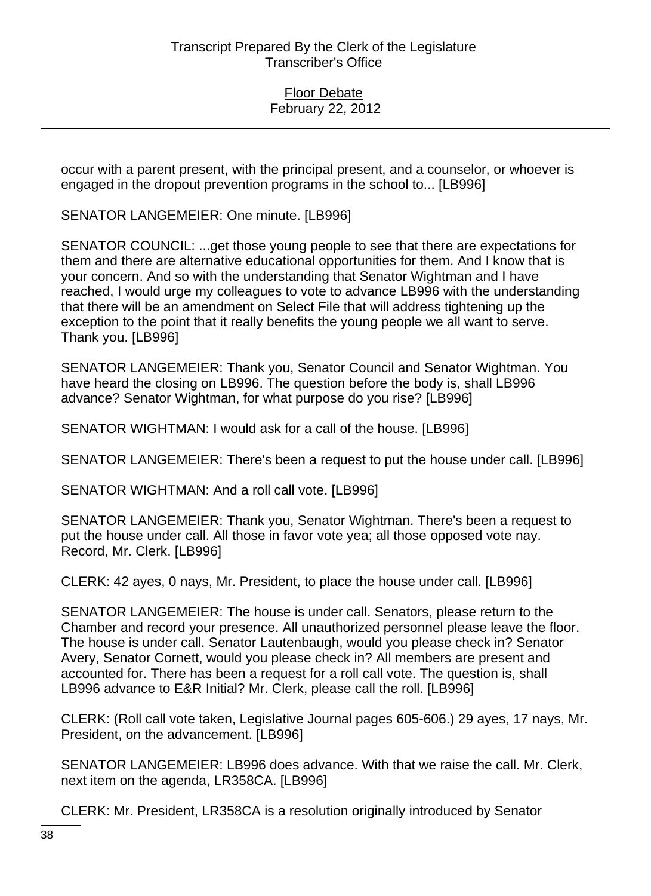occur with a parent present, with the principal present, and a counselor, or whoever is engaged in the dropout prevention programs in the school to... [LB996]

SENATOR LANGEMEIER: One minute. [LB996]

SENATOR COUNCIL: ...get those young people to see that there are expectations for them and there are alternative educational opportunities for them. And I know that is your concern. And so with the understanding that Senator Wightman and I have reached, I would urge my colleagues to vote to advance LB996 with the understanding that there will be an amendment on Select File that will address tightening up the exception to the point that it really benefits the young people we all want to serve. Thank you. [LB996]

SENATOR LANGEMEIER: Thank you, Senator Council and Senator Wightman. You have heard the closing on LB996. The question before the body is, shall LB996 advance? Senator Wightman, for what purpose do you rise? [LB996]

SENATOR WIGHTMAN: I would ask for a call of the house. [LB996]

SENATOR LANGEMEIER: There's been a request to put the house under call. [LB996]

SENATOR WIGHTMAN: And a roll call vote. [LB996]

SENATOR LANGEMEIER: Thank you, Senator Wightman. There's been a request to put the house under call. All those in favor vote yea; all those opposed vote nay. Record, Mr. Clerk. [LB996]

CLERK: 42 ayes, 0 nays, Mr. President, to place the house under call. [LB996]

SENATOR LANGEMEIER: The house is under call. Senators, please return to the Chamber and record your presence. All unauthorized personnel please leave the floor. The house is under call. Senator Lautenbaugh, would you please check in? Senator Avery, Senator Cornett, would you please check in? All members are present and accounted for. There has been a request for a roll call vote. The question is, shall LB996 advance to E&R Initial? Mr. Clerk, please call the roll. [LB996]

CLERK: (Roll call vote taken, Legislative Journal pages 605-606.) 29 ayes, 17 nays, Mr. President, on the advancement. [LB996]

SENATOR LANGEMEIER: LB996 does advance. With that we raise the call. Mr. Clerk, next item on the agenda, LR358CA. [LB996]

CLERK: Mr. President, LR358CA is a resolution originally introduced by Senator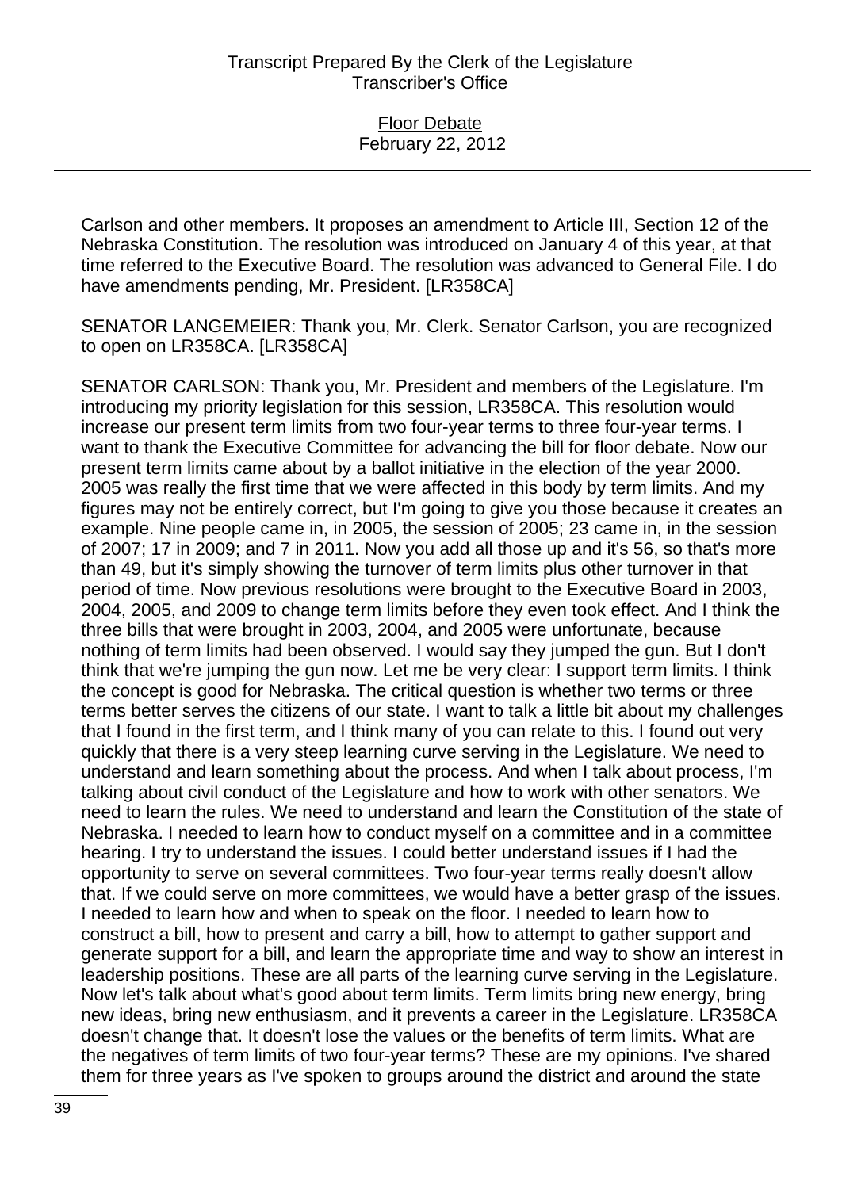Carlson and other members. It proposes an amendment to Article III, Section 12 of the Nebraska Constitution. The resolution was introduced on January 4 of this year, at that time referred to the Executive Board. The resolution was advanced to General File. I do have amendments pending, Mr. President. [LR358CA]

SENATOR LANGEMEIER: Thank you, Mr. Clerk. Senator Carlson, you are recognized to open on LR358CA. [LR358CA]

SENATOR CARLSON: Thank you, Mr. President and members of the Legislature. I'm introducing my priority legislation for this session, LR358CA. This resolution would increase our present term limits from two four-year terms to three four-year terms. I want to thank the Executive Committee for advancing the bill for floor debate. Now our present term limits came about by a ballot initiative in the election of the year 2000. 2005 was really the first time that we were affected in this body by term limits. And my figures may not be entirely correct, but I'm going to give you those because it creates an example. Nine people came in, in 2005, the session of 2005; 23 came in, in the session of 2007; 17 in 2009; and 7 in 2011. Now you add all those up and it's 56, so that's more than 49, but it's simply showing the turnover of term limits plus other turnover in that period of time. Now previous resolutions were brought to the Executive Board in 2003, 2004, 2005, and 2009 to change term limits before they even took effect. And I think the three bills that were brought in 2003, 2004, and 2005 were unfortunate, because nothing of term limits had been observed. I would say they jumped the gun. But I don't think that we're jumping the gun now. Let me be very clear: I support term limits. I think the concept is good for Nebraska. The critical question is whether two terms or three terms better serves the citizens of our state. I want to talk a little bit about my challenges that I found in the first term, and I think many of you can relate to this. I found out very quickly that there is a very steep learning curve serving in the Legislature. We need to understand and learn something about the process. And when I talk about process, I'm talking about civil conduct of the Legislature and how to work with other senators. We need to learn the rules. We need to understand and learn the Constitution of the state of Nebraska. I needed to learn how to conduct myself on a committee and in a committee hearing. I try to understand the issues. I could better understand issues if I had the opportunity to serve on several committees. Two four-year terms really doesn't allow that. If we could serve on more committees, we would have a better grasp of the issues. I needed to learn how and when to speak on the floor. I needed to learn how to construct a bill, how to present and carry a bill, how to attempt to gather support and generate support for a bill, and learn the appropriate time and way to show an interest in leadership positions. These are all parts of the learning curve serving in the Legislature. Now let's talk about what's good about term limits. Term limits bring new energy, bring new ideas, bring new enthusiasm, and it prevents a career in the Legislature. LR358CA doesn't change that. It doesn't lose the values or the benefits of term limits. What are the negatives of term limits of two four-year terms? These are my opinions. I've shared them for three years as I've spoken to groups around the district and around the state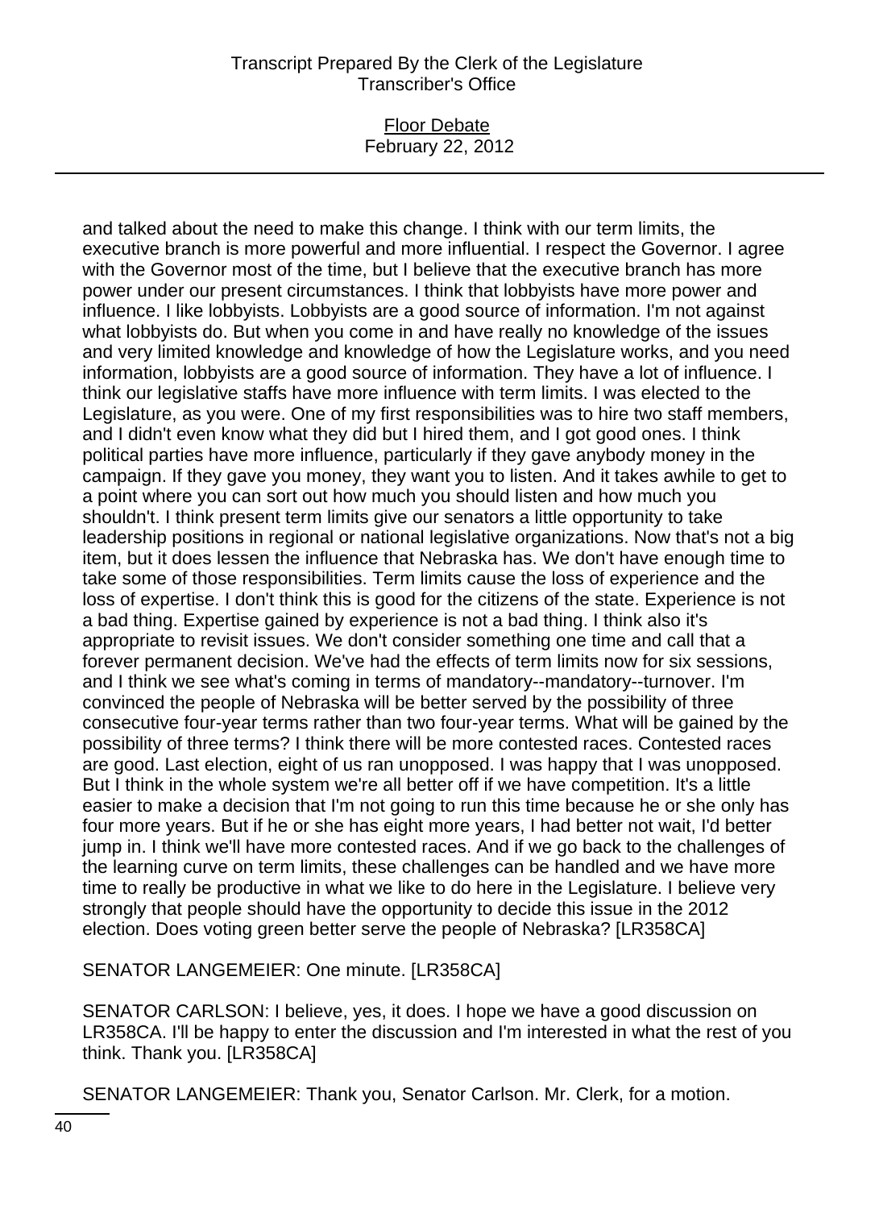and talked about the need to make this change. I think with our term limits, the executive branch is more powerful and more influential. I respect the Governor. I agree with the Governor most of the time, but I believe that the executive branch has more power under our present circumstances. I think that lobbyists have more power and influence. I like lobbyists. Lobbyists are a good source of information. I'm not against what lobbyists do. But when you come in and have really no knowledge of the issues and very limited knowledge and knowledge of how the Legislature works, and you need information, lobbyists are a good source of information. They have a lot of influence. I think our legislative staffs have more influence with term limits. I was elected to the Legislature, as you were. One of my first responsibilities was to hire two staff members, and I didn't even know what they did but I hired them, and I got good ones. I think political parties have more influence, particularly if they gave anybody money in the campaign. If they gave you money, they want you to listen. And it takes awhile to get to a point where you can sort out how much you should listen and how much you shouldn't. I think present term limits give our senators a little opportunity to take leadership positions in regional or national legislative organizations. Now that's not a big item, but it does lessen the influence that Nebraska has. We don't have enough time to take some of those responsibilities. Term limits cause the loss of experience and the loss of expertise. I don't think this is good for the citizens of the state. Experience is not a bad thing. Expertise gained by experience is not a bad thing. I think also it's appropriate to revisit issues. We don't consider something one time and call that a forever permanent decision. We've had the effects of term limits now for six sessions, and I think we see what's coming in terms of mandatory--mandatory--turnover. I'm convinced the people of Nebraska will be better served by the possibility of three consecutive four-year terms rather than two four-year terms. What will be gained by the possibility of three terms? I think there will be more contested races. Contested races are good. Last election, eight of us ran unopposed. I was happy that I was unopposed. But I think in the whole system we're all better off if we have competition. It's a little easier to make a decision that I'm not going to run this time because he or she only has four more years. But if he or she has eight more years, I had better not wait, I'd better jump in. I think we'll have more contested races. And if we go back to the challenges of the learning curve on term limits, these challenges can be handled and we have more time to really be productive in what we like to do here in the Legislature. I believe very strongly that people should have the opportunity to decide this issue in the 2012 election. Does voting green better serve the people of Nebraska? [LR358CA]

SENATOR LANGEMEIER: One minute. [LR358CA]

SENATOR CARLSON: I believe, yes, it does. I hope we have a good discussion on LR358CA. I'll be happy to enter the discussion and I'm interested in what the rest of you think. Thank you. [LR358CA]

SENATOR LANGEMEIER: Thank you, Senator Carlson. Mr. Clerk, for a motion.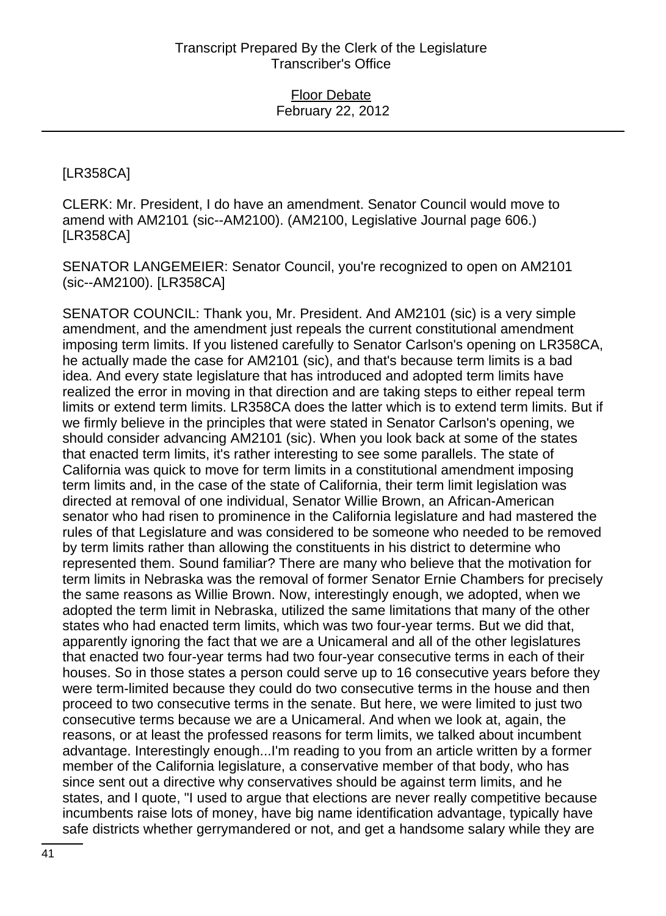[LR358CA]

CLERK: Mr. President, I do have an amendment. Senator Council would move to amend with AM2101 (sic--AM2100). (AM2100, Legislative Journal page 606.) [LR358CA]

SENATOR LANGEMEIER: Senator Council, you're recognized to open on AM2101 (sic--AM2100). [LR358CA]

SENATOR COUNCIL: Thank you, Mr. President. And AM2101 (sic) is a very simple amendment, and the amendment just repeals the current constitutional amendment imposing term limits. If you listened carefully to Senator Carlson's opening on LR358CA, he actually made the case for AM2101 (sic), and that's because term limits is a bad idea. And every state legislature that has introduced and adopted term limits have realized the error in moving in that direction and are taking steps to either repeal term limits or extend term limits. LR358CA does the latter which is to extend term limits. But if we firmly believe in the principles that were stated in Senator Carlson's opening, we should consider advancing AM2101 (sic). When you look back at some of the states that enacted term limits, it's rather interesting to see some parallels. The state of California was quick to move for term limits in a constitutional amendment imposing term limits and, in the case of the state of California, their term limit legislation was directed at removal of one individual, Senator Willie Brown, an African-American senator who had risen to prominence in the California legislature and had mastered the rules of that Legislature and was considered to be someone who needed to be removed by term limits rather than allowing the constituents in his district to determine who represented them. Sound familiar? There are many who believe that the motivation for term limits in Nebraska was the removal of former Senator Ernie Chambers for precisely the same reasons as Willie Brown. Now, interestingly enough, we adopted, when we adopted the term limit in Nebraska, utilized the same limitations that many of the other states who had enacted term limits, which was two four-year terms. But we did that, apparently ignoring the fact that we are a Unicameral and all of the other legislatures that enacted two four-year terms had two four-year consecutive terms in each of their houses. So in those states a person could serve up to 16 consecutive years before they were term-limited because they could do two consecutive terms in the house and then proceed to two consecutive terms in the senate. But here, we were limited to just two consecutive terms because we are a Unicameral. And when we look at, again, the reasons, or at least the professed reasons for term limits, we talked about incumbent advantage. Interestingly enough...I'm reading to you from an article written by a former member of the California legislature, a conservative member of that body, who has since sent out a directive why conservatives should be against term limits, and he states, and I quote, "I used to argue that elections are never really competitive because incumbents raise lots of money, have big name identification advantage, typically have safe districts whether gerrymandered or not, and get a handsome salary while they are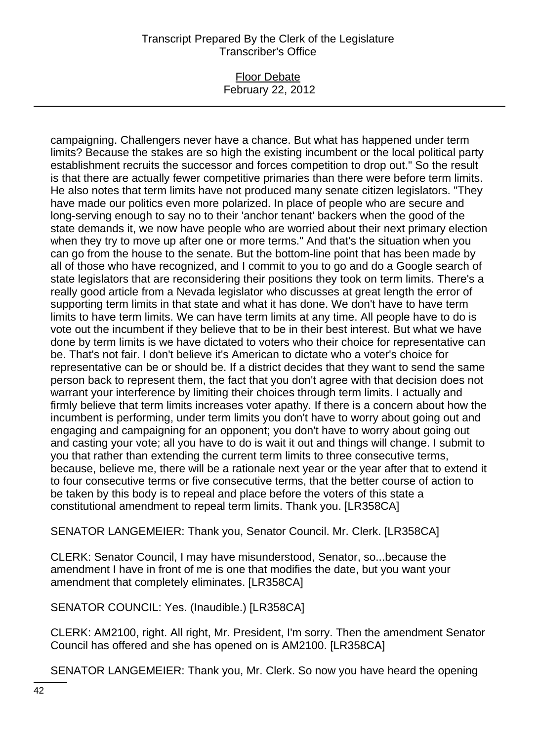campaigning. Challengers never have a chance. But what has happened under term limits? Because the stakes are so high the existing incumbent or the local political party establishment recruits the successor and forces competition to drop out." So the result is that there are actually fewer competitive primaries than there were before term limits. He also notes that term limits have not produced many senate citizen legislators. "They have made our politics even more polarized. In place of people who are secure and long-serving enough to say no to their 'anchor tenant' backers when the good of the state demands it, we now have people who are worried about their next primary election when they try to move up after one or more terms." And that's the situation when you can go from the house to the senate. But the bottom-line point that has been made by all of those who have recognized, and I commit to you to go and do a Google search of state legislators that are reconsidering their positions they took on term limits. There's a really good article from a Nevada legislator who discusses at great length the error of supporting term limits in that state and what it has done. We don't have to have term limits to have term limits. We can have term limits at any time. All people have to do is vote out the incumbent if they believe that to be in their best interest. But what we have done by term limits is we have dictated to voters who their choice for representative can be. That's not fair. I don't believe it's American to dictate who a voter's choice for representative can be or should be. If a district decides that they want to send the same person back to represent them, the fact that you don't agree with that decision does not warrant your interference by limiting their choices through term limits. I actually and firmly believe that term limits increases voter apathy. If there is a concern about how the incumbent is performing, under term limits you don't have to worry about going out and engaging and campaigning for an opponent; you don't have to worry about going out and casting your vote; all you have to do is wait it out and things will change. I submit to you that rather than extending the current term limits to three consecutive terms, because, believe me, there will be a rationale next year or the year after that to extend it to four consecutive terms or five consecutive terms, that the better course of action to be taken by this body is to repeal and place before the voters of this state a constitutional amendment to repeal term limits. Thank you. [LR358CA]

SENATOR LANGEMEIER: Thank you, Senator Council. Mr. Clerk. [LR358CA]

CLERK: Senator Council, I may have misunderstood, Senator, so...because the amendment I have in front of me is one that modifies the date, but you want your amendment that completely eliminates. [LR358CA]

SENATOR COUNCIL: Yes. (Inaudible.) [LR358CA]

CLERK: AM2100, right. All right, Mr. President, I'm sorry. Then the amendment Senator Council has offered and she has opened on is AM2100. [LR358CA]

SENATOR LANGEMEIER: Thank you, Mr. Clerk. So now you have heard the opening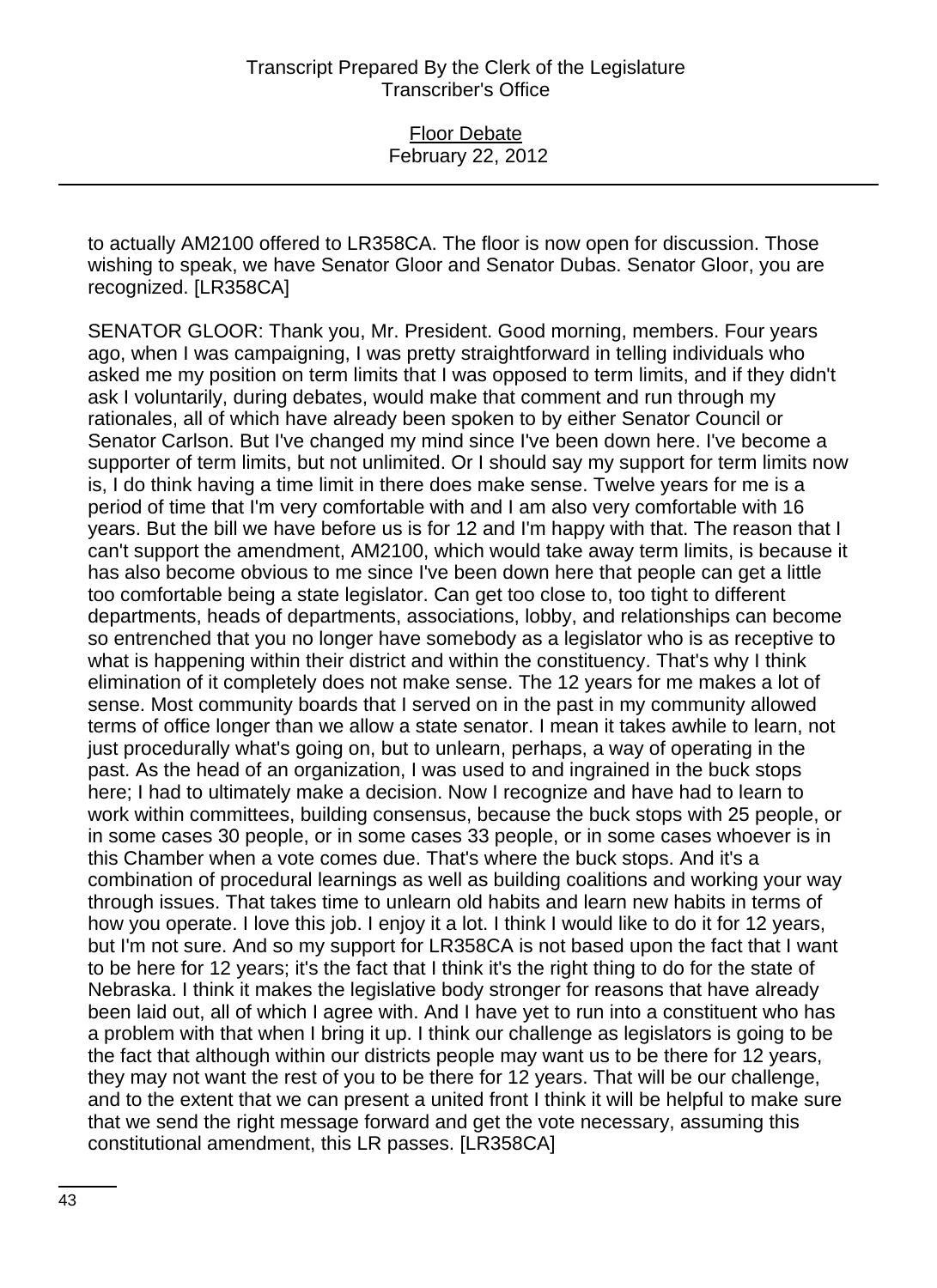to actually AM2100 offered to LR358CA. The floor is now open for discussion. Those wishing to speak, we have Senator Gloor and Senator Dubas. Senator Gloor, you are recognized. [LR358CA]

SENATOR GLOOR: Thank you, Mr. President. Good morning, members. Four years ago, when I was campaigning, I was pretty straightforward in telling individuals who asked me my position on term limits that I was opposed to term limits, and if they didn't ask I voluntarily, during debates, would make that comment and run through my rationales, all of which have already been spoken to by either Senator Council or Senator Carlson. But I've changed my mind since I've been down here. I've become a supporter of term limits, but not unlimited. Or I should say my support for term limits now is, I do think having a time limit in there does make sense. Twelve years for me is a period of time that I'm very comfortable with and I am also very comfortable with 16 years. But the bill we have before us is for 12 and I'm happy with that. The reason that I can't support the amendment, AM2100, which would take away term limits, is because it has also become obvious to me since I've been down here that people can get a little too comfortable being a state legislator. Can get too close to, too tight to different departments, heads of departments, associations, lobby, and relationships can become so entrenched that you no longer have somebody as a legislator who is as receptive to what is happening within their district and within the constituency. That's why I think elimination of it completely does not make sense. The 12 years for me makes a lot of sense. Most community boards that I served on in the past in my community allowed terms of office longer than we allow a state senator. I mean it takes awhile to learn, not just procedurally what's going on, but to unlearn, perhaps, a way of operating in the past. As the head of an organization, I was used to and ingrained in the buck stops here; I had to ultimately make a decision. Now I recognize and have had to learn to work within committees, building consensus, because the buck stops with 25 people, or in some cases 30 people, or in some cases 33 people, or in some cases whoever is in this Chamber when a vote comes due. That's where the buck stops. And it's a combination of procedural learnings as well as building coalitions and working your way through issues. That takes time to unlearn old habits and learn new habits in terms of how you operate. I love this job. I enjoy it a lot. I think I would like to do it for 12 years, but I'm not sure. And so my support for LR358CA is not based upon the fact that I want to be here for 12 years; it's the fact that I think it's the right thing to do for the state of Nebraska. I think it makes the legislative body stronger for reasons that have already been laid out, all of which I agree with. And I have yet to run into a constituent who has a problem with that when I bring it up. I think our challenge as legislators is going to be the fact that although within our districts people may want us to be there for 12 years, they may not want the rest of you to be there for 12 years. That will be our challenge, and to the extent that we can present a united front I think it will be helpful to make sure that we send the right message forward and get the vote necessary, assuming this constitutional amendment, this LR passes. [LR358CA]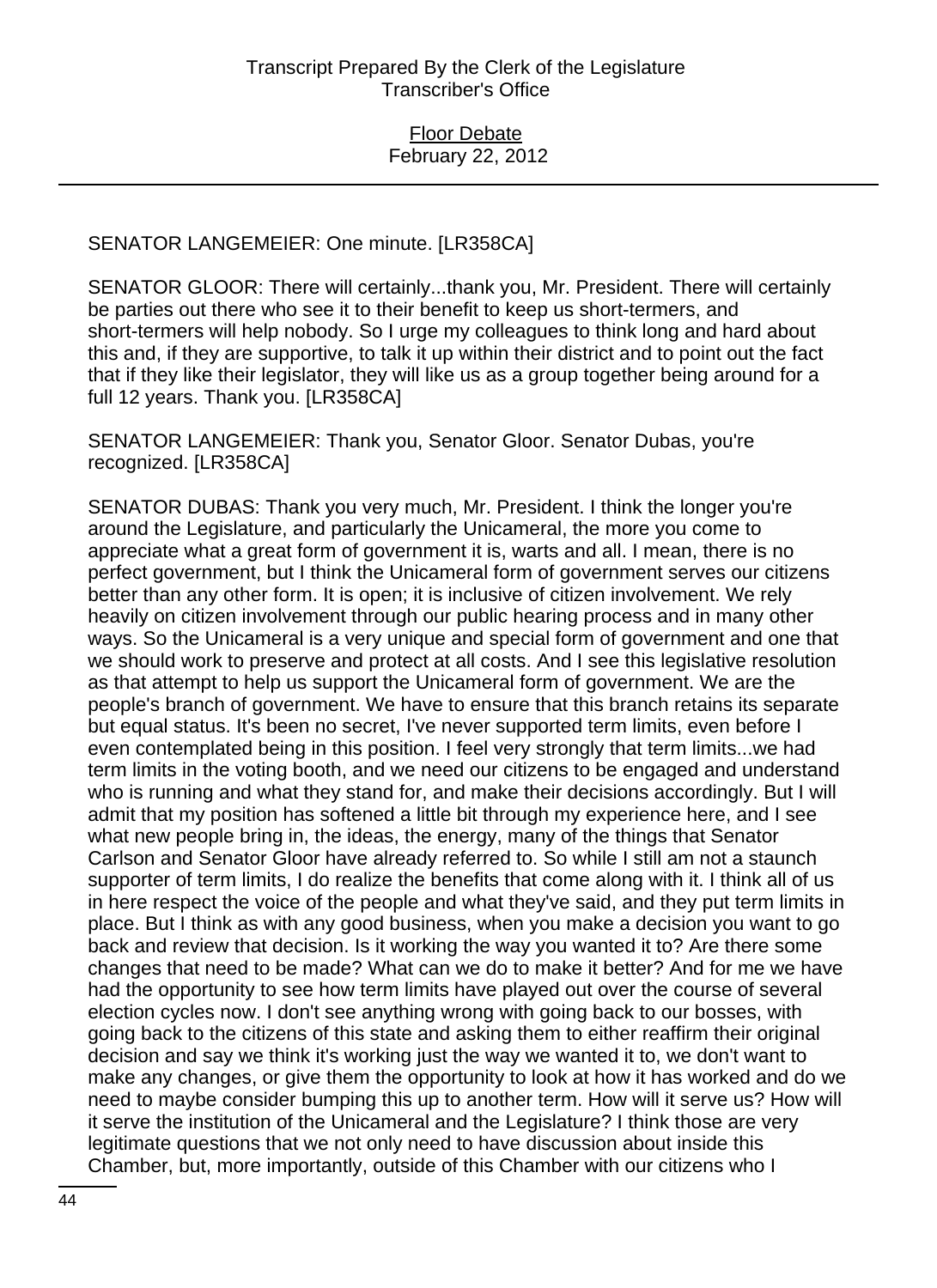SENATOR LANGEMEIER: One minute. [LR358CA]

SENATOR GLOOR: There will certainly...thank you, Mr. President. There will certainly be parties out there who see it to their benefit to keep us short-termers, and short-termers will help nobody. So I urge my colleagues to think long and hard about this and, if they are supportive, to talk it up within their district and to point out the fact that if they like their legislator, they will like us as a group together being around for a full 12 years. Thank you. [LR358CA]

SENATOR LANGEMEIER: Thank you, Senator Gloor. Senator Dubas, you're recognized. [LR358CA]

SENATOR DUBAS: Thank you very much, Mr. President. I think the longer you're around the Legislature, and particularly the Unicameral, the more you come to appreciate what a great form of government it is, warts and all. I mean, there is no perfect government, but I think the Unicameral form of government serves our citizens better than any other form. It is open; it is inclusive of citizen involvement. We rely heavily on citizen involvement through our public hearing process and in many other ways. So the Unicameral is a very unique and special form of government and one that we should work to preserve and protect at all costs. And I see this legislative resolution as that attempt to help us support the Unicameral form of government. We are the people's branch of government. We have to ensure that this branch retains its separate but equal status. It's been no secret, I've never supported term limits, even before I even contemplated being in this position. I feel very strongly that term limits...we had term limits in the voting booth, and we need our citizens to be engaged and understand who is running and what they stand for, and make their decisions accordingly. But I will admit that my position has softened a little bit through my experience here, and I see what new people bring in, the ideas, the energy, many of the things that Senator Carlson and Senator Gloor have already referred to. So while I still am not a staunch supporter of term limits, I do realize the benefits that come along with it. I think all of us in here respect the voice of the people and what they've said, and they put term limits in place. But I think as with any good business, when you make a decision you want to go back and review that decision. Is it working the way you wanted it to? Are there some changes that need to be made? What can we do to make it better? And for me we have had the opportunity to see how term limits have played out over the course of several election cycles now. I don't see anything wrong with going back to our bosses, with going back to the citizens of this state and asking them to either reaffirm their original decision and say we think it's working just the way we wanted it to, we don't want to make any changes, or give them the opportunity to look at how it has worked and do we need to maybe consider bumping this up to another term. How will it serve us? How will it serve the institution of the Unicameral and the Legislature? I think those are very legitimate questions that we not only need to have discussion about inside this Chamber, but, more importantly, outside of this Chamber with our citizens who I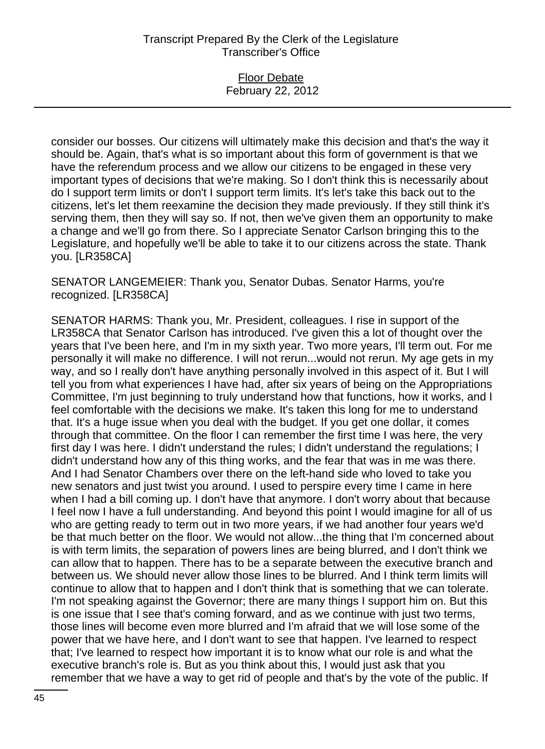consider our bosses. Our citizens will ultimately make this decision and that's the way it should be. Again, that's what is so important about this form of government is that we have the referendum process and we allow our citizens to be engaged in these very important types of decisions that we're making. So I don't think this is necessarily about do I support term limits or don't I support term limits. It's let's take this back out to the citizens, let's let them reexamine the decision they made previously. If they still think it's serving them, then they will say so. If not, then we've given them an opportunity to make a change and we'll go from there. So I appreciate Senator Carlson bringing this to the Legislature, and hopefully we'll be able to take it to our citizens across the state. Thank you. [LR358CA]

SENATOR LANGEMEIER: Thank you, Senator Dubas. Senator Harms, you're recognized. [LR358CA]

SENATOR HARMS: Thank you, Mr. President, colleagues. I rise in support of the LR358CA that Senator Carlson has introduced. I've given this a lot of thought over the years that I've been here, and I'm in my sixth year. Two more years, I'll term out. For me personally it will make no difference. I will not rerun...would not rerun. My age gets in my way, and so I really don't have anything personally involved in this aspect of it. But I will tell you from what experiences I have had, after six years of being on the Appropriations Committee, I'm just beginning to truly understand how that functions, how it works, and I feel comfortable with the decisions we make. It's taken this long for me to understand that. It's a huge issue when you deal with the budget. If you get one dollar, it comes through that committee. On the floor I can remember the first time I was here, the very first day I was here. I didn't understand the rules; I didn't understand the regulations; I didn't understand how any of this thing works, and the fear that was in me was there. And I had Senator Chambers over there on the left-hand side who loved to take you new senators and just twist you around. I used to perspire every time I came in here when I had a bill coming up. I don't have that anymore. I don't worry about that because I feel now I have a full understanding. And beyond this point I would imagine for all of us who are getting ready to term out in two more years, if we had another four years we'd be that much better on the floor. We would not allow...the thing that I'm concerned about is with term limits, the separation of powers lines are being blurred, and I don't think we can allow that to happen. There has to be a separate between the executive branch and between us. We should never allow those lines to be blurred. And I think term limits will continue to allow that to happen and I don't think that is something that we can tolerate. I'm not speaking against the Governor; there are many things I support him on. But this is one issue that I see that's coming forward, and as we continue with just two terms, those lines will become even more blurred and I'm afraid that we will lose some of the power that we have here, and I don't want to see that happen. I've learned to respect that; I've learned to respect how important it is to know what our role is and what the executive branch's role is. But as you think about this, I would just ask that you remember that we have a way to get rid of people and that's by the vote of the public. If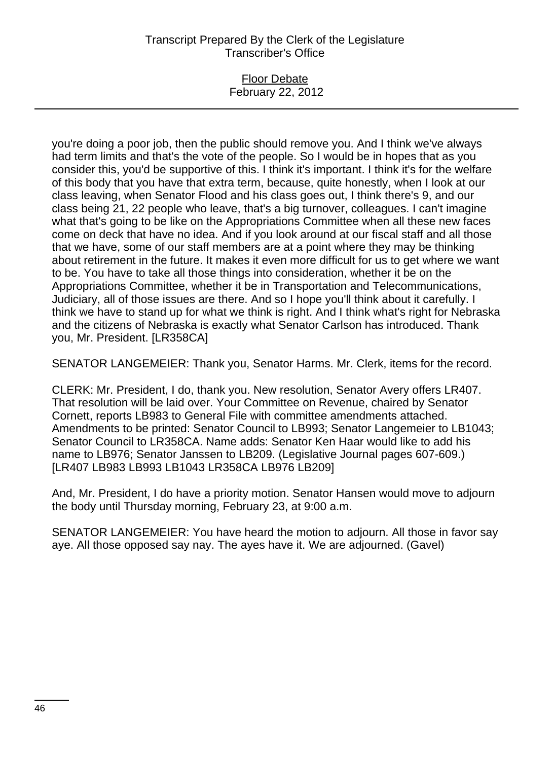you're doing a poor job, then the public should remove you. And I think we've always had term limits and that's the vote of the people. So I would be in hopes that as you consider this, you'd be supportive of this. I think it's important. I think it's for the welfare of this body that you have that extra term, because, quite honestly, when I look at our class leaving, when Senator Flood and his class goes out, I think there's 9, and our class being 21, 22 people who leave, that's a big turnover, colleagues. I can't imagine what that's going to be like on the Appropriations Committee when all these new faces come on deck that have no idea. And if you look around at our fiscal staff and all those that we have, some of our staff members are at a point where they may be thinking about retirement in the future. It makes it even more difficult for us to get where we want to be. You have to take all those things into consideration, whether it be on the Appropriations Committee, whether it be in Transportation and Telecommunications, Judiciary, all of those issues are there. And so I hope you'll think about it carefully. I think we have to stand up for what we think is right. And I think what's right for Nebraska and the citizens of Nebraska is exactly what Senator Carlson has introduced. Thank you, Mr. President. [LR358CA]

SENATOR LANGEMEIER: Thank you, Senator Harms. Mr. Clerk, items for the record.

CLERK: Mr. President, I do, thank you. New resolution, Senator Avery offers LR407. That resolution will be laid over. Your Committee on Revenue, chaired by Senator Cornett, reports LB983 to General File with committee amendments attached. Amendments to be printed: Senator Council to LB993; Senator Langemeier to LB1043; Senator Council to LR358CA. Name adds: Senator Ken Haar would like to add his name to LB976; Senator Janssen to LB209. (Legislative Journal pages 607-609.) [LR407 LB983 LB993 LB1043 LR358CA LB976 LB209]

And, Mr. President, I do have a priority motion. Senator Hansen would move to adjourn the body until Thursday morning, February 23, at 9:00 a.m.

SENATOR LANGEMEIER: You have heard the motion to adjourn. All those in favor say aye. All those opposed say nay. The ayes have it. We are adjourned. (Gavel)